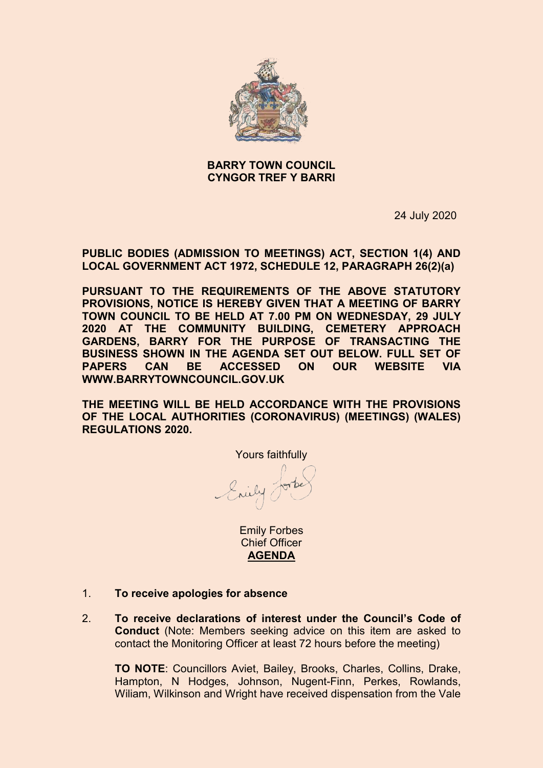**BARRY TOWN COUNCIL**
**CYNGOR TREF Y BARRI**

24 July 2020

**PUBLIC BODIES (ADMISSION TO MEETINGS) ACT, SECTION 1(4) AND LOCAL GOVERNMENT ACT 1972, SCHEDULE 12, PARAGRAPH 26(2)(a)**

**PURSUANT TO THE REQUIREMENTS OF THE ABOVE STATUTORY PROVISIONS, NOTICE IS HEREBY GIVEN THAT A MEETING OF BARRY TOWN COUNCIL TO BE HELD AT 7.00 PM ON WEDNESDAY, 29 JULY 2020 AT THE COMMUNITY BUILDING, CEMETERY APPROACH GARDENS, BARRY FOR THE PURPOSE OF TRANSACTING THE BUSINESS SHOWN IN THE AGENDA SET OUT BELOW. FULL SET OF PAPERS CAN BE ACCESSED ON OUR WEBSITE VIA WWW.BARRYTOWNCOUNCIL.GOV.UK**

**THE MEETING WILL BE HELD ACCORDANCE WITH THE PROVISIONS OF THE LOCAL AUTHORITIES (CORONAVIRUS) (MEETINGS) (WALES) REGULATIONS 2020.**

Yours faithfully

Emily Forbes
Chief Officer

**AGENDA**

1. **To receive apologies for absence**

2. **To receive declarations of interest under the Council's Code of Conduct** (Note: Members seeking advice on this item are asked to contact the Monitoring Officer at least 72 hours before the meeting)

   **TO NOTE**: Councillors Aviet, Bailey, Brooks, Charles, Collins, Drake, Hampton, N Hodges, Johnson, Nugent-Finn, Perkes, Rowlands, Wiliam, Wilkinson and Wright have received dispensation from the Vale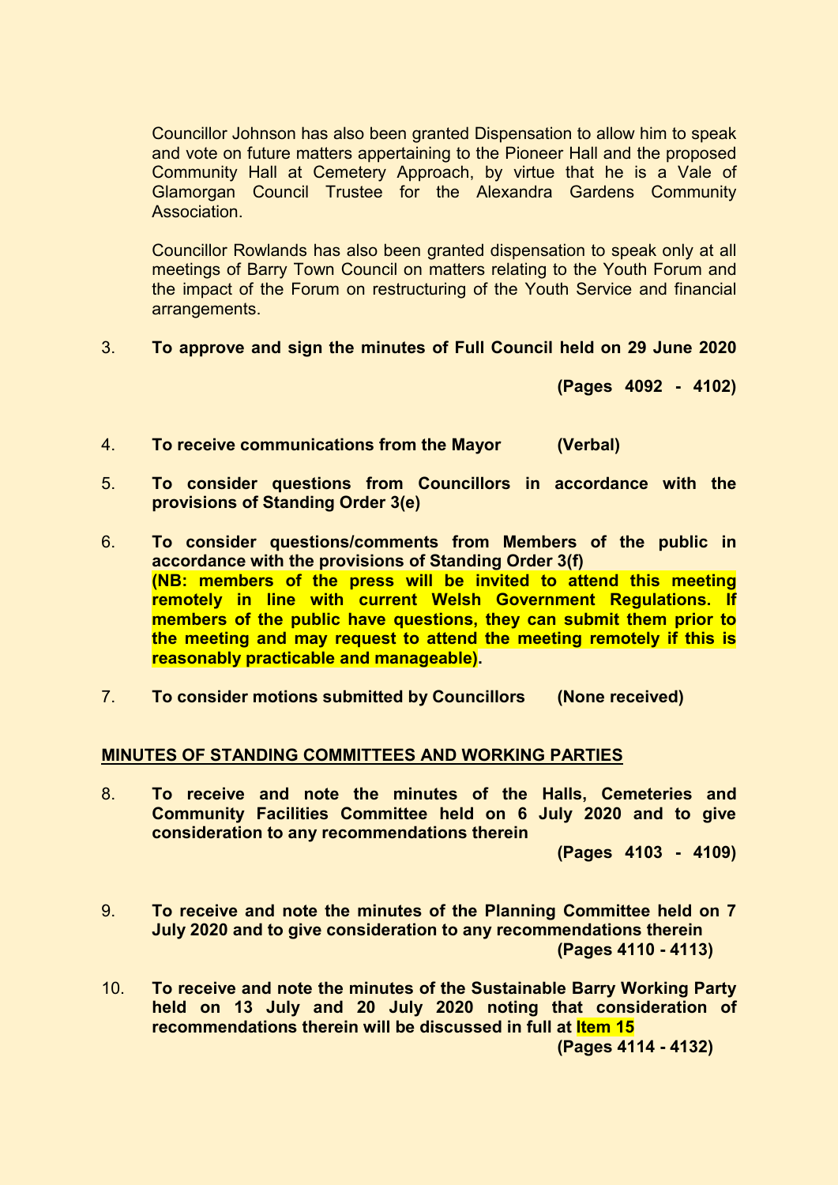Councillor Johnson has also been granted Dispensation to allow him to speak and vote on future matters appertaining to the Pioneer Hall and the proposed Community Hall at Cemetery Approach, by virtue that he is a Vale of Glamorgan Council Trustee for the Alexandra Gardens Community Association.

Councillor Rowlands has also been granted dispensation to speak only at all meetings of Barry Town Council on matters relating to the Youth Forum and the impact of the Forum on restructuring of the Youth Service and financial arrangements.

3. **To approve and sign the minutes of Full Council held on 29 June 2020**

   **(Pages 4092 - 4102)**

4. **To receive communications from the Mayor (Verbal)**

5. **To consider questions from Councillors in accordance with the provisions of Standing Order 3(e)**

6. **To consider questions/comments from Members of the public in accordance with the provisions of Standing Order 3(f)**
   **(NB: members of the press will be invited to attend this meeting remotely in line with current Welsh Government Regulations. If members of the public have questions, they can submit them prior to the meeting and may request to attend the meeting remotely if this is reasonably practicable and manageable).**

7. **To consider motions submitted by Councillors (None received)**

**MINUTES OF STANDING COMMITTEES AND WORKING PARTIES**

8. **To receive and note the minutes of the Halls, Cemeteries and Community Facilities Committee held on 6 July 2020 and to give consideration to any recommendations therein**

   **(Pages 4103 - 4109)**

9. **To receive and note the minutes of the Planning Committee held on 7 July 2020 and to give consideration to any recommendations therein**

   **(Pages 4110 - 4113)**

10. **To receive and note the minutes of the Sustainable Barry Working Party held on 13 July and 20 July 2020 noting that consideration of recommendations therein will be discussed in full at Item 15**

    **(Pages 4114 - 4132)**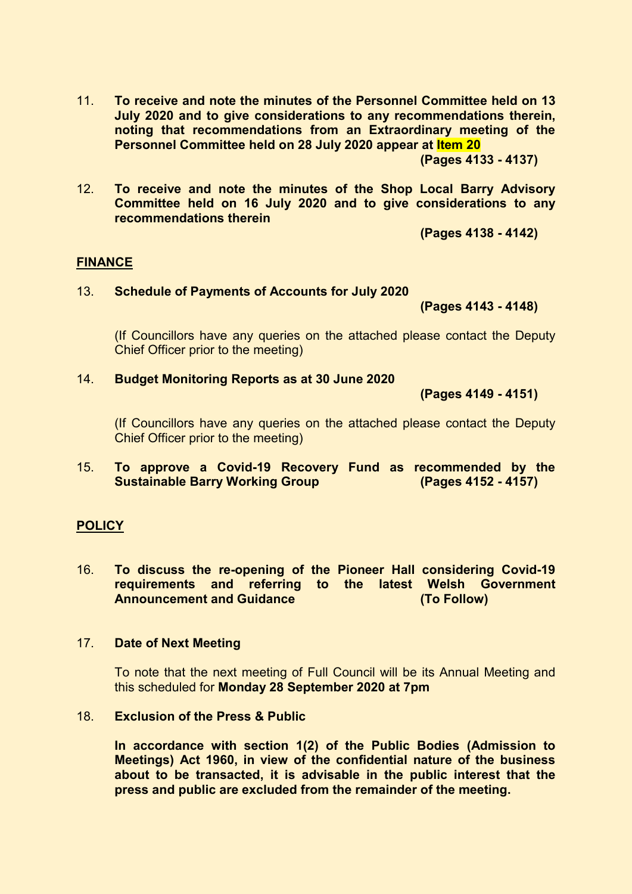11. **To receive and note the minutes of the Personnel Committee held on 13 July 2020 and to give considerations to any recommendations therein, noting that recommendations from an Extraordinary meeting of the Personnel Committee held on 28 July 2020 appear at Item 20**
    **(Pages 4133 - 4137)**

12. **To receive and note the minutes of the Shop Local Barry Advisory Committee held on 16 July 2020 and to give considerations to any recommendations therein**
    **(Pages 4138 - 4142)**

## FINANCE

13. **Schedule of Payments of Accounts for July 2020**
    **(Pages 4143 - 4148)**

    (If Councillors have any queries on the attached please contact the Deputy Chief Officer prior to the meeting)

14. **Budget Monitoring Reports as at 30 June 2020**
    **(Pages 4149 - 4151)**

    (If Councillors have any queries on the attached please contact the Deputy Chief Officer prior to the meeting)

15. **To approve a Covid-19 Recovery Fund as recommended by the Sustainable Barry Working Group** **(Pages 4152 - 4157)**

## POLICY

16. **To discuss the re-opening of the Pioneer Hall considering Covid-19 requirements and referring to the latest Welsh Government Announcement and Guidance** **(To Follow)**

17. **Date of Next Meeting**

    To note that the next meeting of Full Council will be its Annual Meeting and this scheduled for **Monday 28 September 2020 at 7pm**

18. **Exclusion of the Press & Public**

    **In accordance with section 1(2) of the Public Bodies (Admission to Meetings) Act 1960, in view of the confidential nature of the business about to be transacted, it is advisable in the public interest that the press and public are excluded from the remainder of the meeting.**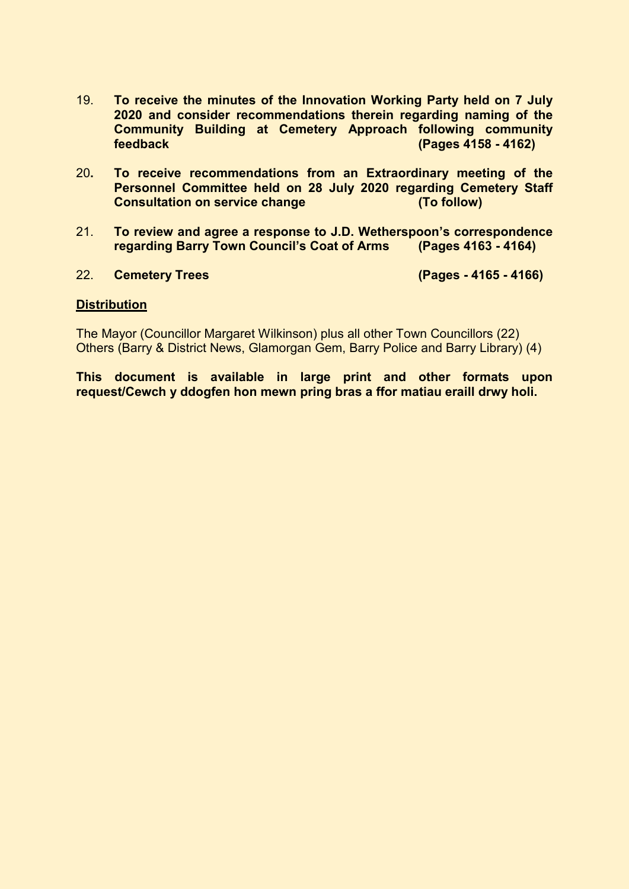19. **To receive the minutes of the Innovation Working Party held on 7 July 2020 and consider recommendations therein regarding naming of the Community Building at Cemetery Approach following community feedback (Pages 4158 - 4162)**

20. **To receive recommendations from an Extraordinary meeting of the Personnel Committee held on 28 July 2020 regarding Cemetery Staff Consultation on service change (To follow)**

21. **To review and agree a response to J.D. Wetherspoon's correspondence regarding Barry Town Council's Coat of Arms (Pages 4163 - 4164)**

22. **Cemetery Trees (Pages - 4165 - 4166)**

**Distribution**

The Mayor (Councillor Margaret Wilkinson) plus all other Town Councillors (22)
Others (Barry & District News, Glamorgan Gem, Barry Police and Barry Library) (4)

**This document is available in large print and other formats upon request/Cewch y ddogfen hon mewn pring bras a ffor matiau eraill drwy holi.**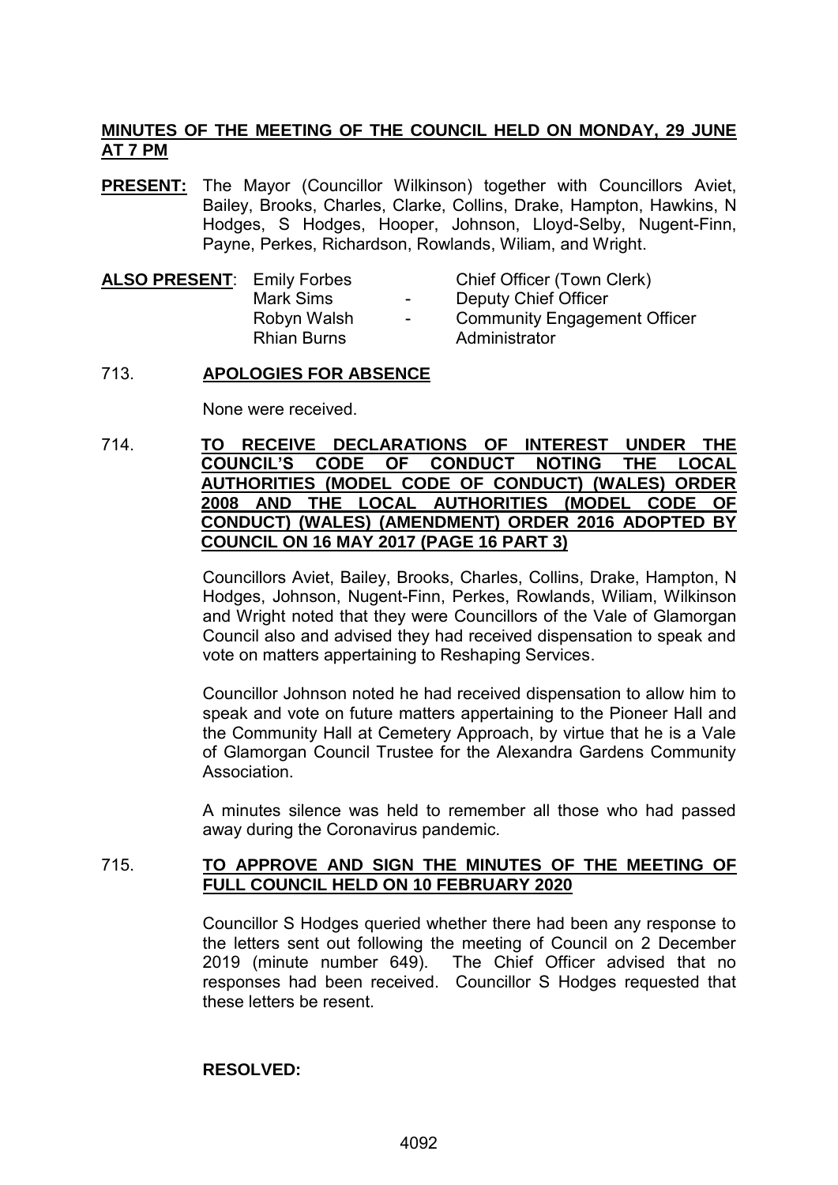**MINUTES OF THE MEETING OF THE COUNCIL HELD ON MONDAY, 29 JUNE AT 7 PM**

**PRESENT:** The Mayor (Councillor Wilkinson) together with Councillors Aviet, Bailey, Brooks, Charles, Clarke, Collins, Drake, Hampton, Hawkins, N Hodges, S Hodges, Hooper, Johnson, Lloyd-Selby, Nugent-Finn, Payne, Perkes, Richardson, Rowlands, Wiliam, and Wright.

**ALSO PRESENT**:

| | | |
|---|---|---|
| Emily Forbes | | Chief Officer (Town Clerk) |
| Mark Sims | - | Deputy Chief Officer |
| Robyn Walsh | - | Community Engagement Officer |
| Rhian Burns | | Administrator |

713. **APOLOGIES FOR ABSENCE**

None were received.

714. **TO RECEIVE DECLARATIONS OF INTEREST UNDER THE COUNCIL'S CODE OF CONDUCT NOTING THE LOCAL AUTHORITIES (MODEL CODE OF CONDUCT) (WALES) ORDER 2008 AND THE LOCAL AUTHORITIES (MODEL CODE OF CONDUCT) (WALES) (AMENDMENT) ORDER 2016 ADOPTED BY COUNCIL ON 16 MAY 2017 (PAGE 16 PART 3)**

Councillors Aviet, Bailey, Brooks, Charles, Collins, Drake, Hampton, N Hodges, Johnson, Nugent-Finn, Perkes, Rowlands, Wiliam, Wilkinson and Wright noted that they were Councillors of the Vale of Glamorgan Council also and advised they had received dispensation to speak and vote on matters appertaining to Reshaping Services.

Councillor Johnson noted he had received dispensation to allow him to speak and vote on future matters appertaining to the Pioneer Hall and the Community Hall at Cemetery Approach, by virtue that he is a Vale of Glamorgan Council Trustee for the Alexandra Gardens Community Association.

A minutes silence was held to remember all those who had passed away during the Coronavirus pandemic.

715. **TO APPROVE AND SIGN THE MINUTES OF THE MEETING OF FULL COUNCIL HELD ON 10 FEBRUARY 2020**

Councillor S Hodges queried whether there had been any response to the letters sent out following the meeting of Council on 2 December 2019 (minute number 649). The Chief Officer advised that no responses had been received. Councillor S Hodges requested that these letters be resent.

**RESOLVED:**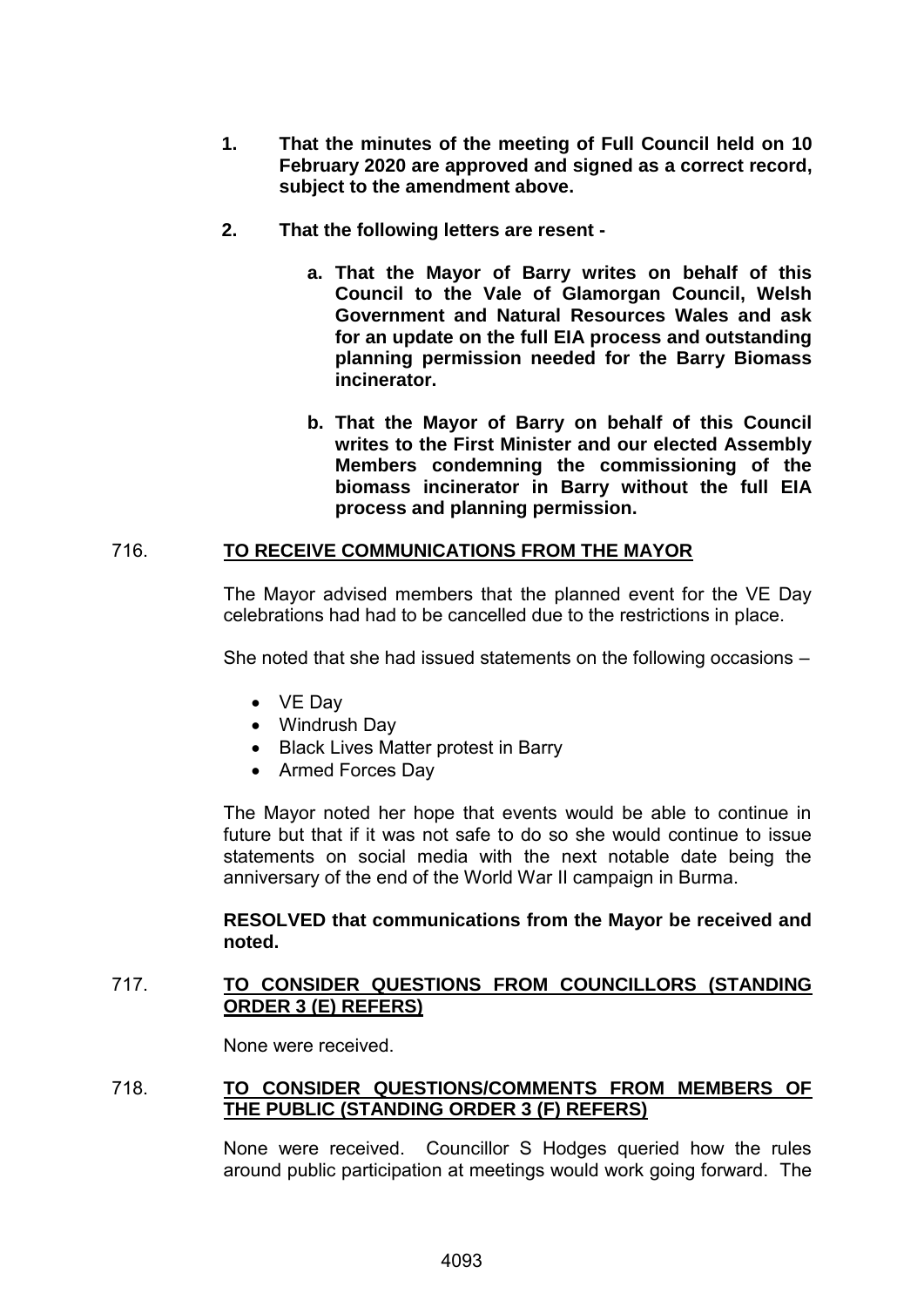1. **That the minutes of the meeting of Full Council held on 10 February 2020 are approved and signed as a correct record, subject to the amendment above.**

2. **That the following letters are resent -**

   a. **That the Mayor of Barry writes on behalf of this Council to the Vale of Glamorgan Council, Welsh Government and Natural Resources Wales and ask for an update on the full EIA process and outstanding planning permission needed for the Barry Biomass incinerator.**

   b. **That the Mayor of Barry on behalf of this Council writes to the First Minister and our elected Assembly Members condemning the commissioning of the biomass incinerator in Barry without the full EIA process and planning permission.**

## 716. TO RECEIVE COMMUNICATIONS FROM THE MAYOR

The Mayor advised members that the planned event for the VE Day celebrations had had to be cancelled due to the restrictions in place.

She noted that she had issued statements on the following occasions –

- VE Day
- Windrush Day
- Black Lives Matter protest in Barry
- Armed Forces Day

The Mayor noted her hope that events would be able to continue in future but that if it was not safe to do so she would continue to issue statements on social media with the next notable date being the anniversary of the end of the World War II campaign in Burma.

**RESOLVED that communications from the Mayor be received and noted.**

## 717. TO CONSIDER QUESTIONS FROM COUNCILLORS (STANDING ORDER 3 (E) REFERS)

None were received.

## 718. TO CONSIDER QUESTIONS/COMMENTS FROM MEMBERS OF THE PUBLIC (STANDING ORDER 3 (F) REFERS)

None were received. Councillor S Hodges queried how the rules around public participation at meetings would work going forward. The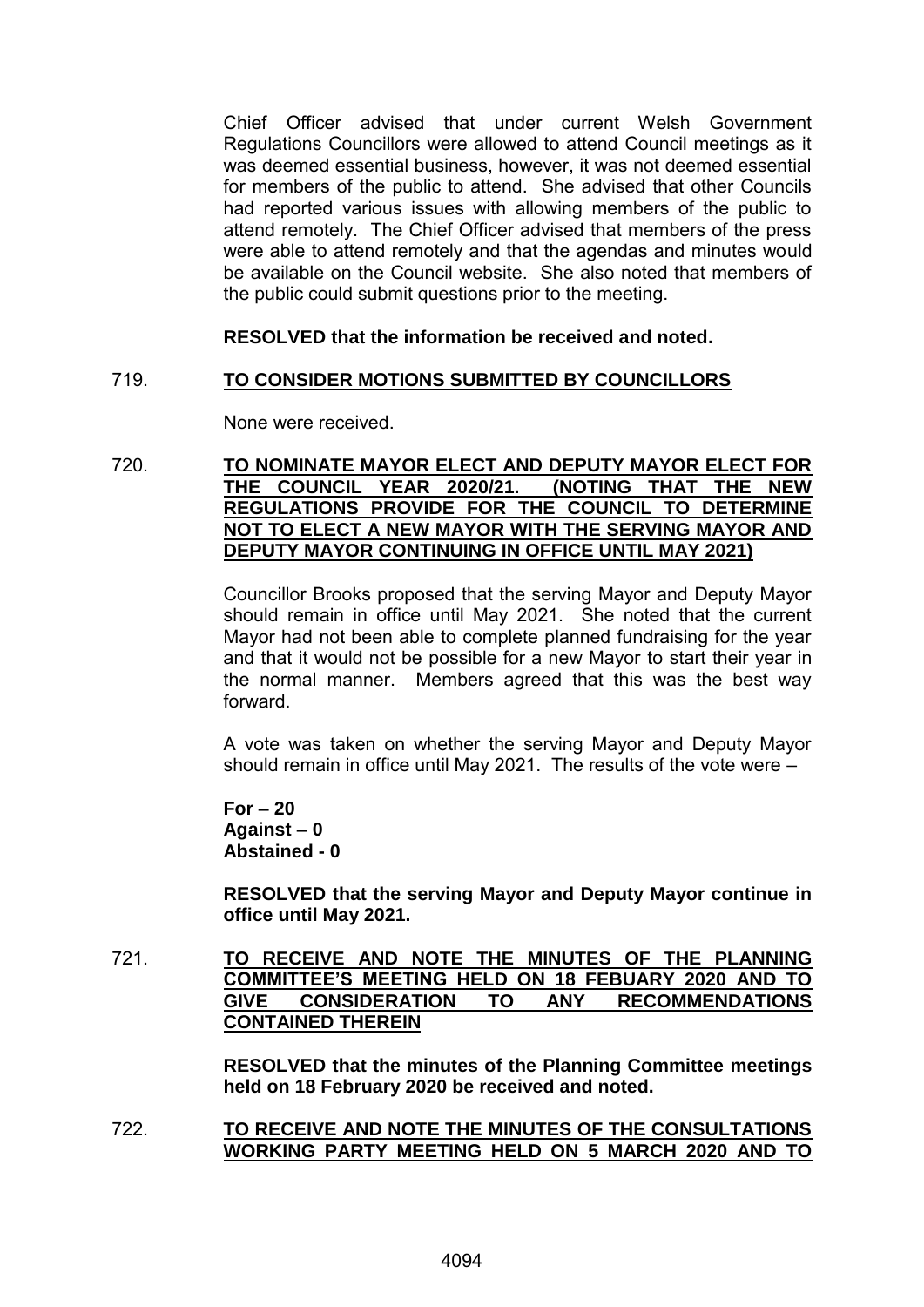Chief Officer advised that under current Welsh Government Regulations Councillors were allowed to attend Council meetings as it was deemed essential business, however, it was not deemed essential for members of the public to attend. She advised that other Councils had reported various issues with allowing members of the public to attend remotely. The Chief Officer advised that members of the press were able to attend remotely and that the agendas and minutes would be available on the Council website. She also noted that members of the public could submit questions prior to the meeting.

**RESOLVED that the information be received and noted.**

719. **TO CONSIDER MOTIONS SUBMITTED BY COUNCILLORS**

None were received.

720. **TO NOMINATE MAYOR ELECT AND DEPUTY MAYOR ELECT FOR THE COUNCIL YEAR 2020/21. (NOTING THAT THE NEW REGULATIONS PROVIDE FOR THE COUNCIL TO DETERMINE NOT TO ELECT A NEW MAYOR WITH THE SERVING MAYOR AND DEPUTY MAYOR CONTINUING IN OFFICE UNTIL MAY 2021)**

Councillor Brooks proposed that the serving Mayor and Deputy Mayor should remain in office until May 2021. She noted that the current Mayor had not been able to complete planned fundraising for the year and that it would not be possible for a new Mayor to start their year in the normal manner. Members agreed that this was the best way forward.

A vote was taken on whether the serving Mayor and Deputy Mayor should remain in office until May 2021. The results of the vote were –

**For – 20**
**Against – 0**
**Abstained - 0**

**RESOLVED that the serving Mayor and Deputy Mayor continue in office until May 2021.**

721. **TO RECEIVE AND NOTE THE MINUTES OF THE PLANNING COMMITTEE'S MEETING HELD ON 18 FEBUARY 2020 AND TO GIVE CONSIDERATION TO ANY RECOMMENDATIONS CONTAINED THEREIN**

**RESOLVED that the minutes of the Planning Committee meetings held on 18 February 2020 be received and noted.**

722. **TO RECEIVE AND NOTE THE MINUTES OF THE CONSULTATIONS WORKING PARTY MEETING HELD ON 5 MARCH 2020 AND TO**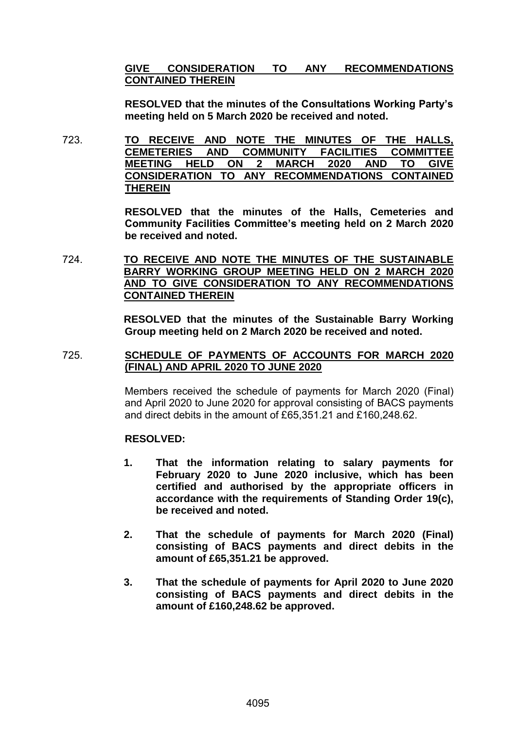**GIVE CONSIDERATION TO ANY RECOMMENDATIONS CONTAINED THEREIN**

**RESOLVED that the minutes of the Consultations Working Party's meeting held on 5 March 2020 be received and noted.**

723. **TO RECEIVE AND NOTE THE MINUTES OF THE HALLS, CEMETERIES AND COMMUNITY FACILITIES COMMITTEE MEETING HELD ON 2 MARCH 2020 AND TO GIVE CONSIDERATION TO ANY RECOMMENDATIONS CONTAINED THEREIN**

**RESOLVED that the minutes of the Halls, Cemeteries and Community Facilities Committee's meeting held on 2 March 2020 be received and noted.**

724. **TO RECEIVE AND NOTE THE MINUTES OF THE SUSTAINABLE BARRY WORKING GROUP MEETING HELD ON 2 MARCH 2020 AND TO GIVE CONSIDERATION TO ANY RECOMMENDATIONS CONTAINED THEREIN**

**RESOLVED that the minutes of the Sustainable Barry Working Group meeting held on 2 March 2020 be received and noted.**

725. **SCHEDULE OF PAYMENTS OF ACCOUNTS FOR MARCH 2020 (FINAL) AND APRIL 2020 TO JUNE 2020**

Members received the schedule of payments for March 2020 (Final) and April 2020 to June 2020 for approval consisting of BACS payments and direct debits in the amount of £65,351.21 and £160,248.62.

**RESOLVED:**

1. **That the information relating to salary payments for February 2020 to June 2020 inclusive, which has been certified and authorised by the appropriate officers in accordance with the requirements of Standing Order 19(c), be received and noted.**

2. **That the schedule of payments for March 2020 (Final) consisting of BACS payments and direct debits in the amount of £65,351.21 be approved.**

3. **That the schedule of payments for April 2020 to June 2020 consisting of BACS payments and direct debits in the amount of £160,248.62 be approved.**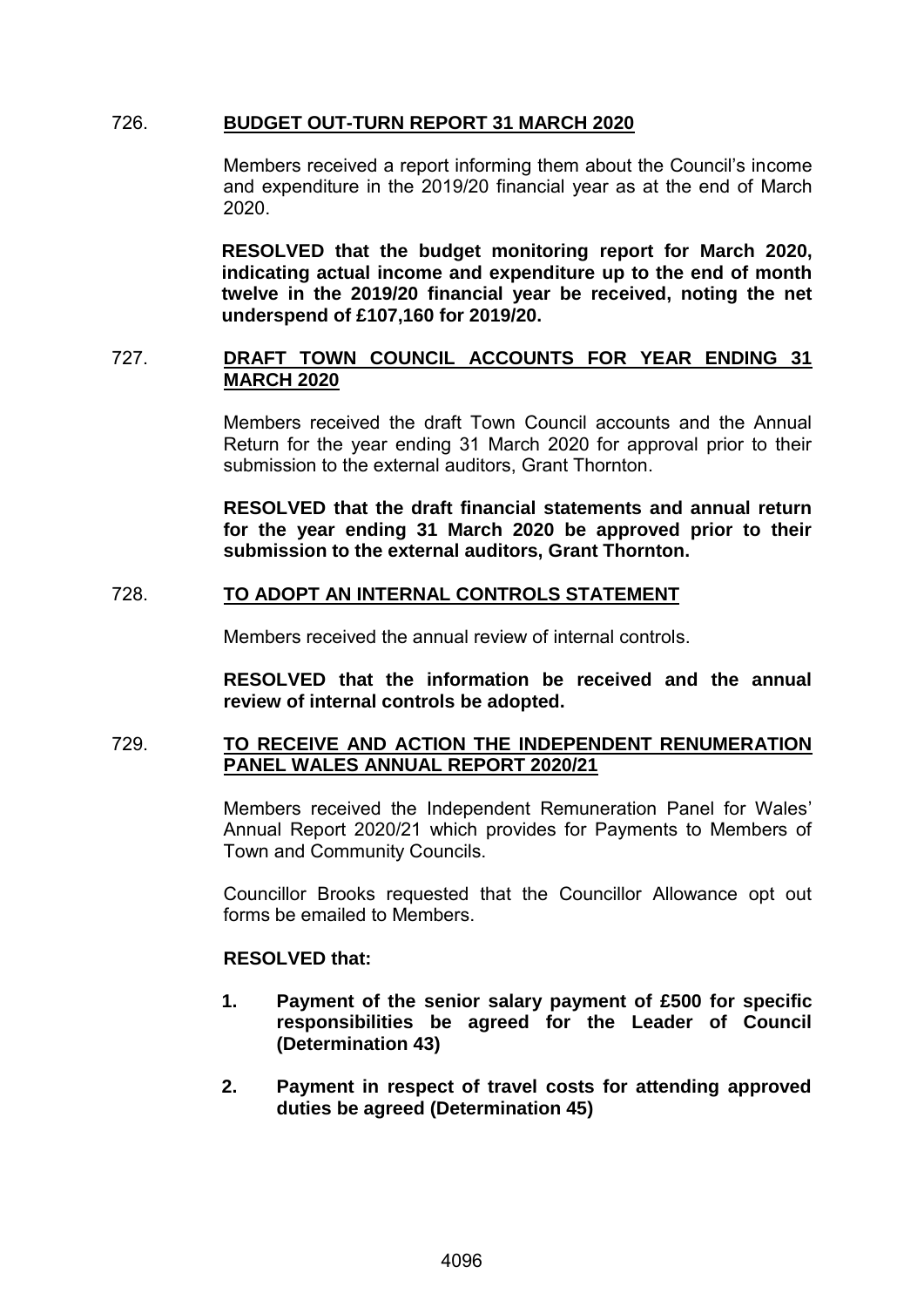726. **BUDGET OUT-TURN REPORT 31 MARCH 2020**

Members received a report informing them about the Council's income and expenditure in the 2019/20 financial year as at the end of March 2020.

**RESOLVED that the budget monitoring report for March 2020, indicating actual income and expenditure up to the end of month twelve in the 2019/20 financial year be received, noting the net underspend of £107,160 for 2019/20.**

727. **DRAFT TOWN COUNCIL ACCOUNTS FOR YEAR ENDING 31 MARCH 2020**

Members received the draft Town Council accounts and the Annual Return for the year ending 31 March 2020 for approval prior to their submission to the external auditors, Grant Thornton.

**RESOLVED that the draft financial statements and annual return for the year ending 31 March 2020 be approved prior to their submission to the external auditors, Grant Thornton.**

728. **TO ADOPT AN INTERNAL CONTROLS STATEMENT**

Members received the annual review of internal controls.

**RESOLVED that the information be received and the annual review of internal controls be adopted.**

729. **TO RECEIVE AND ACTION THE INDEPENDENT RENUMERATION PANEL WALES ANNUAL REPORT 2020/21**

Members received the Independent Remuneration Panel for Wales' Annual Report 2020/21 which provides for Payments to Members of Town and Community Councils.

Councillor Brooks requested that the Councillor Allowance opt out forms be emailed to Members.

**RESOLVED that:**

1. **Payment of the senior salary payment of £500 for specific responsibilities be agreed for the Leader of Council (Determination 43)**

2. **Payment in respect of travel costs for attending approved duties be agreed (Determination 45)**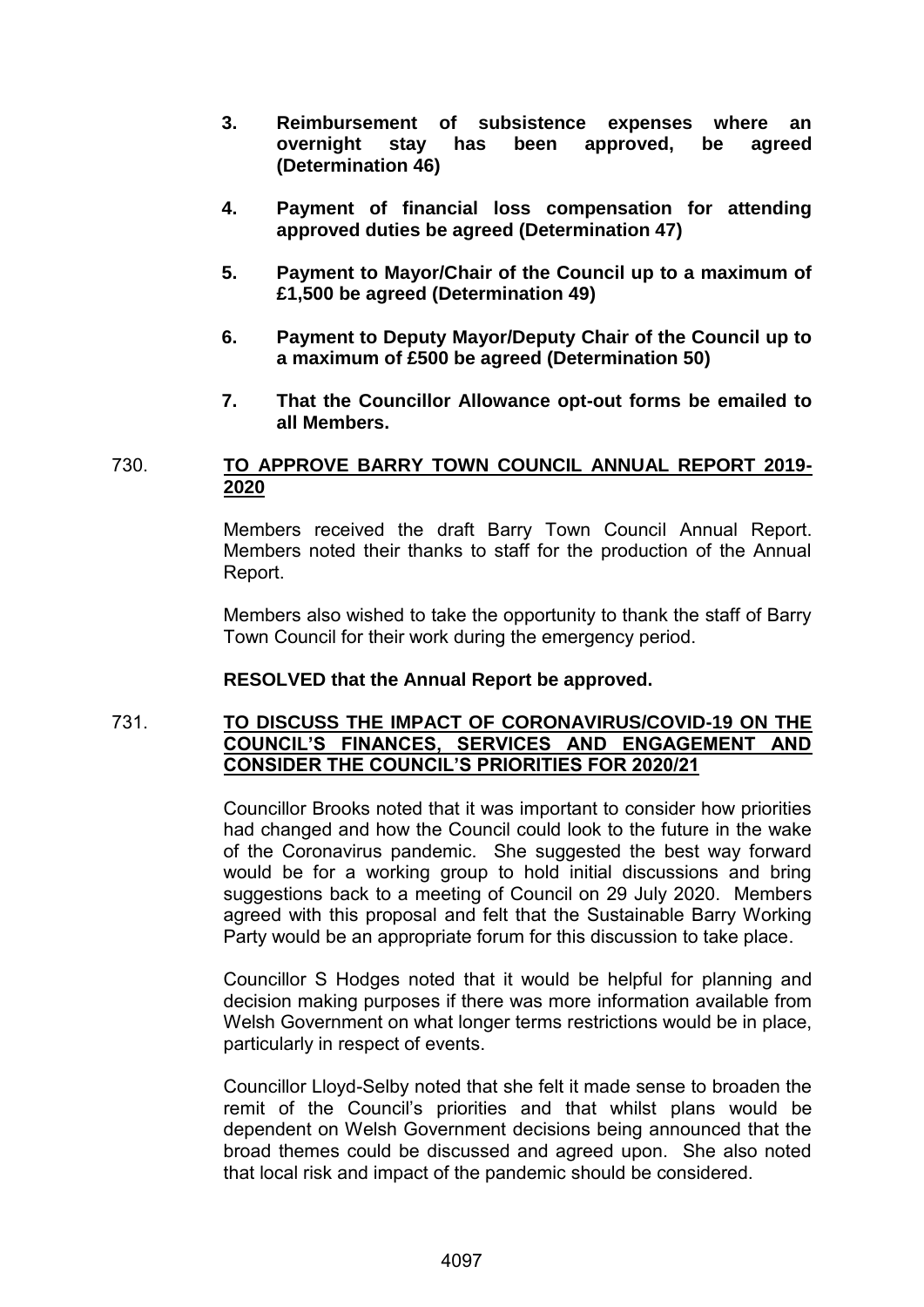**3. Reimbursement of subsistence expenses where an overnight stay has been approved, be agreed (Determination 46)**

**4. Payment of financial loss compensation for attending approved duties be agreed (Determination 47)**

**5. Payment to Mayor/Chair of the Council up to a maximum of £1,500 be agreed (Determination 49)**

**6. Payment to Deputy Mayor/Deputy Chair of the Council up to a maximum of £500 be agreed (Determination 50)**

**7. That the Councillor Allowance opt-out forms be emailed to all Members.**

## 730. TO APPROVE BARRY TOWN COUNCIL ANNUAL REPORT 2019-2020

Members received the draft Barry Town Council Annual Report. Members noted their thanks to staff for the production of the Annual Report.

Members also wished to take the opportunity to thank the staff of Barry Town Council for their work during the emergency period.

**RESOLVED that the Annual Report be approved.**

## 731. TO DISCUSS THE IMPACT OF CORONAVIRUS/COVID-19 ON THE COUNCIL'S FINANCES, SERVICES AND ENGAGEMENT AND CONSIDER THE COUNCIL'S PRIORITIES FOR 2020/21

Councillor Brooks noted that it was important to consider how priorities had changed and how the Council could look to the future in the wake of the Coronavirus pandemic. She suggested the best way forward would be for a working group to hold initial discussions and bring suggestions back to a meeting of Council on 29 July 2020. Members agreed with this proposal and felt that the Sustainable Barry Working Party would be an appropriate forum for this discussion to take place.

Councillor S Hodges noted that it would be helpful for planning and decision making purposes if there was more information available from Welsh Government on what longer terms restrictions would be in place, particularly in respect of events.

Councillor Lloyd-Selby noted that she felt it made sense to broaden the remit of the Council's priorities and that whilst plans would be dependent on Welsh Government decisions being announced that the broad themes could be discussed and agreed upon. She also noted that local risk and impact of the pandemic should be considered.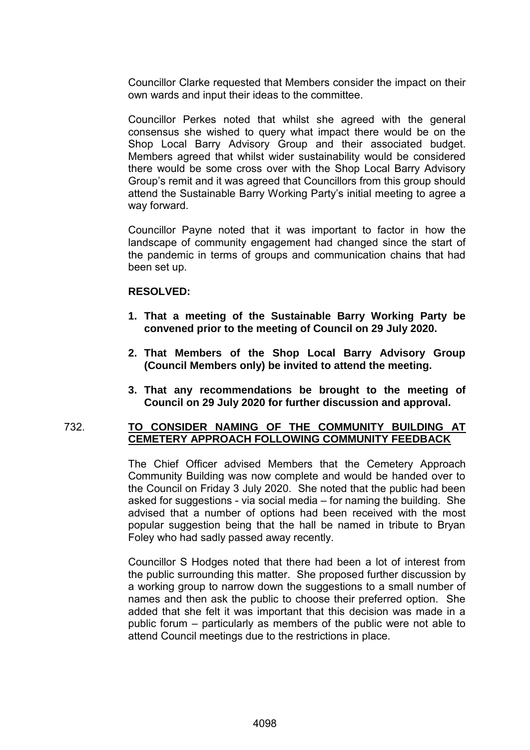Councillor Clarke requested that Members consider the impact on their own wards and input their ideas to the committee.

Councillor Perkes noted that whilst she agreed with the general consensus she wished to query what impact there would be on the Shop Local Barry Advisory Group and their associated budget. Members agreed that whilst wider sustainability would be considered there would be some cross over with the Shop Local Barry Advisory Group's remit and it was agreed that Councillors from this group should attend the Sustainable Barry Working Party's initial meeting to agree a way forward.

Councillor Payne noted that it was important to factor in how the landscape of community engagement had changed since the start of the pandemic in terms of groups and communication chains that had been set up.

**RESOLVED:**

1. **That a meeting of the Sustainable Barry Working Party be convened prior to the meeting of Council on 29 July 2020.**
2. **That Members of the Shop Local Barry Advisory Group (Council Members only) be invited to attend the meeting.**
3. **That any recommendations be brought to the meeting of Council on 29 July 2020 for further discussion and approval.**

732. **TO CONSIDER NAMING OF THE COMMUNITY BUILDING AT CEMETERY APPROACH FOLLOWING COMMUNITY FEEDBACK**

The Chief Officer advised Members that the Cemetery Approach Community Building was now complete and would be handed over to the Council on Friday 3 July 2020. She noted that the public had been asked for suggestions - via social media – for naming the building. She advised that a number of options had been received with the most popular suggestion being that the hall be named in tribute to Bryan Foley who had sadly passed away recently.

Councillor S Hodges noted that there had been a lot of interest from the public surrounding this matter. She proposed further discussion by a working group to narrow down the suggestions to a small number of names and then ask the public to choose their preferred option. She added that she felt it was important that this decision was made in a public forum – particularly as members of the public were not able to attend Council meetings due to the restrictions in place.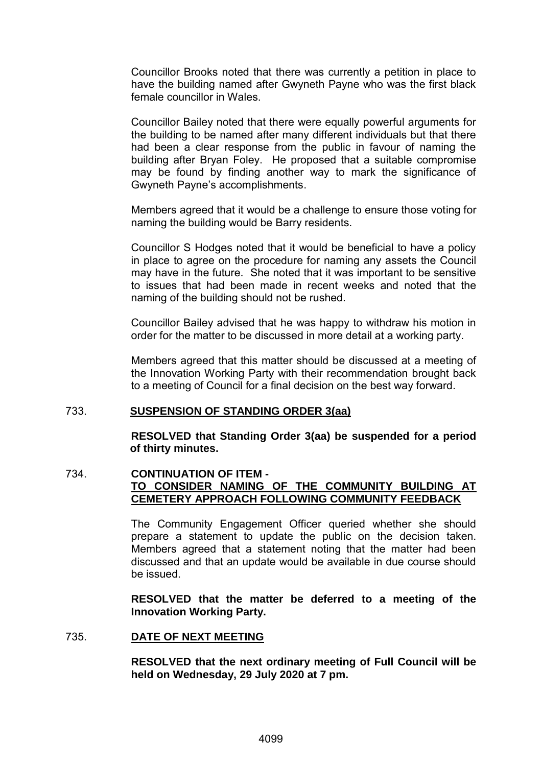Councillor Brooks noted that there was currently a petition in place to have the building named after Gwyneth Payne who was the first black female councillor in Wales.

Councillor Bailey noted that there were equally powerful arguments for the building to be named after many different individuals but that there had been a clear response from the public in favour of naming the building after Bryan Foley. He proposed that a suitable compromise may be found by finding another way to mark the significance of Gwyneth Payne's accomplishments.

Members agreed that it would be a challenge to ensure those voting for naming the building would be Barry residents.

Councillor S Hodges noted that it would be beneficial to have a policy in place to agree on the procedure for naming any assets the Council may have in the future. She noted that it was important to be sensitive to issues that had been made in recent weeks and noted that the naming of the building should not be rushed.

Councillor Bailey advised that he was happy to withdraw his motion in order for the matter to be discussed in more detail at a working party.

Members agreed that this matter should be discussed at a meeting of the Innovation Working Party with their recommendation brought back to a meeting of Council for a final decision on the best way forward.

## 733. SUSPENSION OF STANDING ORDER 3(aa)

**RESOLVED that Standing Order 3(aa) be suspended for a period of thirty minutes.**

## 734. CONTINUATION OF ITEM - TO CONSIDER NAMING OF THE COMMUNITY BUILDING AT CEMETERY APPROACH FOLLOWING COMMUNITY FEEDBACK

The Community Engagement Officer queried whether she should prepare a statement to update the public on the decision taken. Members agreed that a statement noting that the matter had been discussed and that an update would be available in due course should be issued.

**RESOLVED that the matter be deferred to a meeting of the Innovation Working Party.**

## 735. DATE OF NEXT MEETING

**RESOLVED that the next ordinary meeting of Full Council will be held on Wednesday, 29 July 2020 at 7 pm.**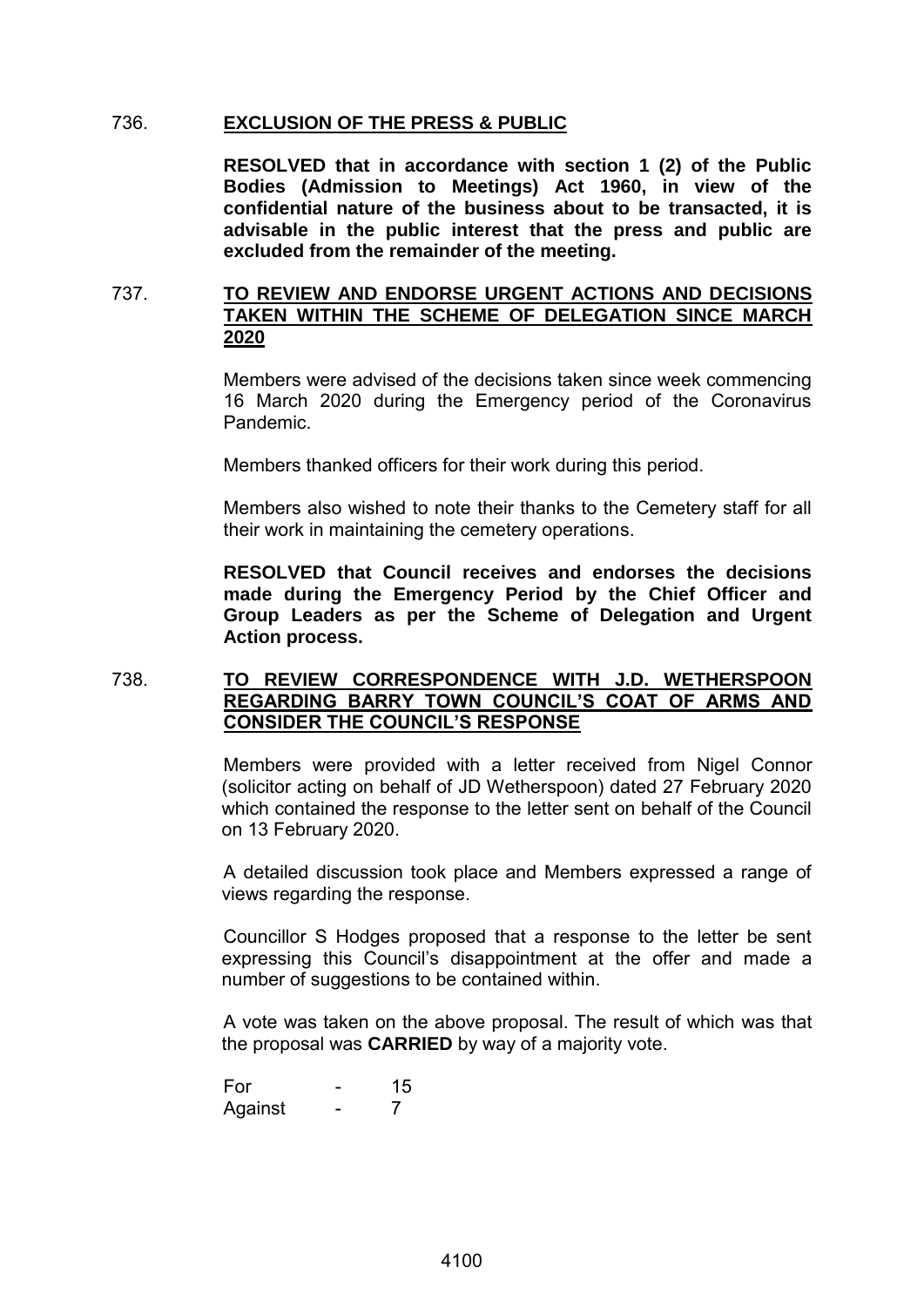736. **EXCLUSION OF THE PRESS & PUBLIC**

**RESOLVED that in accordance with section 1 (2) of the Public Bodies (Admission to Meetings) Act 1960, in view of the confidential nature of the business about to be transacted, it is advisable in the public interest that the press and public are excluded from the remainder of the meeting.**

737. **TO REVIEW AND ENDORSE URGENT ACTIONS AND DECISIONS TAKEN WITHIN THE SCHEME OF DELEGATION SINCE MARCH 2020**

Members were advised of the decisions taken since week commencing 16 March 2020 during the Emergency period of the Coronavirus Pandemic.

Members thanked officers for their work during this period.

Members also wished to note their thanks to the Cemetery staff for all their work in maintaining the cemetery operations.

**RESOLVED that Council receives and endorses the decisions made during the Emergency Period by the Chief Officer and Group Leaders as per the Scheme of Delegation and Urgent Action process.**

738. **TO REVIEW CORRESPONDENCE WITH J.D. WETHERSPOON REGARDING BARRY TOWN COUNCIL'S COAT OF ARMS AND CONSIDER THE COUNCIL'S RESPONSE**

Members were provided with a letter received from Nigel Connor (solicitor acting on behalf of JD Wetherspoon) dated 27 February 2020 which contained the response to the letter sent on behalf of the Council on 13 February 2020.

A detailed discussion took place and Members expressed a range of views regarding the response.

Councillor S Hodges proposed that a response to the letter be sent expressing this Council's disappointment at the offer and made a number of suggestions to be contained within.

A vote was taken on the above proposal. The result of which was that the proposal was **CARRIED** by way of a majority vote.

For - 15
Against - 7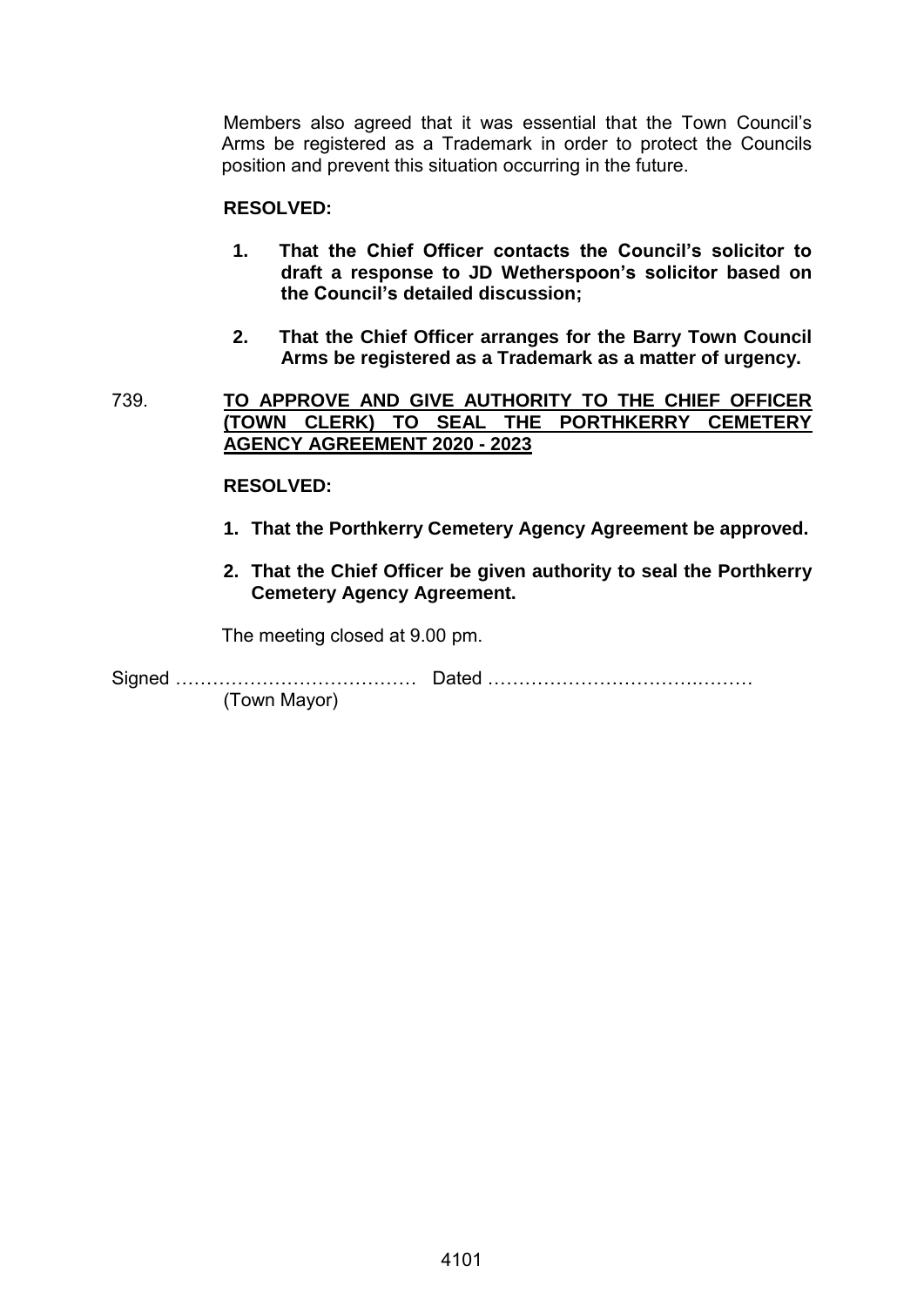Members also agreed that it was essential that the Town Council's Arms be registered as a Trademark in order to protect the Councils position and prevent this situation occurring in the future.

**RESOLVED:**

1. **That the Chief Officer contacts the Council's solicitor to draft a response to JD Wetherspoon's solicitor based on the Council's detailed discussion;**

2. **That the Chief Officer arranges for the Barry Town Council Arms be registered as a Trademark as a matter of urgency.**

739. **<u>TO APPROVE AND GIVE AUTHORITY TO THE CHIEF OFFICER (TOWN CLERK) TO SEAL THE PORTHKERRY CEMETERY AGENCY AGREEMENT 2020 - 2023</u>**

**RESOLVED:**

1. **That the Porthkerry Cemetery Agency Agreement be approved.**

2. **That the Chief Officer be given authority to seal the Porthkerry Cemetery Agency Agreement.**

The meeting closed at 9.00 pm.

Signed ………………………………… Dated ……………………………………
(Town Mayor)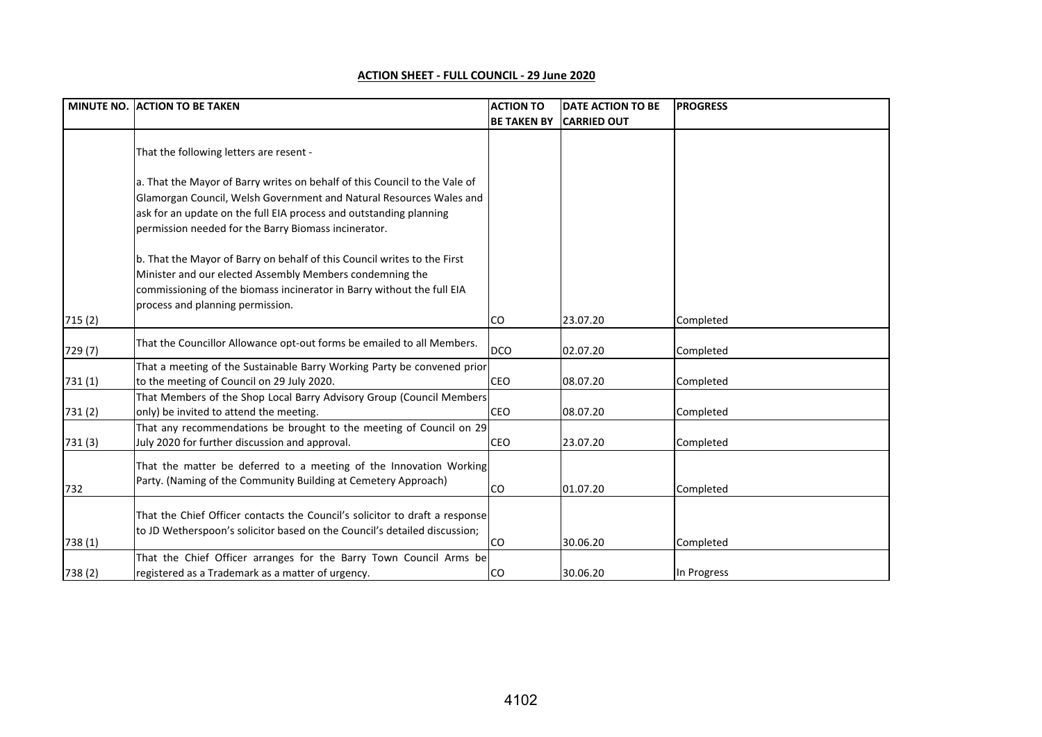**ACTION SHEET - FULL COUNCIL - 29 June 2020**

| MINUTE NO. | ACTION TO BE TAKEN | ACTION TO BE TAKEN BY | DATE ACTION TO BE CARRIED OUT | PROGRESS |
|---|---|---|---|---|
| 715 (2) | That the following letters are resent -<br><br>a. That the Mayor of Barry writes on behalf of this Council to the Vale of Glamorgan Council, Welsh Government and Natural Resources Wales and ask for an update on the full EIA process and outstanding planning permission needed for the Barry Biomass incinerator.<br><br>b. That the Mayor of Barry on behalf of this Council writes to the First Minister and our elected Assembly Members condemning the commissioning of the biomass incinerator in Barry without the full EIA process and planning permission. | CO | 23.07.20 | Completed |
| 729 (7) | That the Councillor Allowance opt-out forms be emailed to all Members. | DCO | 02.07.20 | Completed |
| 731 (1) | That a meeting of the Sustainable Barry Working Party be convened prior to the meeting of Council on 29 July 2020. | CEO | 08.07.20 | Completed |
| 731 (2) | That Members of the Shop Local Barry Advisory Group (Council Members only) be invited to attend the meeting. | CEO | 08.07.20 | Completed |
| 731 (3) | That any recommendations be brought to the meeting of Council on 29 July 2020 for further discussion and approval. | CEO | 23.07.20 | Completed |
| 732 | That the matter be deferred to a meeting of the Innovation Working Party. (Naming of the Community Building at Cemetery Approach) | CO | 01.07.20 | Completed |
| 738 (1) | That the Chief Officer contacts the Council's solicitor to draft a response to JD Wetherspoon's solicitor based on the Council's detailed discussion; | CO | 30.06.20 | Completed |
| 738 (2) | That the Chief Officer arranges for the Barry Town Council Arms be registered as a Trademark as a matter of urgency. | CO | 30.06.20 | In Progress |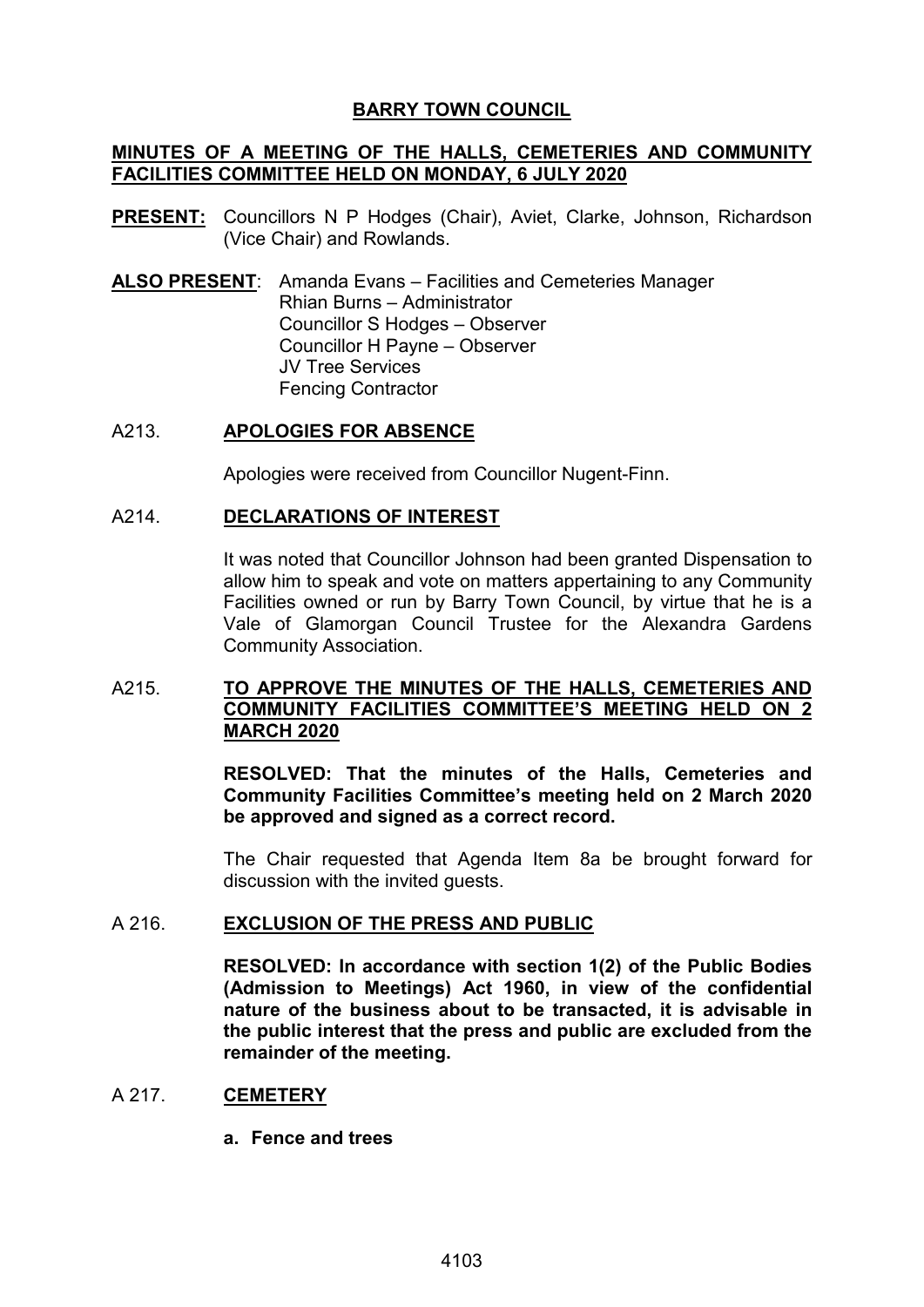# BARRY TOWN COUNCIL

## MINUTES OF A MEETING OF THE HALLS, CEMETERIES AND COMMUNITY FACILITIES COMMITTEE HELD ON MONDAY, 6 JULY 2020

**PRESENT:** Councillors N P Hodges (Chair), Aviet, Clarke, Johnson, Richardson (Vice Chair) and Rowlands.

**ALSO PRESENT**: Amanda Evans – Facilities and Cemeteries Manager
Rhian Burns – Administrator
Councillor S Hodges – Observer
Councillor H Payne – Observer
JV Tree Services
Fencing Contractor

### A213. APOLOGIES FOR ABSENCE

Apologies were received from Councillor Nugent-Finn.

### A214. DECLARATIONS OF INTEREST

It was noted that Councillor Johnson had been granted Dispensation to allow him to speak and vote on matters appertaining to any Community Facilities owned or run by Barry Town Council, by virtue that he is a Vale of Glamorgan Council Trustee for the Alexandra Gardens Community Association.

### A215. TO APPROVE THE MINUTES OF THE HALLS, CEMETERIES AND COMMUNITY FACILITIES COMMITTEE'S MEETING HELD ON 2 MARCH 2020

**RESOLVED: That the minutes of the Halls, Cemeteries and Community Facilities Committee's meeting held on 2 March 2020 be approved and signed as a correct record.**

The Chair requested that Agenda Item 8a be brought forward for discussion with the invited guests.

### A 216. EXCLUSION OF THE PRESS AND PUBLIC

**RESOLVED: In accordance with section 1(2) of the Public Bodies (Admission to Meetings) Act 1960, in view of the confidential nature of the business about to be transacted, it is advisable in the public interest that the press and public are excluded from the remainder of the meeting.**

### A 217. CEMETERY

**a. Fence and trees**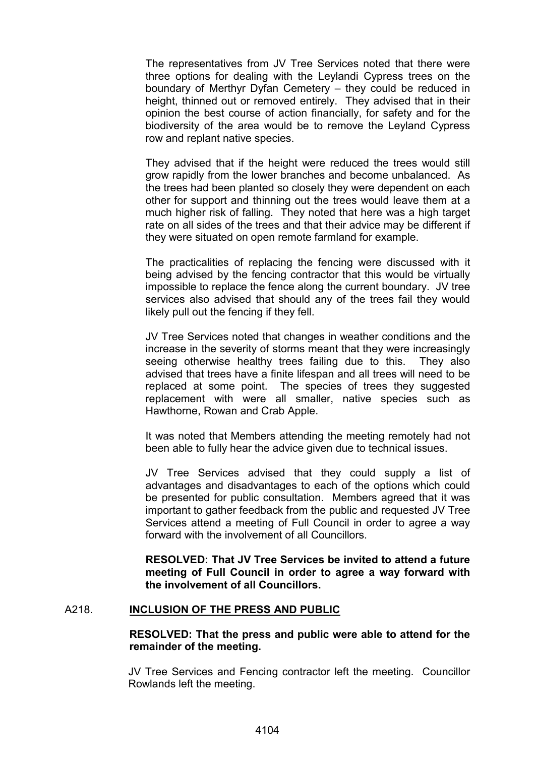The representatives from JV Tree Services noted that there were three options for dealing with the Leylandi Cypress trees on the boundary of Merthyr Dyfan Cemetery – they could be reduced in height, thinned out or removed entirely. They advised that in their opinion the best course of action financially, for safety and for the biodiversity of the area would be to remove the Leyland Cypress row and replant native species.

They advised that if the height were reduced the trees would still grow rapidly from the lower branches and become unbalanced. As the trees had been planted so closely they were dependent on each other for support and thinning out the trees would leave them at a much higher risk of falling. They noted that here was a high target rate on all sides of the trees and that their advice may be different if they were situated on open remote farmland for example.

The practicalities of replacing the fencing were discussed with it being advised by the fencing contractor that this would be virtually impossible to replace the fence along the current boundary. JV tree services also advised that should any of the trees fail they would likely pull out the fencing if they fell.

JV Tree Services noted that changes in weather conditions and the increase in the severity of storms meant that they were increasingly seeing otherwise healthy trees failing due to this. They also advised that trees have a finite lifespan and all trees will need to be replaced at some point. The species of trees they suggested replacement with were all smaller, native species such as Hawthorne, Rowan and Crab Apple.

It was noted that Members attending the meeting remotely had not been able to fully hear the advice given due to technical issues.

JV Tree Services advised that they could supply a list of advantages and disadvantages to each of the options which could be presented for public consultation. Members agreed that it was important to gather feedback from the public and requested JV Tree Services attend a meeting of Full Council in order to agree a way forward with the involvement of all Councillors.

**RESOLVED: That JV Tree Services be invited to attend a future meeting of Full Council in order to agree a way forward with the involvement of all Councillors.**

## A218. INCLUSION OF THE PRESS AND PUBLIC

**RESOLVED: That the press and public were able to attend for the remainder of the meeting.**

JV Tree Services and Fencing contractor left the meeting. Councillor Rowlands left the meeting.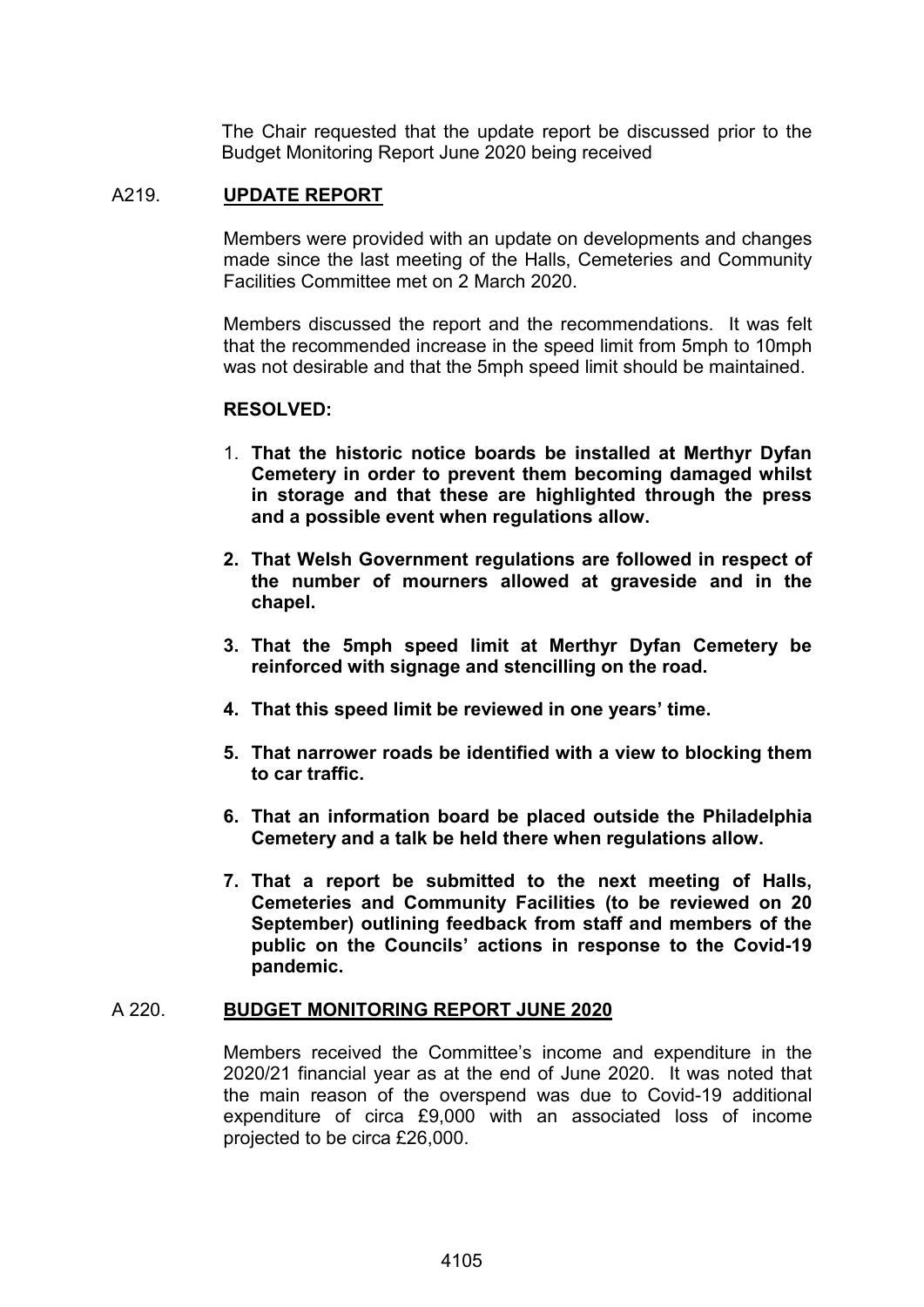The Chair requested that the update report be discussed prior to the Budget Monitoring Report June 2020 being received

## A219. UPDATE REPORT

Members were provided with an update on developments and changes made since the last meeting of the Halls, Cemeteries and Community Facilities Committee met on 2 March 2020.

Members discussed the report and the recommendations. It was felt that the recommended increase in the speed limit from 5mph to 10mph was not desirable and that the 5mph speed limit should be maintained.

**RESOLVED:**

1. **That the historic notice boards be installed at Merthyr Dyfan Cemetery in order to prevent them becoming damaged whilst in storage and that these are highlighted through the press and a possible event when regulations allow.**
2. **That Welsh Government regulations are followed in respect of the number of mourners allowed at graveside and in the chapel.**
3. **That the 5mph speed limit at Merthyr Dyfan Cemetery be reinforced with signage and stencilling on the road.**
4. **That this speed limit be reviewed in one years' time.**
5. **That narrower roads be identified with a view to blocking them to car traffic.**
6. **That an information board be placed outside the Philadelphia Cemetery and a talk be held there when regulations allow.**
7. **That a report be submitted to the next meeting of Halls, Cemeteries and Community Facilities (to be reviewed on 20 September) outlining feedback from staff and members of the public on the Councils' actions in response to the Covid-19 pandemic.**

## A 220. BUDGET MONITORING REPORT JUNE 2020

Members received the Committee's income and expenditure in the 2020/21 financial year as at the end of June 2020. It was noted that the main reason of the overspend was due to Covid-19 additional expenditure of circa £9,000 with an associated loss of income projected to be circa £26,000.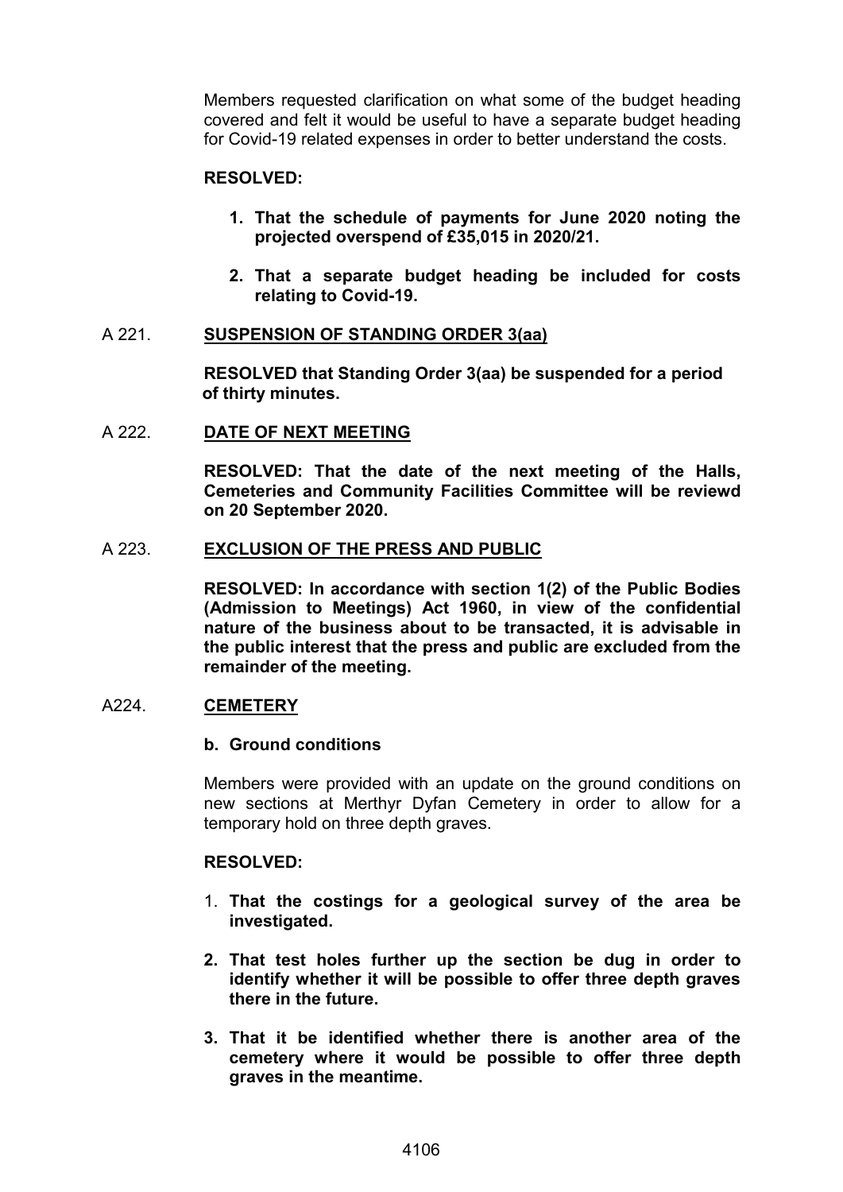Members requested clarification on what some of the budget heading covered and felt it would be useful to have a separate budget heading for Covid-19 related expenses in order to better understand the costs.

**RESOLVED:**

1. **That the schedule of payments for June 2020 noting the projected overspend of £35,015 in 2020/21.**

2. **That a separate budget heading be included for costs relating to Covid-19.**

A 221. **SUSPENSION OF STANDING ORDER 3(aa)**

**RESOLVED that Standing Order 3(aa) be suspended for a period of thirty minutes.**

A 222. **DATE OF NEXT MEETING**

**RESOLVED: That the date of the next meeting of the Halls, Cemeteries and Community Facilities Committee will be reviewd on 20 September 2020.**

A 223. **EXCLUSION OF THE PRESS AND PUBLIC**

**RESOLVED: In accordance with section 1(2) of the Public Bodies (Admission to Meetings) Act 1960, in view of the confidential nature of the business about to be transacted, it is advisable in the public interest that the press and public are excluded from the remainder of the meeting.**

A224. **CEMETERY**

**b. Ground conditions**

Members were provided with an update on the ground conditions on new sections at Merthyr Dyfan Cemetery in order to allow for a temporary hold on three depth graves.

**RESOLVED:**

1. **That the costings for a geological survey of the area be investigated.**

2. **That test holes further up the section be dug in order to identify whether it will be possible to offer three depth graves there in the future.**

3. **That it be identified whether there is another area of the cemetery where it would be possible to offer three depth graves in the meantime.**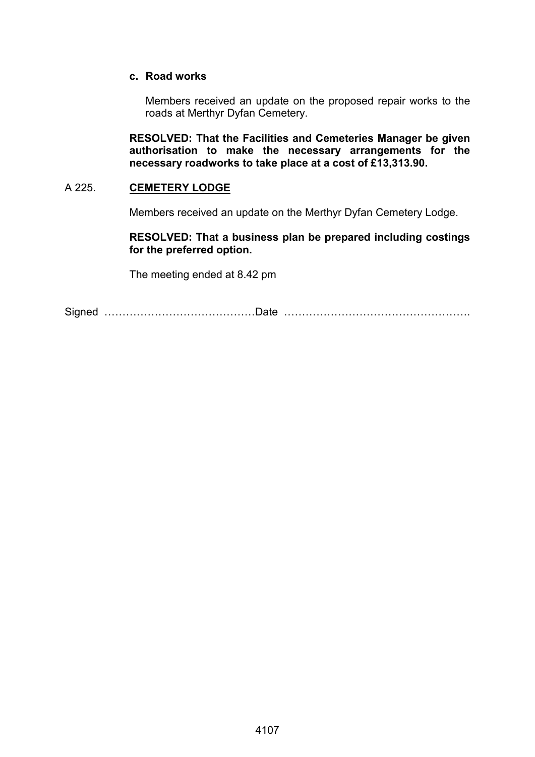**c. Road works**

Members received an update on the proposed repair works to the roads at Merthyr Dyfan Cemetery.

**RESOLVED: That the Facilities and Cemeteries Manager be given authorisation to make the necessary arrangements for the necessary roadworks to take place at a cost of £13,313.90.**

A 225. **CEMETERY LODGE**

Members received an update on the Merthyr Dyfan Cemetery Lodge.

**RESOLVED: That a business plan be prepared including costings for the preferred option.**

The meeting ended at 8.42 pm

Signed ……………………………………Date …………………………………………….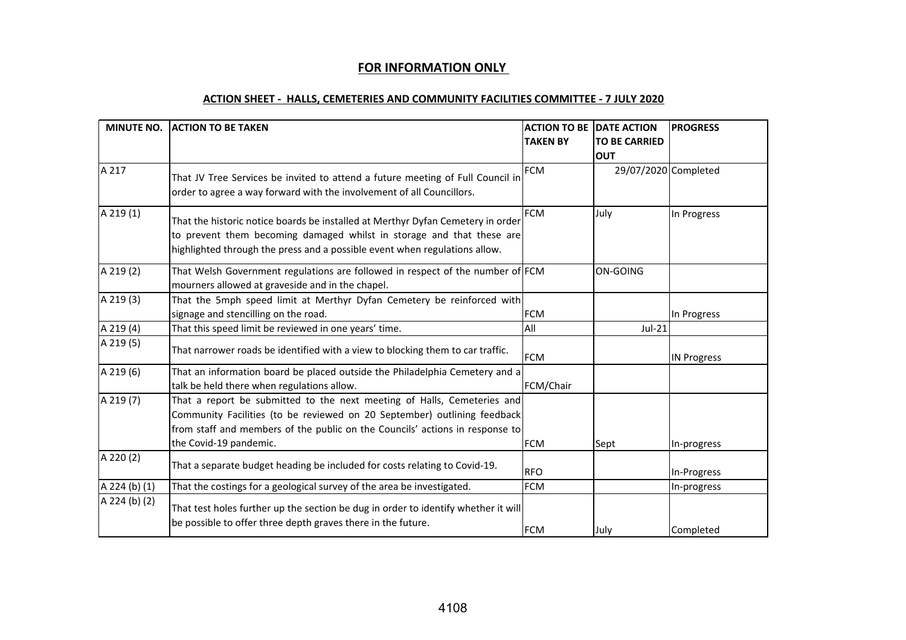**FOR INFORMATION ONLY**

**ACTION SHEET - HALLS, CEMETERIES AND COMMUNITY FACILITIES COMMITTEE - 7 JULY 2020**

| MINUTE NO. | ACTION TO BE TAKEN | ACTION TO BE TAKEN BY | DATE ACTION TO BE CARRIED OUT | PROGRESS |
|---|---|---|---|---|
| A 217 | That JV Tree Services be invited to attend a future meeting of Full Council in order to agree a way forward with the involvement of all Councillors. | FCM | 29/07/2020 | Completed |
| A 219 (1) | That the historic notice boards be installed at Merthyr Dyfan Cemetery in order to prevent them becoming damaged whilst in storage and that these are highlighted through the press and a possible event when regulations allow. | FCM | July | In Progress |
| A 219 (2) | That Welsh Government regulations are followed in respect of the number of mourners allowed at graveside and in the chapel. | FCM | ON-GOING | |
| A 219 (3) | That the 5mph speed limit at Merthyr Dyfan Cemetery be reinforced with signage and stencilling on the road. | FCM | | In Progress |
| A 219 (4) | That this speed limit be reviewed in one years' time. | All | Jul-21 | |
| A 219 (5) | That narrower roads be identified with a view to blocking them to car traffic. | FCM | | IN Progress |
| A 219 (6) | That an information board be placed outside the Philadelphia Cemetery and a talk be held there when regulations allow. | FCM/Chair | | |
| A 219 (7) | That a report be submitted to the next meeting of Halls, Cemeteries and Community Facilities (to be reviewed on 20 September) outlining feedback from staff and members of the public on the Councils' actions in response to the Covid-19 pandemic. | FCM | Sept | In-progress |
| A 220 (2) | That a separate budget heading be included for costs relating to Covid-19. | RFO | | In-Progress |
| A 224 (b) (1) | That the costings for a geological survey of the area be investigated. | FCM | | In-progress |
| A 224 (b) (2) | That test holes further up the section be dug in order to identify whether it will be possible to offer three depth graves there in the future. | FCM | July | Completed |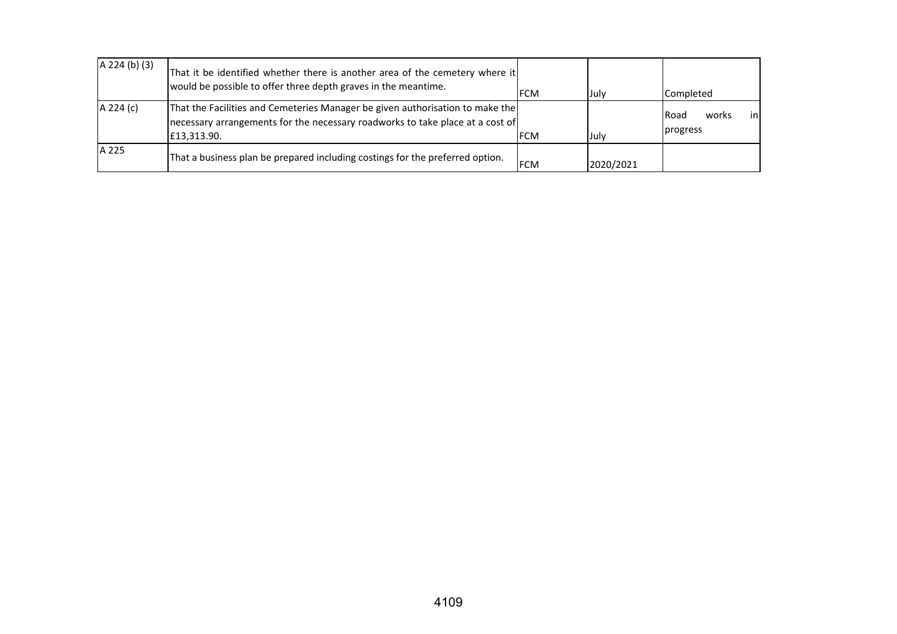| A 224 (b) (3) | That it be identified whether there is another area of the cemetery where it would be possible to offer three depth graves in the meantime. | FCM | July | Completed |
|---|---|---|---|---|
| A 224 (c) | That the Facilities and Cemeteries Manager be given authorisation to make the necessary arrangements for the necessary roadworks to take place at a cost of £13,313.90. | FCM | July | Road works in progress |
| A 225 | That a business plan be prepared including costings for the preferred option. | FCM | 2020/2021 | |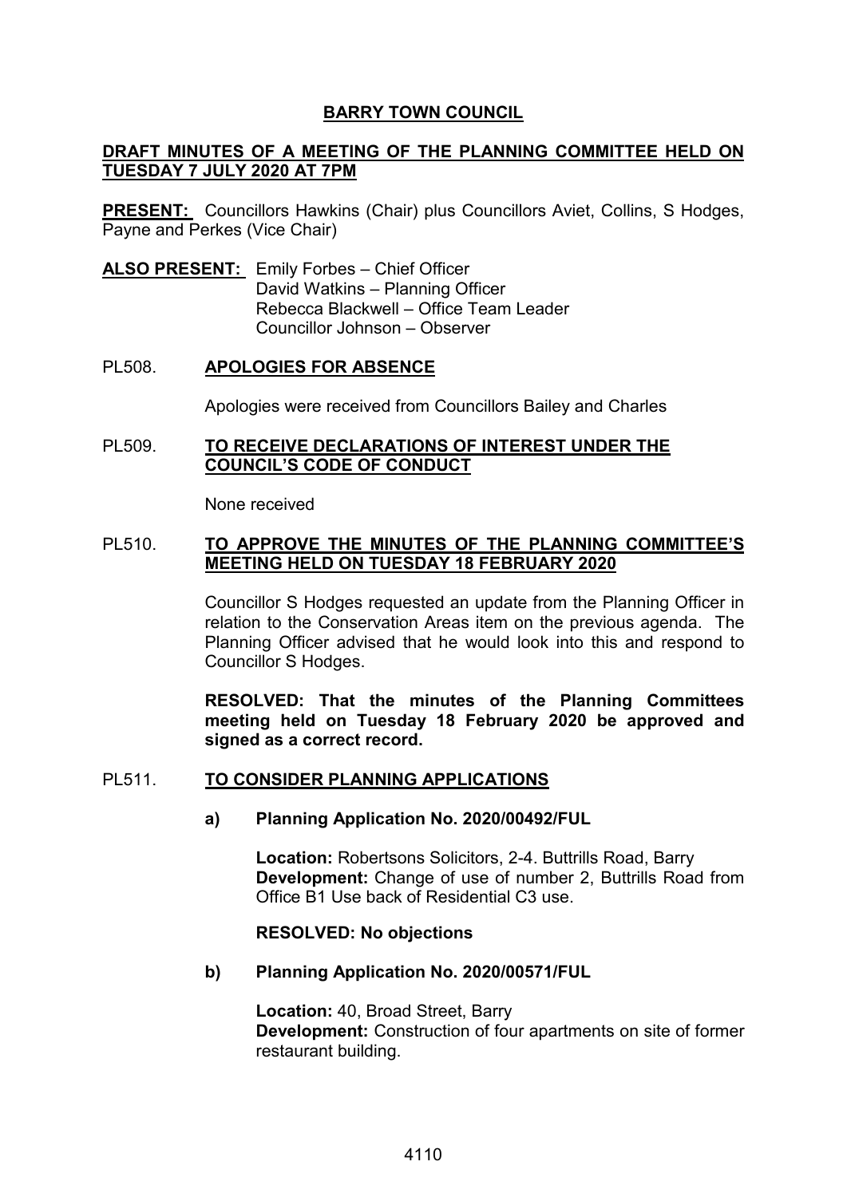# BARRY TOWN COUNCIL

## DRAFT MINUTES OF A MEETING OF THE PLANNING COMMITTEE HELD ON TUESDAY 7 JULY 2020 AT 7PM

**PRESENT:** Councillors Hawkins (Chair) plus Councillors Aviet, Collins, S Hodges, Payne and Perkes (Vice Chair)

**ALSO PRESENT:** Emily Forbes – Chief Officer
David Watkins – Planning Officer
Rebecca Blackwell – Office Team Leader
Councillor Johnson – Observer

### PL508. APOLOGIES FOR ABSENCE

Apologies were received from Councillors Bailey and Charles

### PL509. TO RECEIVE DECLARATIONS OF INTEREST UNDER THE COUNCIL'S CODE OF CONDUCT

None received

### PL510. TO APPROVE THE MINUTES OF THE PLANNING COMMITTEE'S MEETING HELD ON TUESDAY 18 FEBRUARY 2020

Councillor S Hodges requested an update from the Planning Officer in relation to the Conservation Areas item on the previous agenda. The Planning Officer advised that he would look into this and respond to Councillor S Hodges.

**RESOLVED: That the minutes of the Planning Committees meeting held on Tuesday 18 February 2020 be approved and signed as a correct record.**

### PL511. TO CONSIDER PLANNING APPLICATIONS

**a) Planning Application No. 2020/00492/FUL**

**Location:** Robertsons Solicitors, 2-4. Buttrills Road, Barry
**Development:** Change of use of number 2, Buttrills Road from Office B1 Use back of Residential C3 use.

**RESOLVED: No objections**

**b) Planning Application No. 2020/00571/FUL**

**Location:** 40, Broad Street, Barry
**Development:** Construction of four apartments on site of former restaurant building.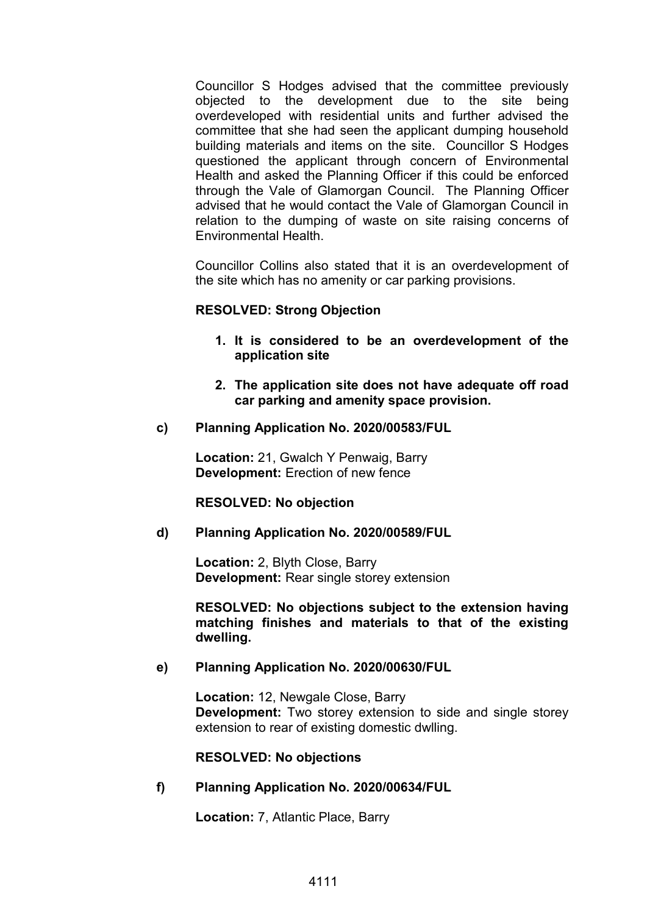Councillor S Hodges advised that the committee previously objected to the development due to the site being overdeveloped with residential units and further advised the committee that she had seen the applicant dumping household building materials and items on the site. Councillor S Hodges questioned the applicant through concern of Environmental Health and asked the Planning Officer if this could be enforced through the Vale of Glamorgan Council. The Planning Officer advised that he would contact the Vale of Glamorgan Council in relation to the dumping of waste on site raising concerns of Environmental Health.

Councillor Collins also stated that it is an overdevelopment of the site which has no amenity or car parking provisions.

**RESOLVED: Strong Objection**

1. **It is considered to be an overdevelopment of the application site**

2. **The application site does not have adequate off road car parking and amenity space provision.**

**c) Planning Application No. 2020/00583/FUL**

**Location:** 21, Gwalch Y Penwaig, Barry
**Development:** Erection of new fence

**RESOLVED: No objection**

**d) Planning Application No. 2020/00589/FUL**

**Location:** 2, Blyth Close, Barry
**Development:** Rear single storey extension

**RESOLVED: No objections subject to the extension having matching finishes and materials to that of the existing dwelling.**

**e) Planning Application No. 2020/00630/FUL**

**Location:** 12, Newgale Close, Barry
**Development:** Two storey extension to side and single storey extension to rear of existing domestic dwlling.

**RESOLVED: No objections**

**f) Planning Application No. 2020/00634/FUL**

**Location:** 7, Atlantic Place, Barry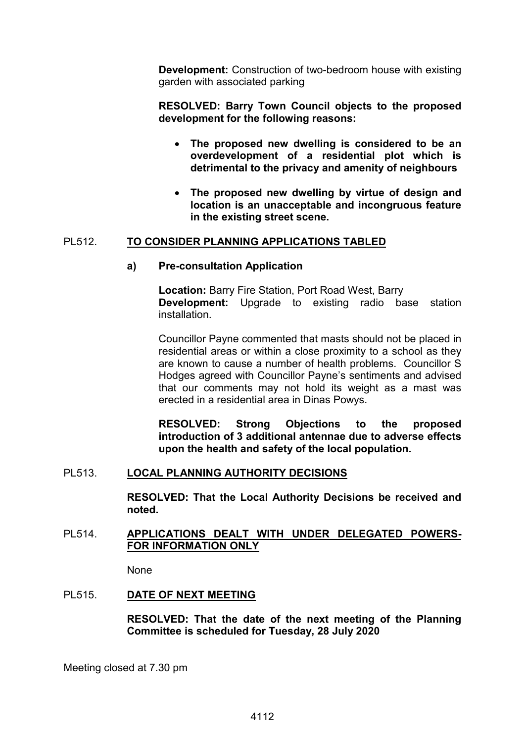**Development:** Construction of two-bedroom house with existing garden with associated parking

**RESOLVED: Barry Town Council objects to the proposed development for the following reasons:**

- **The proposed new dwelling is considered to be an overdevelopment of a residential plot which is detrimental to the privacy and amenity of neighbours**
- **The proposed new dwelling by virtue of design and location is an unacceptable and incongruous feature in the existing street scene.**

## PL512. TO CONSIDER PLANNING APPLICATIONS TABLED

### a) Pre-consultation Application

**Location:** Barry Fire Station, Port Road West, Barry
**Development:** Upgrade to existing radio base station installation.

Councillor Payne commented that masts should not be placed in residential areas or within a close proximity to a school as they are known to cause a number of health problems. Councillor S Hodges agreed with Councillor Payne's sentiments and advised that our comments may not hold its weight as a mast was erected in a residential area in Dinas Powys.

**RESOLVED: Strong Objections to the proposed introduction of 3 additional antennae due to adverse effects upon the health and safety of the local population.**

## PL513. LOCAL PLANNING AUTHORITY DECISIONS

**RESOLVED: That the Local Authority Decisions be received and noted.**

## PL514. APPLICATIONS DEALT WITH UNDER DELEGATED POWERS- FOR INFORMATION ONLY

None

## PL515. DATE OF NEXT MEETING

**RESOLVED: That the date of the next meeting of the Planning Committee is scheduled for Tuesday, 28 July 2020**

Meeting closed at 7.30 pm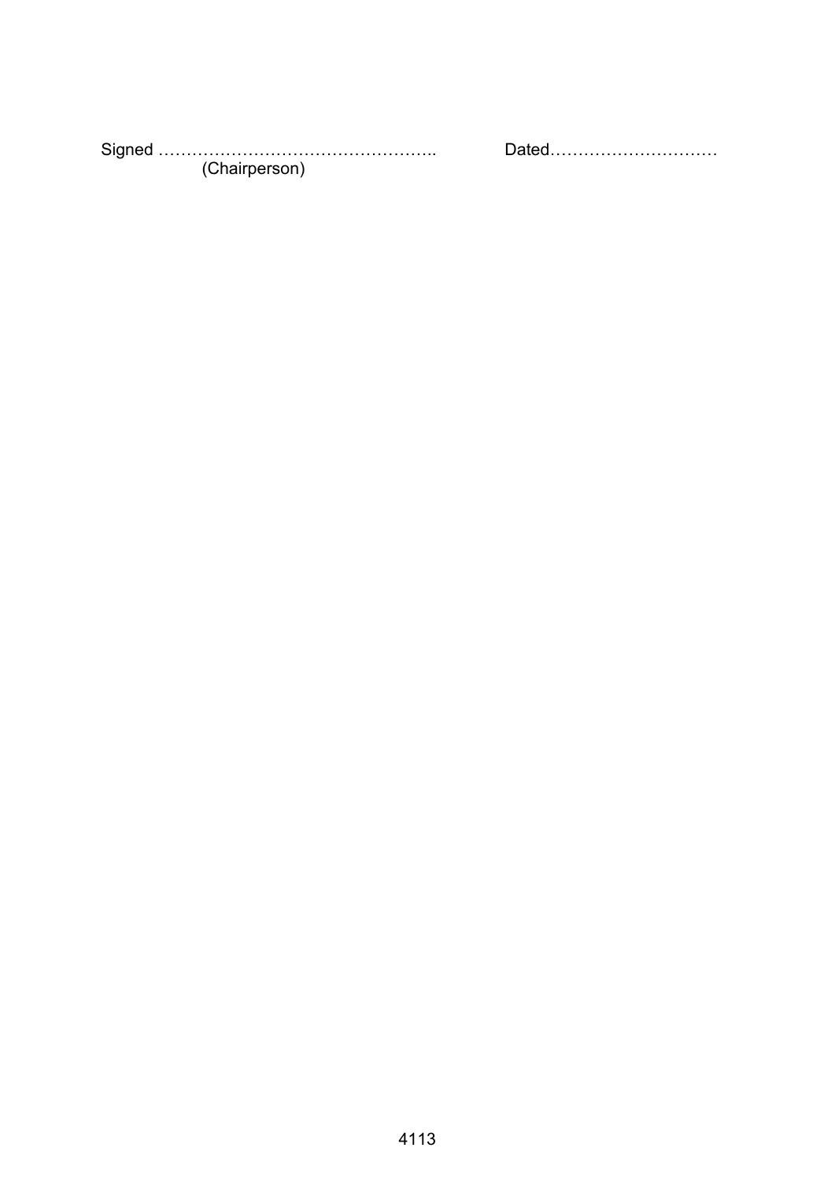Signed ………………………………………….. (Chairperson)

Dated…………………………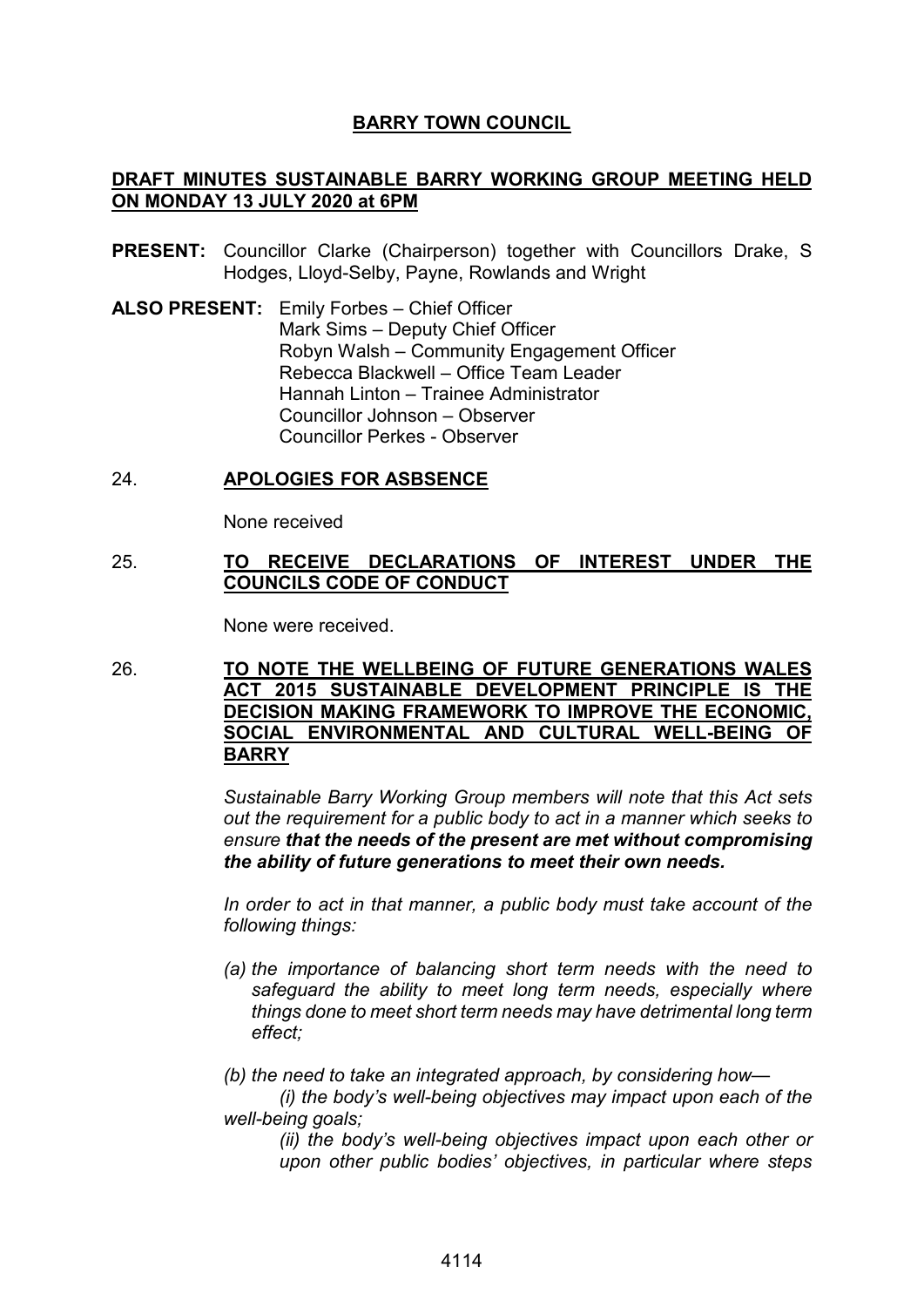# BARRY TOWN COUNCIL

## DRAFT MINUTES SUSTAINABLE BARRY WORKING GROUP MEETING HELD ON MONDAY 13 JULY 2020 at 6PM

**PRESENT:** Councillor Clarke (Chairperson) together with Councillors Drake, S Hodges, Lloyd-Selby, Payne, Rowlands and Wright

**ALSO PRESENT:** Emily Forbes – Chief Officer
Mark Sims – Deputy Chief Officer
Robyn Walsh – Community Engagement Officer
Rebecca Blackwell – Office Team Leader
Hannah Linton – Trainee Administrator
Councillor Johnson – Observer
Councillor Perkes - Observer

### 24. APOLOGIES FOR ASBSENCE

None received

### 25. TO RECEIVE DECLARATIONS OF INTEREST UNDER THE COUNCILS CODE OF CONDUCT

None were received.

### 26. TO NOTE THE WELLBEING OF FUTURE GENERATIONS WALES ACT 2015 SUSTAINABLE DEVELOPMENT PRINCIPLE IS THE DECISION MAKING FRAMEWORK TO IMPROVE THE ECONOMIC, SOCIAL ENVIRONMENTAL AND CULTURAL WELL-BEING OF BARRY

*Sustainable Barry Working Group members will note that this Act sets out the requirement for a public body to act in a manner which seeks to ensure* ***that the needs of the present are met without compromising the ability of future generations to meet their own needs.***

*In order to act in that manner, a public body must take account of the following things:*

*(a) the importance of balancing short term needs with the need to safeguard the ability to meet long term needs, especially where things done to meet short term needs may have detrimental long term effect;*

*(b) the need to take an integrated approach, by considering how—*

*(i) the body's well-being objectives may impact upon each of the well-being goals;*

*(ii) the body's well-being objectives impact upon each other or upon other public bodies' objectives, in particular where steps*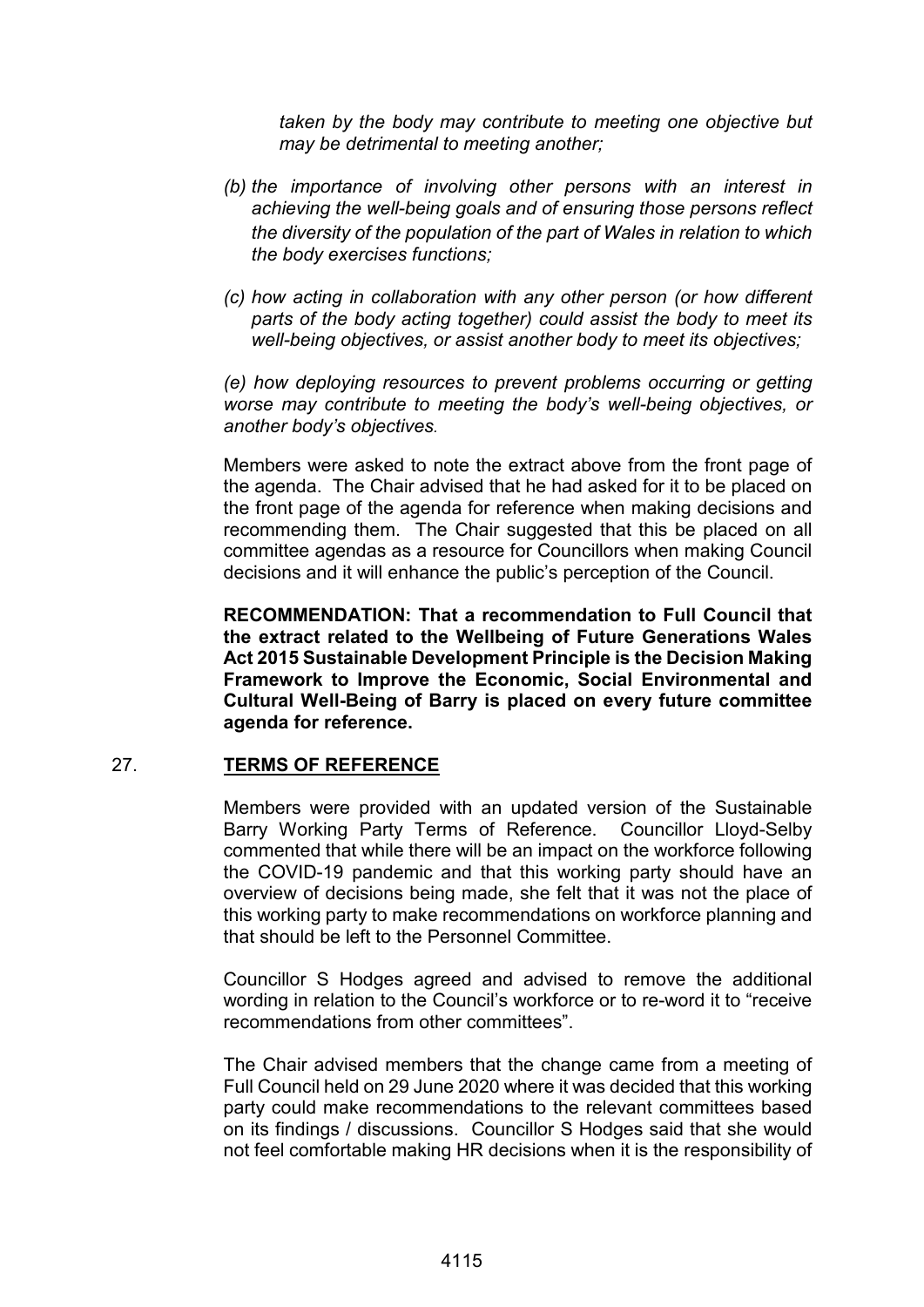*taken by the body may contribute to meeting one objective but may be detrimental to meeting another;*

*(b) the importance of involving other persons with an interest in achieving the well-being goals and of ensuring those persons reflect the diversity of the population of the part of Wales in relation to which the body exercises functions;*

*(c) how acting in collaboration with any other person (or how different parts of the body acting together) could assist the body to meet its well-being objectives, or assist another body to meet its objectives;*

*(e) how deploying resources to prevent problems occurring or getting worse may contribute to meeting the body's well-being objectives, or another body's objectives.*

Members were asked to note the extract above from the front page of the agenda. The Chair advised that he had asked for it to be placed on the front page of the agenda for reference when making decisions and recommending them. The Chair suggested that this be placed on all committee agendas as a resource for Councillors when making Council decisions and it will enhance the public's perception of the Council.

**RECOMMENDATION: That a recommendation to Full Council that the extract related to the Wellbeing of Future Generations Wales Act 2015 Sustainable Development Principle is the Decision Making Framework to Improve the Economic, Social Environmental and Cultural Well-Being of Barry is placed on every future committee agenda for reference.**

## 27. TERMS OF REFERENCE

Members were provided with an updated version of the Sustainable Barry Working Party Terms of Reference. Councillor Lloyd-Selby commented that while there will be an impact on the workforce following the COVID-19 pandemic and that this working party should have an overview of decisions being made, she felt that it was not the place of this working party to make recommendations on workforce planning and that should be left to the Personnel Committee.

Councillor S Hodges agreed and advised to remove the additional wording in relation to the Council's workforce or to re-word it to "receive recommendations from other committees".

The Chair advised members that the change came from a meeting of Full Council held on 29 June 2020 where it was decided that this working party could make recommendations to the relevant committees based on its findings / discussions. Councillor S Hodges said that she would not feel comfortable making HR decisions when it is the responsibility of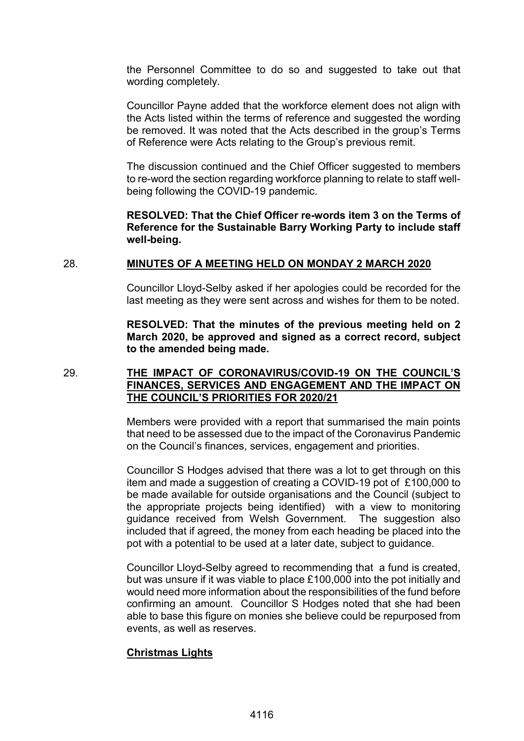the Personnel Committee to do so and suggested to take out that wording completely.

Councillor Payne added that the workforce element does not align with the Acts listed within the terms of reference and suggested the wording be removed. It was noted that the Acts described in the group's Terms of Reference were Acts relating to the Group's previous remit.

The discussion continued and the Chief Officer suggested to members to re-word the section regarding workforce planning to relate to staff well-being following the COVID-19 pandemic.

**RESOLVED: That the Chief Officer re-words item 3 on the Terms of Reference for the Sustainable Barry Working Party to include staff well-being.**

## 28. MINUTES OF A MEETING HELD ON MONDAY 2 MARCH 2020

Councillor Lloyd-Selby asked if her apologies could be recorded for the last meeting as they were sent across and wishes for them to be noted.

**RESOLVED: That the minutes of the previous meeting held on 2 March 2020, be approved and signed as a correct record, subject to the amended being made.**

## 29. THE IMPACT OF CORONAVIRUS/COVID-19 ON THE COUNCIL'S FINANCES, SERVICES AND ENGAGEMENT AND THE IMPACT ON THE COUNCIL'S PRIORITIES FOR 2020/21

Members were provided with a report that summarised the main points that need to be assessed due to the impact of the Coronavirus Pandemic on the Council's finances, services, engagement and priorities.

Councillor S Hodges advised that there was a lot to get through on this item and made a suggestion of creating a COVID-19 pot of £100,000 to be made available for outside organisations and the Council (subject to the appropriate projects being identified) with a view to monitoring guidance received from Welsh Government. The suggestion also included that if agreed, the money from each heading be placed into the pot with a potential to be used at a later date, subject to guidance.

Councillor Lloyd-Selby agreed to recommending that a fund is created, but was unsure if it was viable to place £100,000 into the pot initially and would need more information about the responsibilities of the fund before confirming an amount. Councillor S Hodges noted that she had been able to base this figure on monies she believe could be repurposed from events, as well as reserves.

### Christmas Lights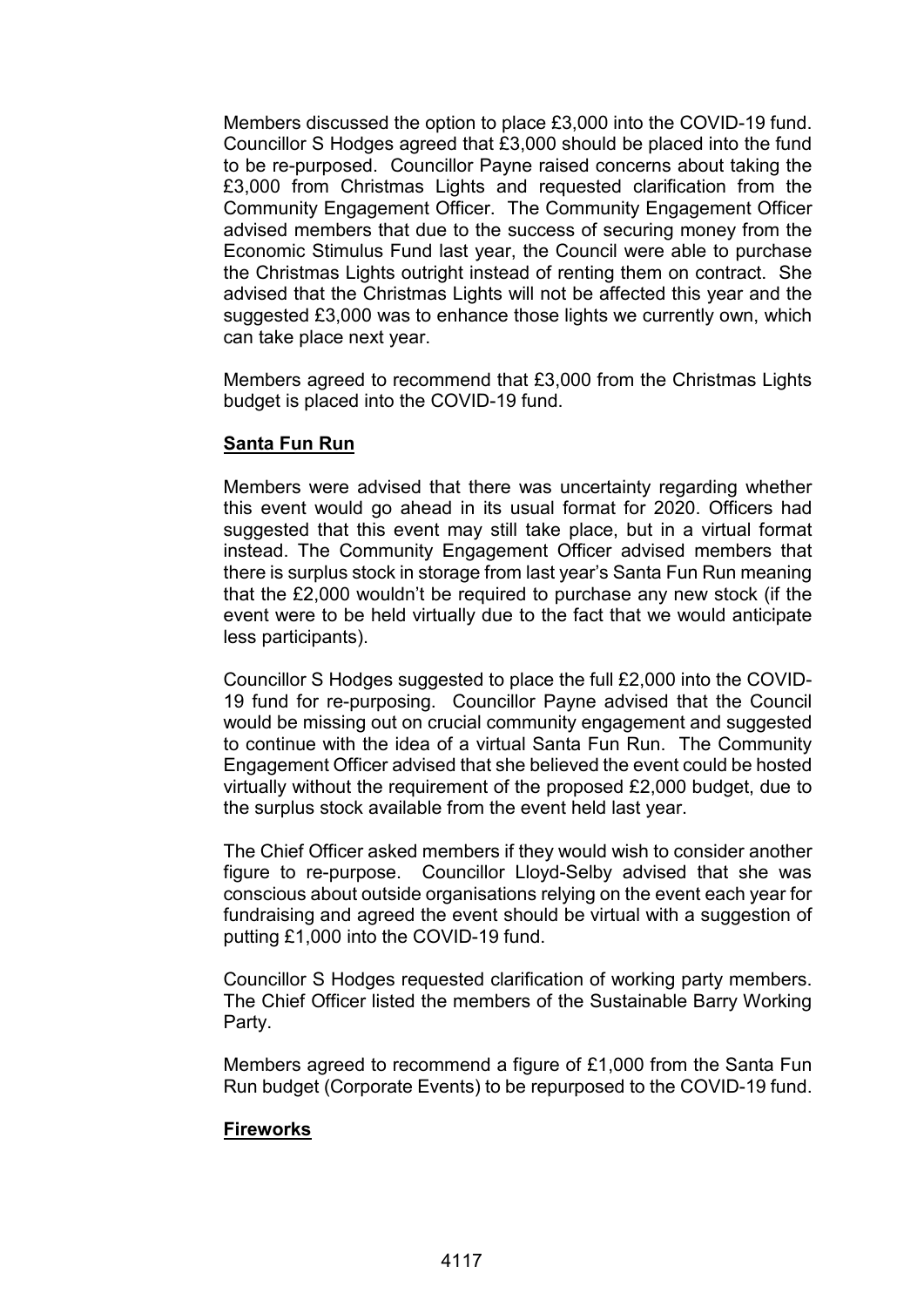Members discussed the option to place £3,000 into the COVID-19 fund. Councillor S Hodges agreed that £3,000 should be placed into the fund to be re-purposed. Councillor Payne raised concerns about taking the £3,000 from Christmas Lights and requested clarification from the Community Engagement Officer. The Community Engagement Officer advised members that due to the success of securing money from the Economic Stimulus Fund last year, the Council were able to purchase the Christmas Lights outright instead of renting them on contract. She advised that the Christmas Lights will not be affected this year and the suggested £3,000 was to enhance those lights we currently own, which can take place next year.

Members agreed to recommend that £3,000 from the Christmas Lights budget is placed into the COVID-19 fund.

**Santa Fun Run**

Members were advised that there was uncertainty regarding whether this event would go ahead in its usual format for 2020. Officers had suggested that this event may still take place, but in a virtual format instead. The Community Engagement Officer advised members that there is surplus stock in storage from last year's Santa Fun Run meaning that the £2,000 wouldn't be required to purchase any new stock (if the event were to be held virtually due to the fact that we would anticipate less participants).

Councillor S Hodges suggested to place the full £2,000 into the COVID-19 fund for re-purposing. Councillor Payne advised that the Council would be missing out on crucial community engagement and suggested to continue with the idea of a virtual Santa Fun Run. The Community Engagement Officer advised that she believed the event could be hosted virtually without the requirement of the proposed £2,000 budget, due to the surplus stock available from the event held last year.

The Chief Officer asked members if they would wish to consider another figure to re-purpose. Councillor Lloyd-Selby advised that she was conscious about outside organisations relying on the event each year for fundraising and agreed the event should be virtual with a suggestion of putting £1,000 into the COVID-19 fund.

Councillor S Hodges requested clarification of working party members. The Chief Officer listed the members of the Sustainable Barry Working Party.

Members agreed to recommend a figure of £1,000 from the Santa Fun Run budget (Corporate Events) to be repurposed to the COVID-19 fund.

**Fireworks**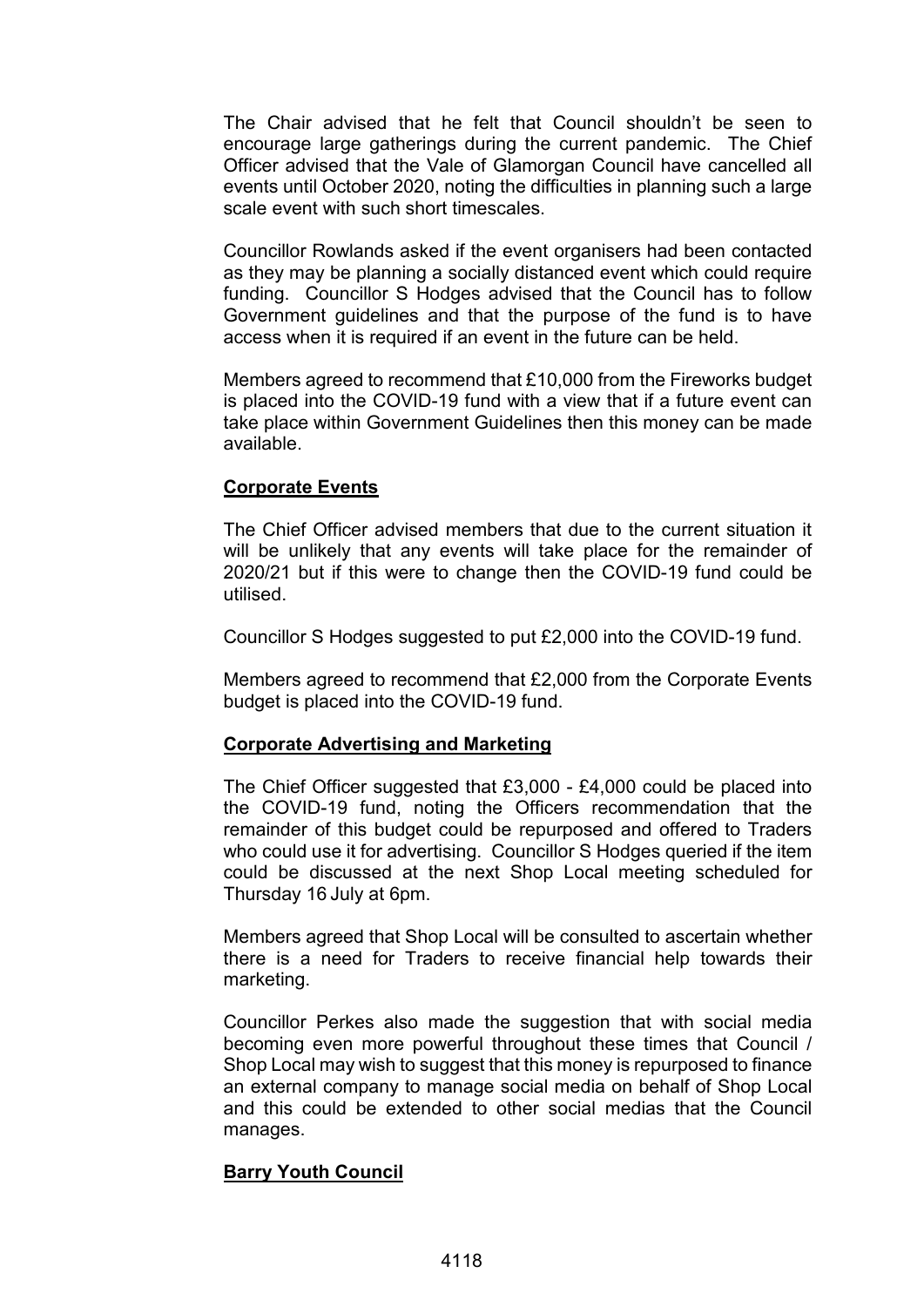The Chair advised that he felt that Council shouldn't be seen to encourage large gatherings during the current pandemic. The Chief Officer advised that the Vale of Glamorgan Council have cancelled all events until October 2020, noting the difficulties in planning such a large scale event with such short timescales.

Councillor Rowlands asked if the event organisers had been contacted as they may be planning a socially distanced event which could require funding. Councillor S Hodges advised that the Council has to follow Government guidelines and that the purpose of the fund is to have access when it is required if an event in the future can be held.

Members agreed to recommend that £10,000 from the Fireworks budget is placed into the COVID-19 fund with a view that if a future event can take place within Government Guidelines then this money can be made available.

**Corporate Events**

The Chief Officer advised members that due to the current situation it will be unlikely that any events will take place for the remainder of 2020/21 but if this were to change then the COVID-19 fund could be utilised.

Councillor S Hodges suggested to put £2,000 into the COVID-19 fund.

Members agreed to recommend that £2,000 from the Corporate Events budget is placed into the COVID-19 fund.

**Corporate Advertising and Marketing**

The Chief Officer suggested that £3,000 - £4,000 could be placed into the COVID-19 fund, noting the Officers recommendation that the remainder of this budget could be repurposed and offered to Traders who could use it for advertising. Councillor S Hodges queried if the item could be discussed at the next Shop Local meeting scheduled for Thursday 16 July at 6pm.

Members agreed that Shop Local will be consulted to ascertain whether there is a need for Traders to receive financial help towards their marketing.

Councillor Perkes also made the suggestion that with social media becoming even more powerful throughout these times that Council / Shop Local may wish to suggest that this money is repurposed to finance an external company to manage social media on behalf of Shop Local and this could be extended to other social medias that the Council manages.

**Barry Youth Council**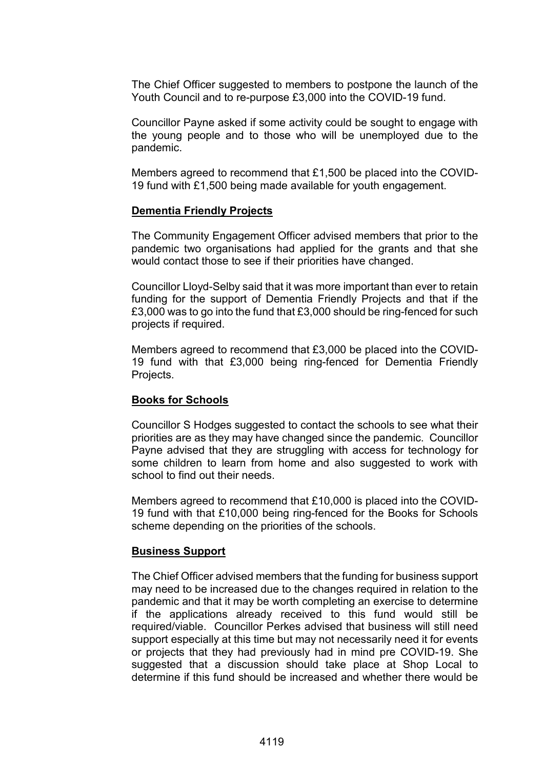The Chief Officer suggested to members to postpone the launch of the Youth Council and to re-purpose £3,000 into the COVID-19 fund.

Councillor Payne asked if some activity could be sought to engage with the young people and to those who will be unemployed due to the pandemic.

Members agreed to recommend that £1,500 be placed into the COVID-19 fund with £1,500 being made available for youth engagement.

**Dementia Friendly Projects**

The Community Engagement Officer advised members that prior to the pandemic two organisations had applied for the grants and that she would contact those to see if their priorities have changed.

Councillor Lloyd-Selby said that it was more important than ever to retain funding for the support of Dementia Friendly Projects and that if the £3,000 was to go into the fund that £3,000 should be ring-fenced for such projects if required.

Members agreed to recommend that £3,000 be placed into the COVID-19 fund with that £3,000 being ring-fenced for Dementia Friendly Projects.

**Books for Schools**

Councillor S Hodges suggested to contact the schools to see what their priorities are as they may have changed since the pandemic. Councillor Payne advised that they are struggling with access for technology for some children to learn from home and also suggested to work with school to find out their needs.

Members agreed to recommend that £10,000 is placed into the COVID-19 fund with that £10,000 being ring-fenced for the Books for Schools scheme depending on the priorities of the schools.

**Business Support**

The Chief Officer advised members that the funding for business support may need to be increased due to the changes required in relation to the pandemic and that it may be worth completing an exercise to determine if the applications already received to this fund would still be required/viable. Councillor Perkes advised that business will still need support especially at this time but may not necessarily need it for events or projects that they had previously had in mind pre COVID-19. She suggested that a discussion should take place at Shop Local to determine if this fund should be increased and whether there would be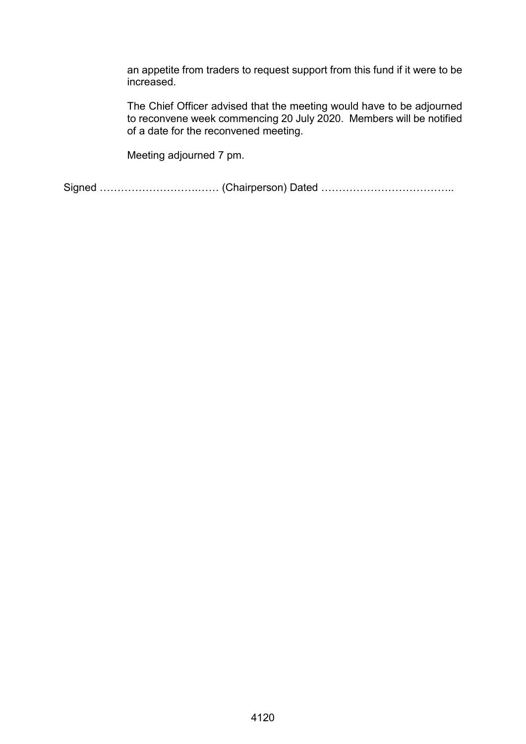an appetite from traders to request support from this fund if it were to be increased.

The Chief Officer advised that the meeting would have to be adjourned to reconvene week commencing 20 July 2020. Members will be notified of a date for the reconvened meeting.

Meeting adjourned 7 pm.

Signed …………………………..…… (Chairperson) Dated ………………………………..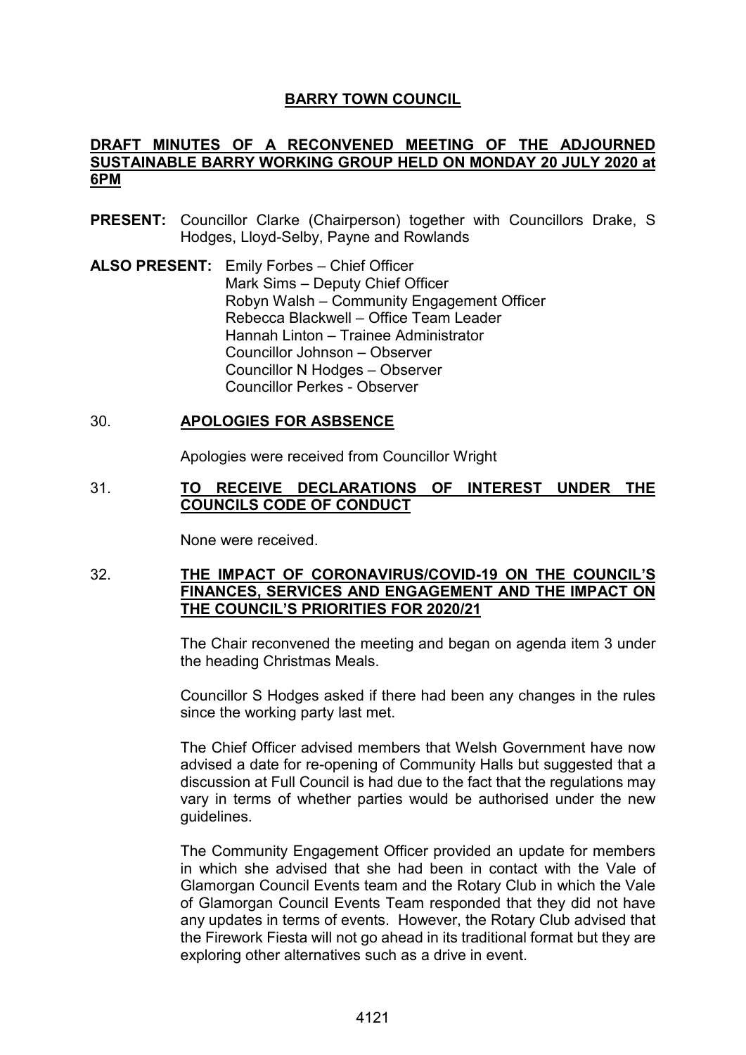# BARRY TOWN COUNCIL

## DRAFT MINUTES OF A RECONVENED MEETING OF THE ADJOURNED SUSTAINABLE BARRY WORKING GROUP HELD ON MONDAY 20 JULY 2020 at 6PM

**PRESENT:** Councillor Clarke (Chairperson) together with Councillors Drake, S Hodges, Lloyd-Selby, Payne and Rowlands

**ALSO PRESENT:** Emily Forbes – Chief Officer
Mark Sims – Deputy Chief Officer
Robyn Walsh – Community Engagement Officer
Rebecca Blackwell – Office Team Leader
Hannah Linton – Trainee Administrator
Councillor Johnson – Observer
Councillor N Hodges – Observer
Councillor Perkes - Observer

### 30. APOLOGIES FOR ASBSENCE

Apologies were received from Councillor Wright

### 31. TO RECEIVE DECLARATIONS OF INTEREST UNDER THE COUNCILS CODE OF CONDUCT

None were received.

### 32. THE IMPACT OF CORONAVIRUS/COVID-19 ON THE COUNCIL'S FINANCES, SERVICES AND ENGAGEMENT AND THE IMPACT ON THE COUNCIL'S PRIORITIES FOR 2020/21

The Chair reconvened the meeting and began on agenda item 3 under the heading Christmas Meals.

Councillor S Hodges asked if there had been any changes in the rules since the working party last met.

The Chief Officer advised members that Welsh Government have now advised a date for re-opening of Community Halls but suggested that a discussion at Full Council is had due to the fact that the regulations may vary in terms of whether parties would be authorised under the new guidelines.

The Community Engagement Officer provided an update for members in which she advised that she had been in contact with the Vale of Glamorgan Council Events team and the Rotary Club in which the Vale of Glamorgan Council Events Team responded that they did not have any updates in terms of events. However, the Rotary Club advised that the Firework Fiesta will not go ahead in its traditional format but they are exploring other alternatives such as a drive in event.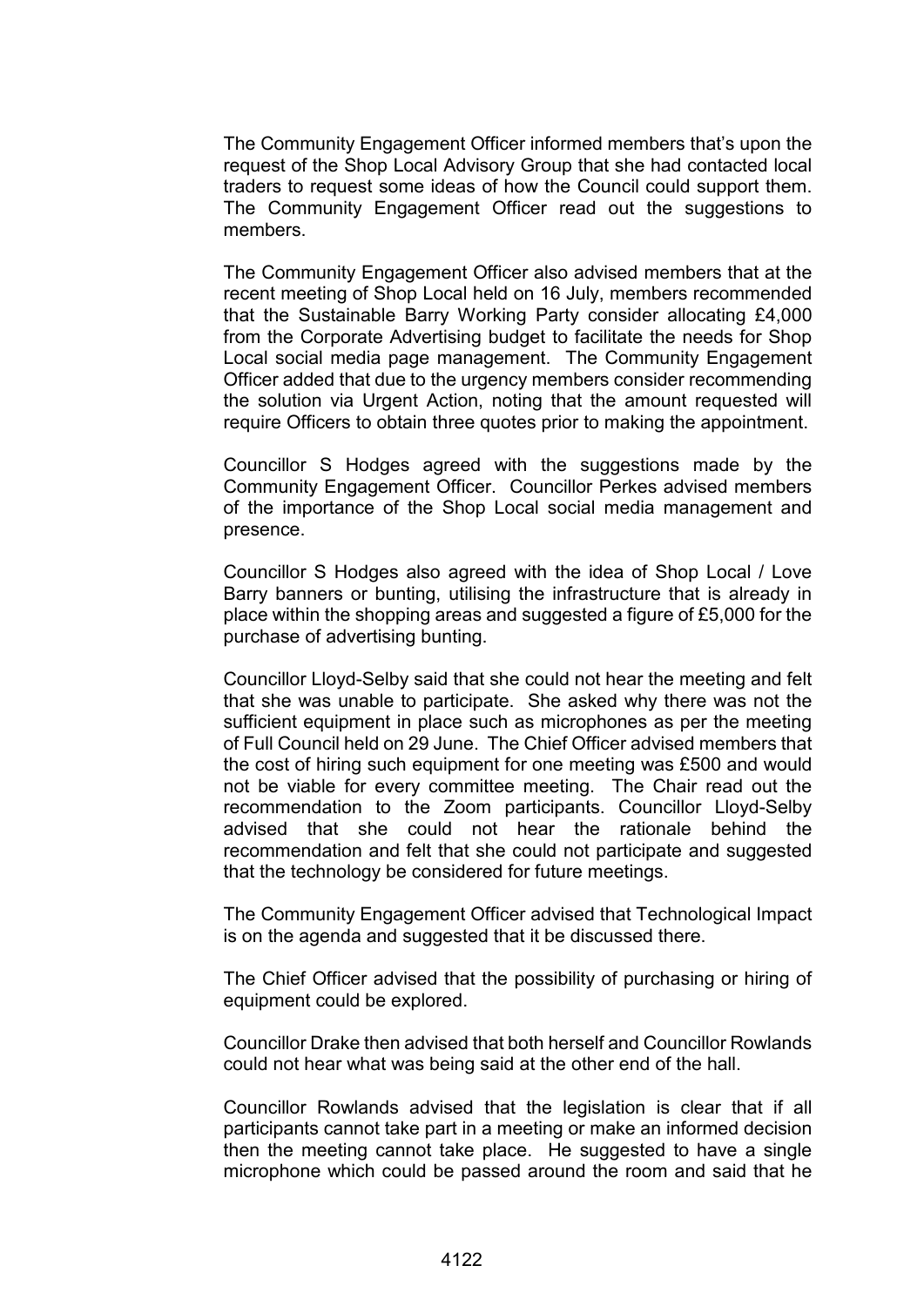The Community Engagement Officer informed members that's upon the request of the Shop Local Advisory Group that she had contacted local traders to request some ideas of how the Council could support them. The Community Engagement Officer read out the suggestions to members.

The Community Engagement Officer also advised members that at the recent meeting of Shop Local held on 16 July, members recommended that the Sustainable Barry Working Party consider allocating £4,000 from the Corporate Advertising budget to facilitate the needs for Shop Local social media page management. The Community Engagement Officer added that due to the urgency members consider recommending the solution via Urgent Action, noting that the amount requested will require Officers to obtain three quotes prior to making the appointment.

Councillor S Hodges agreed with the suggestions made by the Community Engagement Officer. Councillor Perkes advised members of the importance of the Shop Local social media management and presence.

Councillor S Hodges also agreed with the idea of Shop Local / Love Barry banners or bunting, utilising the infrastructure that is already in place within the shopping areas and suggested a figure of £5,000 for the purchase of advertising bunting.

Councillor Lloyd-Selby said that she could not hear the meeting and felt that she was unable to participate. She asked why there was not the sufficient equipment in place such as microphones as per the meeting of Full Council held on 29 June. The Chief Officer advised members that the cost of hiring such equipment for one meeting was £500 and would not be viable for every committee meeting. The Chair read out the recommendation to the Zoom participants. Councillor Lloyd-Selby advised that she could not hear the rationale behind the recommendation and felt that she could not participate and suggested that the technology be considered for future meetings.

The Community Engagement Officer advised that Technological Impact is on the agenda and suggested that it be discussed there.

The Chief Officer advised that the possibility of purchasing or hiring of equipment could be explored.

Councillor Drake then advised that both herself and Councillor Rowlands could not hear what was being said at the other end of the hall.

Councillor Rowlands advised that the legislation is clear that if all participants cannot take part in a meeting or make an informed decision then the meeting cannot take place. He suggested to have a single microphone which could be passed around the room and said that he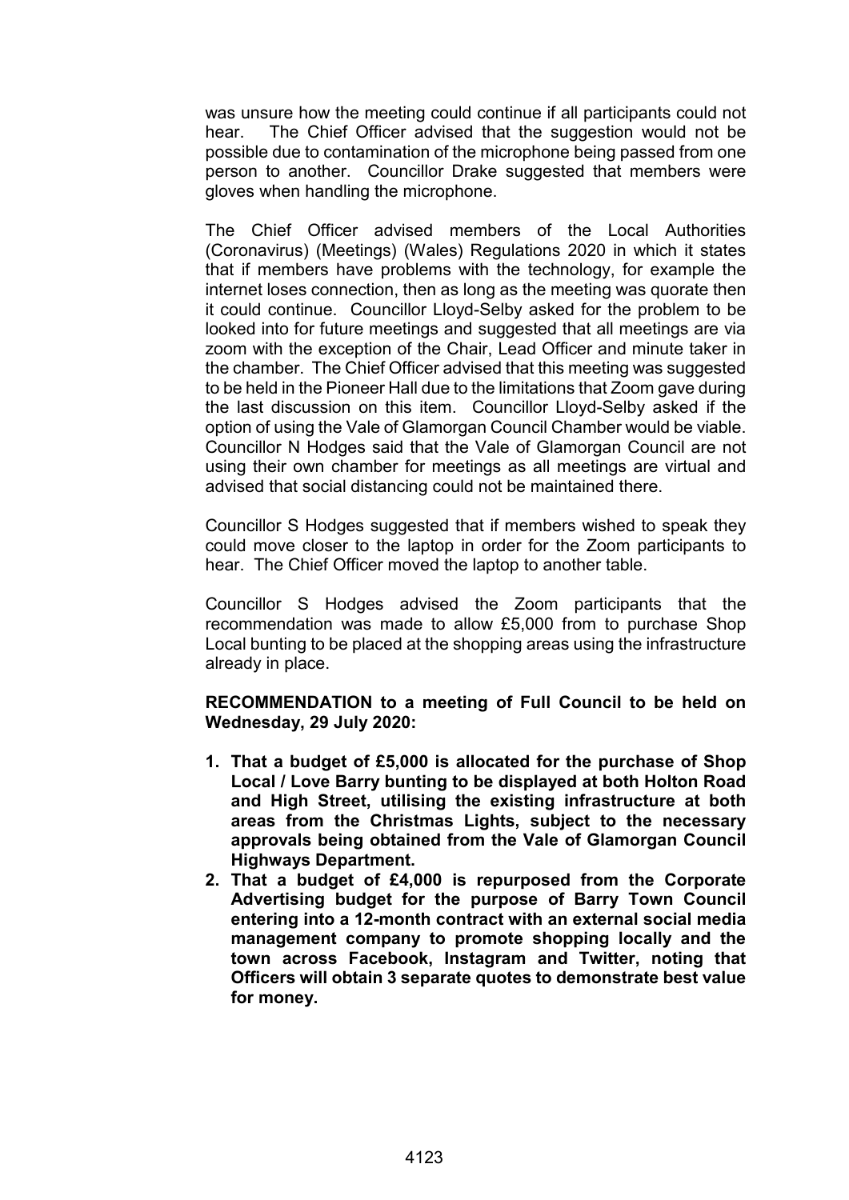was unsure how the meeting could continue if all participants could not hear. The Chief Officer advised that the suggestion would not be possible due to contamination of the microphone being passed from one person to another. Councillor Drake suggested that members were gloves when handling the microphone.

The Chief Officer advised members of the Local Authorities (Coronavirus) (Meetings) (Wales) Regulations 2020 in which it states that if members have problems with the technology, for example the internet loses connection, then as long as the meeting was quorate then it could continue. Councillor Lloyd-Selby asked for the problem to be looked into for future meetings and suggested that all meetings are via zoom with the exception of the Chair, Lead Officer and minute taker in the chamber. The Chief Officer advised that this meeting was suggested to be held in the Pioneer Hall due to the limitations that Zoom gave during the last discussion on this item. Councillor Lloyd-Selby asked if the option of using the Vale of Glamorgan Council Chamber would be viable. Councillor N Hodges said that the Vale of Glamorgan Council are not using their own chamber for meetings as all meetings are virtual and advised that social distancing could not be maintained there.

Councillor S Hodges suggested that if members wished to speak they could move closer to the laptop in order for the Zoom participants to hear. The Chief Officer moved the laptop to another table.

Councillor S Hodges advised the Zoom participants that the recommendation was made to allow £5,000 from to purchase Shop Local bunting to be placed at the shopping areas using the infrastructure already in place.

**RECOMMENDATION to a meeting of Full Council to be held on Wednesday, 29 July 2020:**

1. **That a budget of £5,000 is allocated for the purchase of Shop Local / Love Barry bunting to be displayed at both Holton Road and High Street, utilising the existing infrastructure at both areas from the Christmas Lights, subject to the necessary approvals being obtained from the Vale of Glamorgan Council Highways Department.**
2. **That a budget of £4,000 is repurposed from the Corporate Advertising budget for the purpose of Barry Town Council entering into a 12-month contract with an external social media management company to promote shopping locally and the town across Facebook, Instagram and Twitter, noting that Officers will obtain 3 separate quotes to demonstrate best value for money.**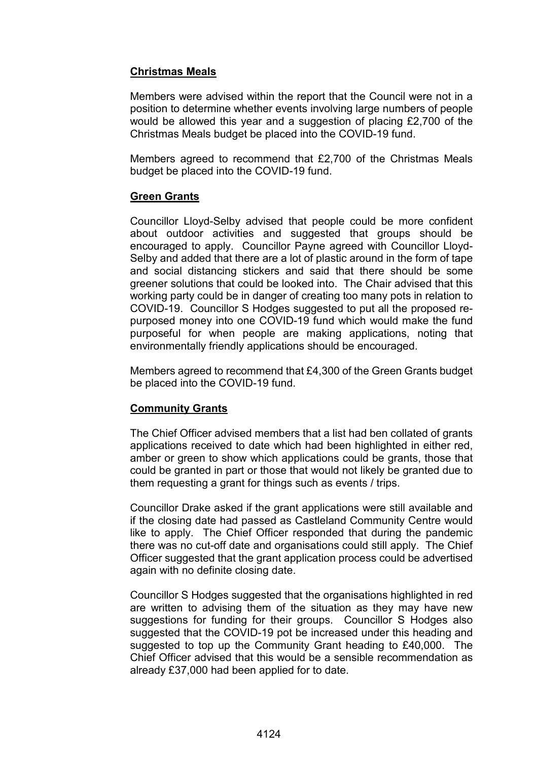**Christmas Meals**

Members were advised within the report that the Council were not in a position to determine whether events involving large numbers of people would be allowed this year and a suggestion of placing £2,700 of the Christmas Meals budget be placed into the COVID-19 fund.

Members agreed to recommend that £2,700 of the Christmas Meals budget be placed into the COVID-19 fund.

**Green Grants**

Councillor Lloyd-Selby advised that people could be more confident about outdoor activities and suggested that groups should be encouraged to apply. Councillor Payne agreed with Councillor Lloyd-Selby and added that there are a lot of plastic around in the form of tape and social distancing stickers and said that there should be some greener solutions that could be looked into. The Chair advised that this working party could be in danger of creating too many pots in relation to COVID-19. Councillor S Hodges suggested to put all the proposed re-purposed money into one COVID-19 fund which would make the fund purposeful for when people are making applications, noting that environmentally friendly applications should be encouraged.

Members agreed to recommend that £4,300 of the Green Grants budget be placed into the COVID-19 fund.

**Community Grants**

The Chief Officer advised members that a list had ben collated of grants applications received to date which had been highlighted in either red, amber or green to show which applications could be grants, those that could be granted in part or those that would not likely be granted due to them requesting a grant for things such as events / trips.

Councillor Drake asked if the grant applications were still available and if the closing date had passed as Castleland Community Centre would like to apply. The Chief Officer responded that during the pandemic there was no cut-off date and organisations could still apply. The Chief Officer suggested that the grant application process could be advertised again with no definite closing date.

Councillor S Hodges suggested that the organisations highlighted in red are written to advising them of the situation as they may have new suggestions for funding for their groups. Councillor S Hodges also suggested that the COVID-19 pot be increased under this heading and suggested to top up the Community Grant heading to £40,000. The Chief Officer advised that this would be a sensible recommendation as already £37,000 had been applied for to date.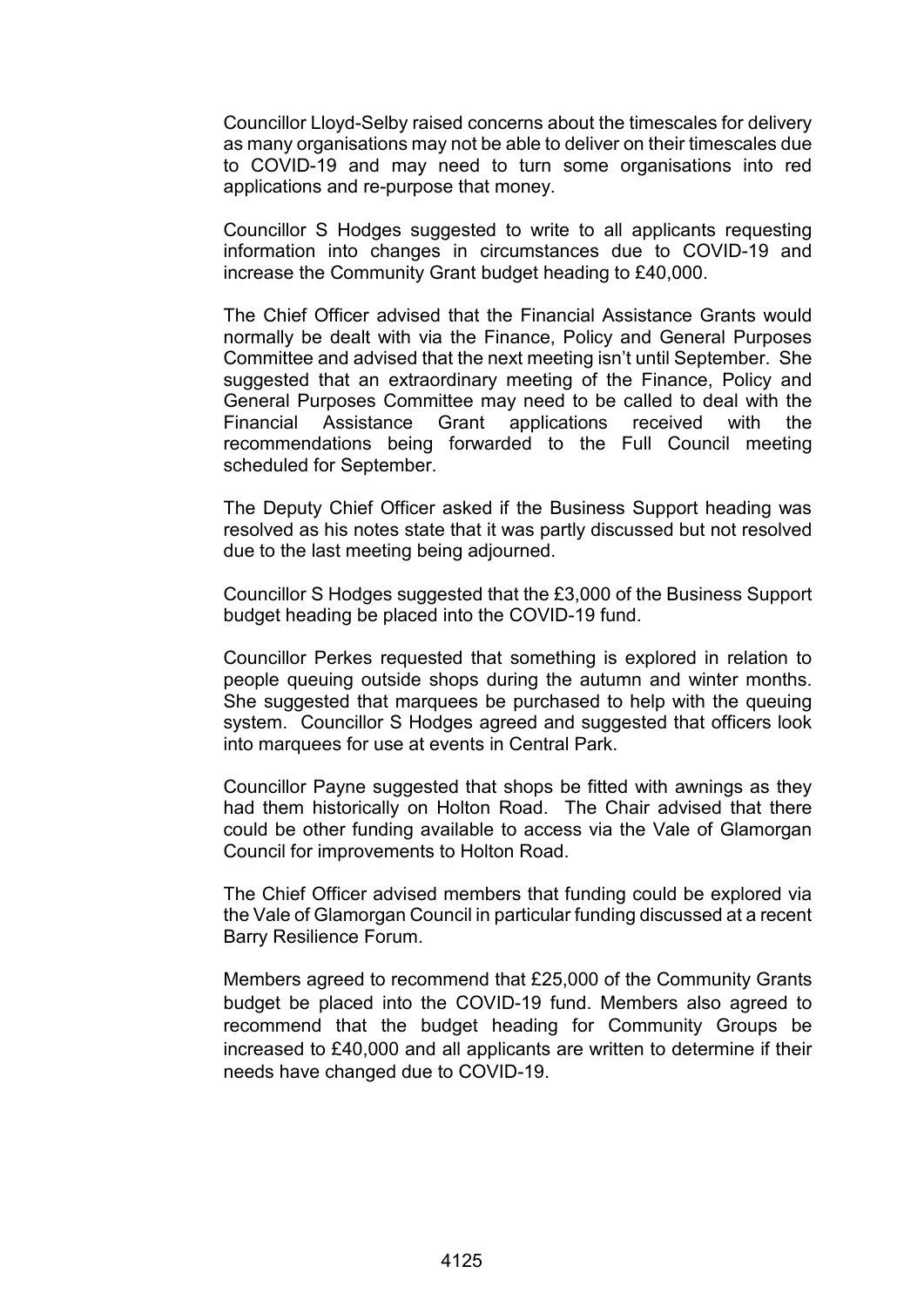Councillor Lloyd-Selby raised concerns about the timescales for delivery as many organisations may not be able to deliver on their timescales due to COVID-19 and may need to turn some organisations into red applications and re-purpose that money.

Councillor S Hodges suggested to write to all applicants requesting information into changes in circumstances due to COVID-19 and increase the Community Grant budget heading to £40,000.

The Chief Officer advised that the Financial Assistance Grants would normally be dealt with via the Finance, Policy and General Purposes Committee and advised that the next meeting isn't until September. She suggested that an extraordinary meeting of the Finance, Policy and General Purposes Committee may need to be called to deal with the Financial Assistance Grant applications received with the recommendations being forwarded to the Full Council meeting scheduled for September.

The Deputy Chief Officer asked if the Business Support heading was resolved as his notes state that it was partly discussed but not resolved due to the last meeting being adjourned.

Councillor S Hodges suggested that the £3,000 of the Business Support budget heading be placed into the COVID-19 fund.

Councillor Perkes requested that something is explored in relation to people queuing outside shops during the autumn and winter months. She suggested that marquees be purchased to help with the queuing system. Councillor S Hodges agreed and suggested that officers look into marquees for use at events in Central Park.

Councillor Payne suggested that shops be fitted with awnings as they had them historically on Holton Road. The Chair advised that there could be other funding available to access via the Vale of Glamorgan Council for improvements to Holton Road.

The Chief Officer advised members that funding could be explored via the Vale of Glamorgan Council in particular funding discussed at a recent Barry Resilience Forum.

Members agreed to recommend that £25,000 of the Community Grants budget be placed into the COVID-19 fund. Members also agreed to recommend that the budget heading for Community Groups be increased to £40,000 and all applicants are written to determine if their needs have changed due to COVID-19.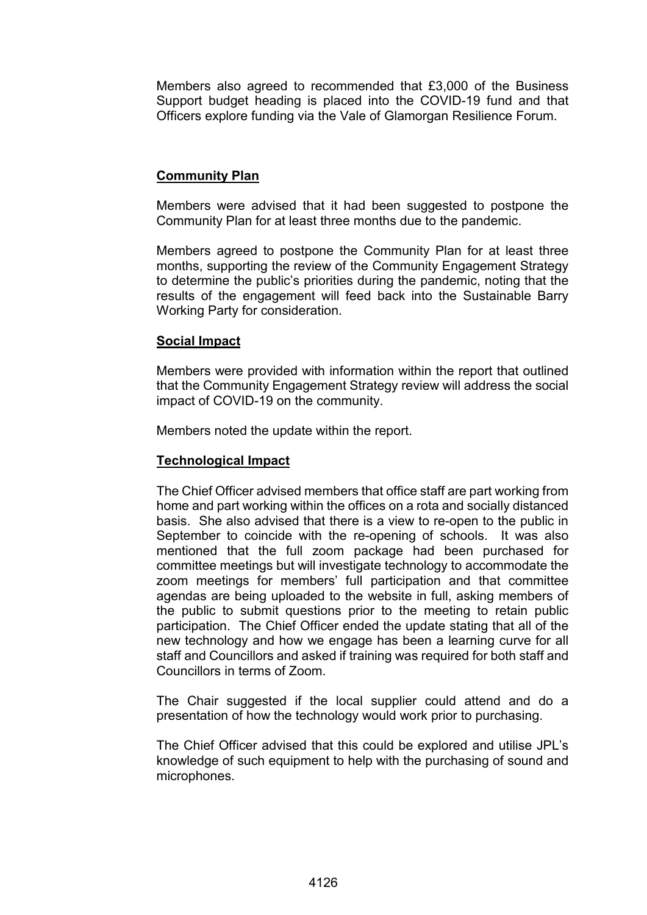Members also agreed to recommended that £3,000 of the Business Support budget heading is placed into the COVID-19 fund and that Officers explore funding via the Vale of Glamorgan Resilience Forum.

**Community Plan**

Members were advised that it had been suggested to postpone the Community Plan for at least three months due to the pandemic.

Members agreed to postpone the Community Plan for at least three months, supporting the review of the Community Engagement Strategy to determine the public's priorities during the pandemic, noting that the results of the engagement will feed back into the Sustainable Barry Working Party for consideration.

**Social Impact**

Members were provided with information within the report that outlined that the Community Engagement Strategy review will address the social impact of COVID-19 on the community.

Members noted the update within the report.

**Technological Impact**

The Chief Officer advised members that office staff are part working from home and part working within the offices on a rota and socially distanced basis. She also advised that there is a view to re-open to the public in September to coincide with the re-opening of schools. It was also mentioned that the full zoom package had been purchased for committee meetings but will investigate technology to accommodate the zoom meetings for members' full participation and that committee agendas are being uploaded to the website in full, asking members of the public to submit questions prior to the meeting to retain public participation. The Chief Officer ended the update stating that all of the new technology and how we engage has been a learning curve for all staff and Councillors and asked if training was required for both staff and Councillors in terms of Zoom.

The Chair suggested if the local supplier could attend and do a presentation of how the technology would work prior to purchasing.

The Chief Officer advised that this could be explored and utilise JPL's knowledge of such equipment to help with the purchasing of sound and microphones.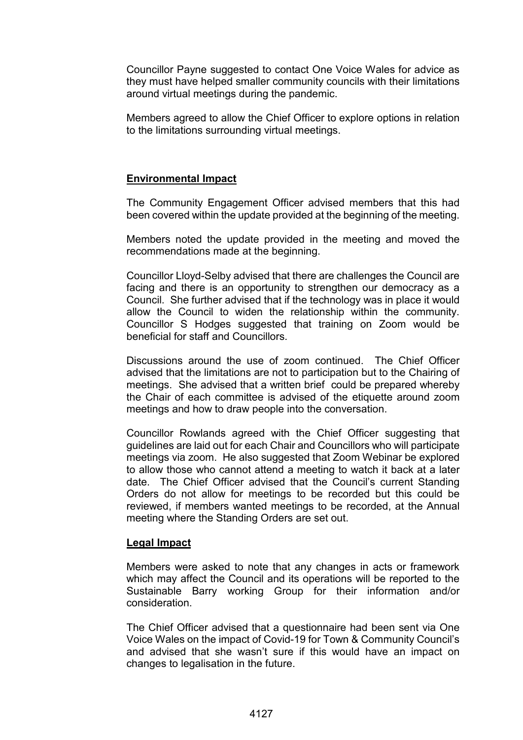Councillor Payne suggested to contact One Voice Wales for advice as they must have helped smaller community councils with their limitations around virtual meetings during the pandemic.

Members agreed to allow the Chief Officer to explore options in relation to the limitations surrounding virtual meetings.

**Environmental Impact**

The Community Engagement Officer advised members that this had been covered within the update provided at the beginning of the meeting.

Members noted the update provided in the meeting and moved the recommendations made at the beginning.

Councillor Lloyd-Selby advised that there are challenges the Council are facing and there is an opportunity to strengthen our democracy as a Council. She further advised that if the technology was in place it would allow the Council to widen the relationship within the community. Councillor S Hodges suggested that training on Zoom would be beneficial for staff and Councillors.

Discussions around the use of zoom continued. The Chief Officer advised that the limitations are not to participation but to the Chairing of meetings. She advised that a written brief could be prepared whereby the Chair of each committee is advised of the etiquette around zoom meetings and how to draw people into the conversation.

Councillor Rowlands agreed with the Chief Officer suggesting that guidelines are laid out for each Chair and Councillors who will participate meetings via zoom. He also suggested that Zoom Webinar be explored to allow those who cannot attend a meeting to watch it back at a later date. The Chief Officer advised that the Council's current Standing Orders do not allow for meetings to be recorded but this could be reviewed, if members wanted meetings to be recorded, at the Annual meeting where the Standing Orders are set out.

**Legal Impact**

Members were asked to note that any changes in acts or framework which may affect the Council and its operations will be reported to the Sustainable Barry working Group for their information and/or consideration.

The Chief Officer advised that a questionnaire had been sent via One Voice Wales on the impact of Covid-19 for Town & Community Council's and advised that she wasn't sure if this would have an impact on changes to legalisation in the future.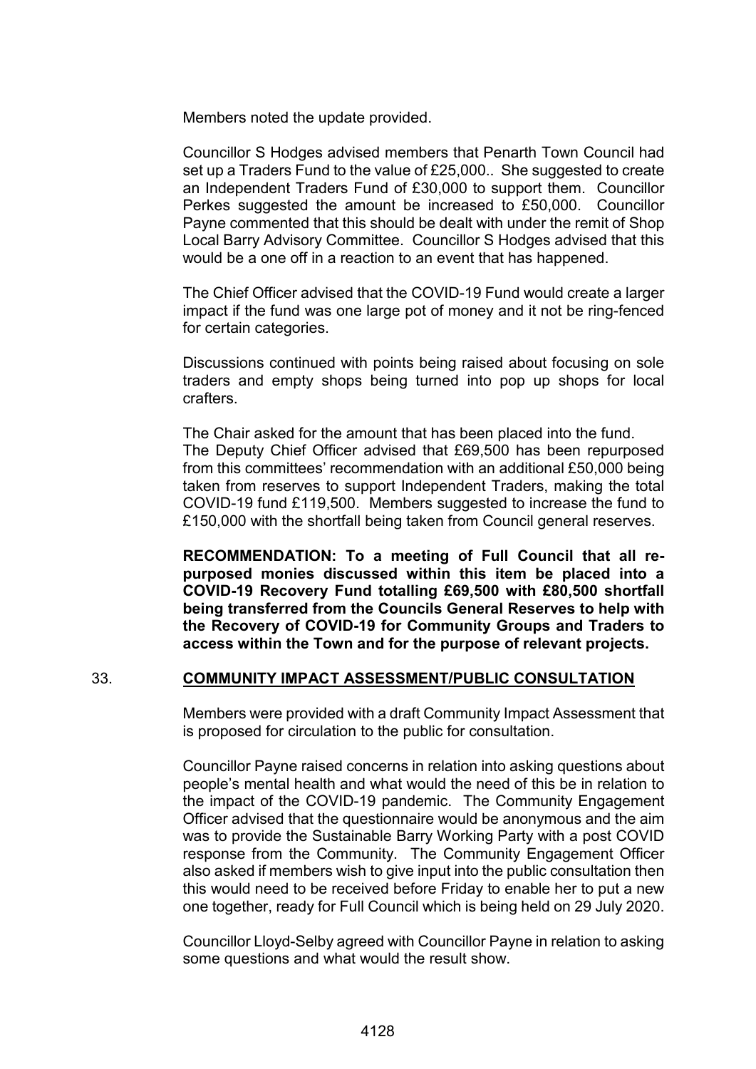Members noted the update provided.

Councillor S Hodges advised members that Penarth Town Council had set up a Traders Fund to the value of £25,000.. She suggested to create an Independent Traders Fund of £30,000 to support them. Councillor Perkes suggested the amount be increased to £50,000. Councillor Payne commented that this should be dealt with under the remit of Shop Local Barry Advisory Committee. Councillor S Hodges advised that this would be a one off in a reaction to an event that has happened.

The Chief Officer advised that the COVID-19 Fund would create a larger impact if the fund was one large pot of money and it not be ring-fenced for certain categories.

Discussions continued with points being raised about focusing on sole traders and empty shops being turned into pop up shops for local crafters.

The Chair asked for the amount that has been placed into the fund. The Deputy Chief Officer advised that £69,500 has been repurposed from this committees' recommendation with an additional £50,000 being taken from reserves to support Independent Traders, making the total COVID-19 fund £119,500. Members suggested to increase the fund to £150,000 with the shortfall being taken from Council general reserves.

**RECOMMENDATION: To a meeting of Full Council that all re-purposed monies discussed within this item be placed into a COVID-19 Recovery Fund totalling £69,500 with £80,500 shortfall being transferred from the Councils General Reserves to help with the Recovery of COVID-19 for Community Groups and Traders to access within the Town and for the purpose of relevant projects.**

## 33. COMMUNITY IMPACT ASSESSMENT/PUBLIC CONSULTATION

Members were provided with a draft Community Impact Assessment that is proposed for circulation to the public for consultation.

Councillor Payne raised concerns in relation into asking questions about people's mental health and what would the need of this be in relation to the impact of the COVID-19 pandemic. The Community Engagement Officer advised that the questionnaire would be anonymous and the aim was to provide the Sustainable Barry Working Party with a post COVID response from the Community. The Community Engagement Officer also asked if members wish to give input into the public consultation then this would need to be received before Friday to enable her to put a new one together, ready for Full Council which is being held on 29 July 2020.

Councillor Lloyd-Selby agreed with Councillor Payne in relation to asking some questions and what would the result show.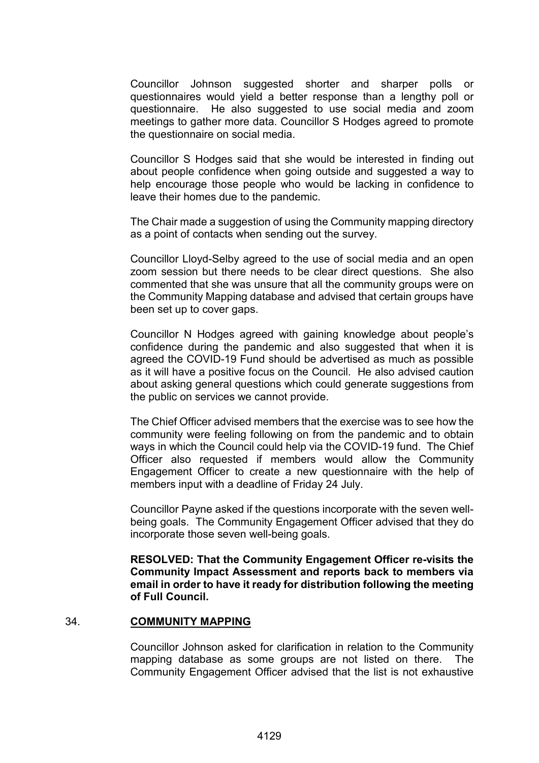Councillor Johnson suggested shorter and sharper polls or questionnaires would yield a better response than a lengthy poll or questionnaire. He also suggested to use social media and zoom meetings to gather more data. Councillor S Hodges agreed to promote the questionnaire on social media.

Councillor S Hodges said that she would be interested in finding out about people confidence when going outside and suggested a way to help encourage those people who would be lacking in confidence to leave their homes due to the pandemic.

The Chair made a suggestion of using the Community mapping directory as a point of contacts when sending out the survey.

Councillor Lloyd-Selby agreed to the use of social media and an open zoom session but there needs to be clear direct questions. She also commented that she was unsure that all the community groups were on the Community Mapping database and advised that certain groups have been set up to cover gaps.

Councillor N Hodges agreed with gaining knowledge about people's confidence during the pandemic and also suggested that when it is agreed the COVID-19 Fund should be advertised as much as possible as it will have a positive focus on the Council. He also advised caution about asking general questions which could generate suggestions from the public on services we cannot provide.

The Chief Officer advised members that the exercise was to see how the community were feeling following on from the pandemic and to obtain ways in which the Council could help via the COVID-19 fund. The Chief Officer also requested if members would allow the Community Engagement Officer to create a new questionnaire with the help of members input with a deadline of Friday 24 July.

Councillor Payne asked if the questions incorporate with the seven well-being goals. The Community Engagement Officer advised that they do incorporate those seven well-being goals.

**RESOLVED: That the Community Engagement Officer re-visits the Community Impact Assessment and reports back to members via email in order to have it ready for distribution following the meeting of Full Council.**

## 34. <u>COMMUNITY MAPPING</u>

Councillor Johnson asked for clarification in relation to the Community mapping database as some groups are not listed on there. The Community Engagement Officer advised that the list is not exhaustive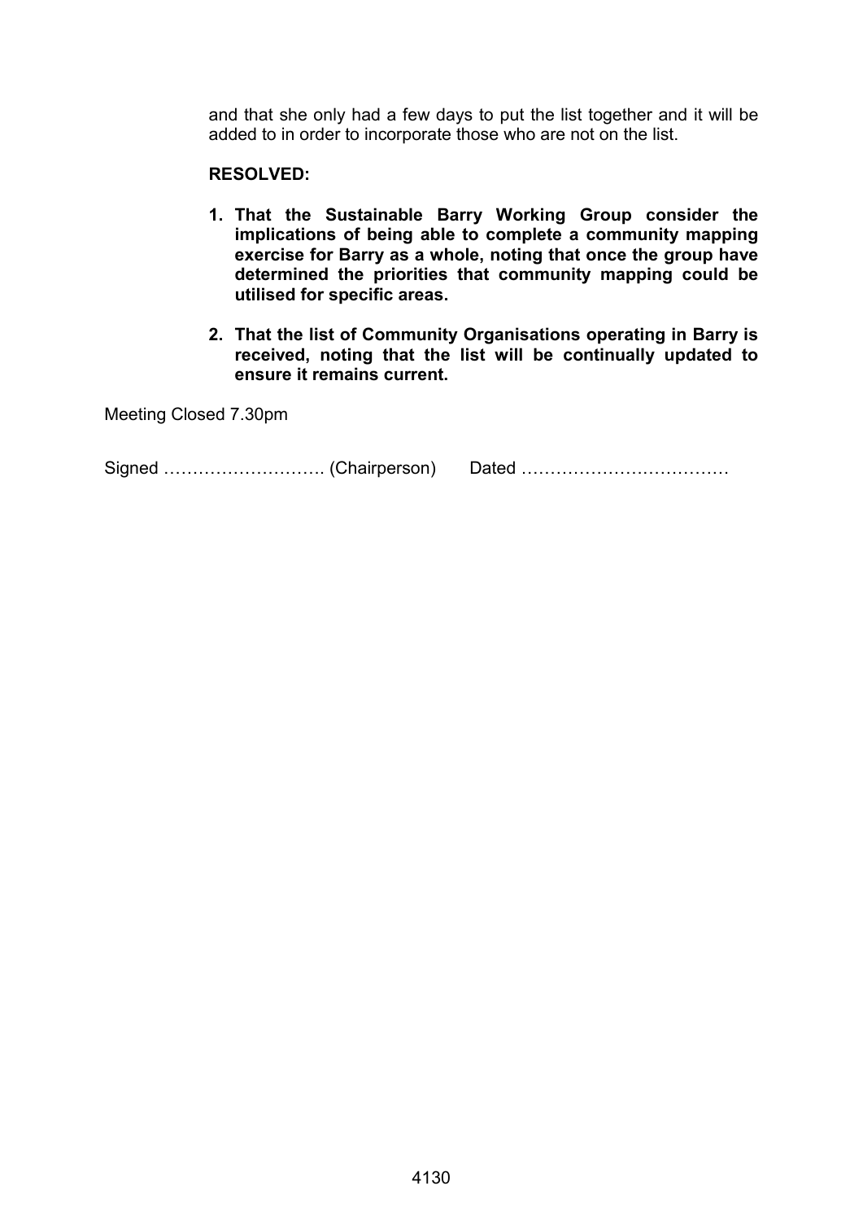and that she only had a few days to put the list together and it will be added to in order to incorporate those who are not on the list.

**RESOLVED:**

1. **That the Sustainable Barry Working Group consider the implications of being able to complete a community mapping exercise for Barry as a whole, noting that once the group have determined the priorities that community mapping could be utilised for specific areas.**

2. **That the list of Community Organisations operating in Barry is received, noting that the list will be continually updated to ensure it remains current.**

Meeting Closed 7.30pm

Signed ………………………. (Chairperson) Dated ………………………………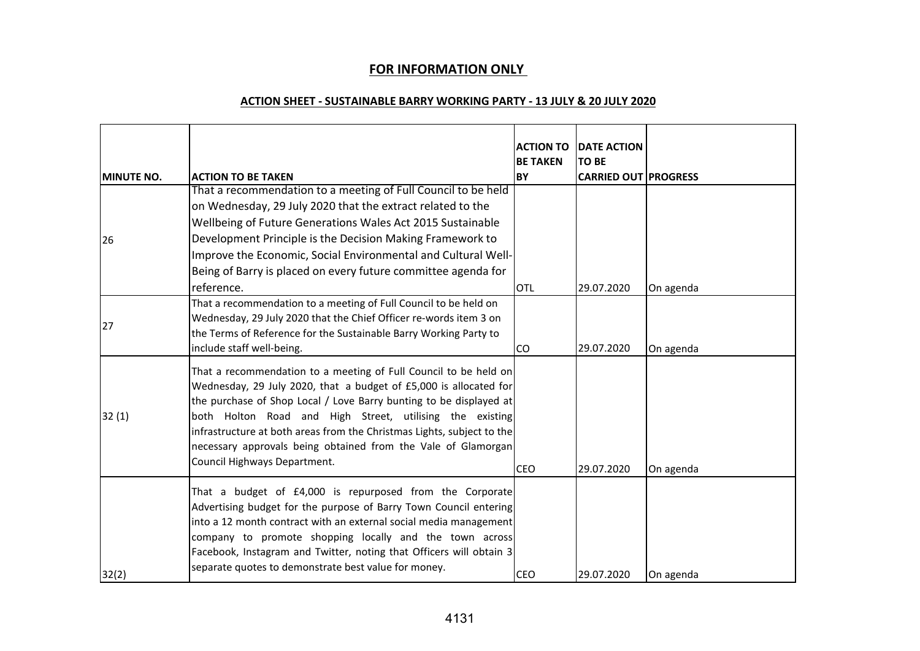**FOR INFORMATION ONLY**

**ACTION SHEET - SUSTAINABLE BARRY WORKING PARTY - 13 JULY & 20 JULY 2020**

| MINUTE NO. | ACTION TO BE TAKEN | ACTION TO BE TAKEN BY | DATE ACTION TO BE CARRIED OUT | PROGRESS |
|---|---|---|---|---|
| 26 | That a recommendation to a meeting of Full Council to be held on Wednesday, 29 July 2020 that the extract related to the Wellbeing of Future Generations Wales Act 2015 Sustainable Development Principle is the Decision Making Framework to Improve the Economic, Social Environmental and Cultural Well-Being of Barry is placed on every future committee agenda for reference. | OTL | 29.07.2020 | On agenda |
| 27 | That a recommendation to a meeting of Full Council to be held on Wednesday, 29 July 2020 that the Chief Officer re-words item 3 on the Terms of Reference for the Sustainable Barry Working Party to include staff well-being. | CO | 29.07.2020 | On agenda |
| 32 (1) | That a recommendation to a meeting of Full Council to be held on Wednesday, 29 July 2020, that a budget of £5,000 is allocated for the purchase of Shop Local / Love Barry bunting to be displayed at both Holton Road and High Street, utilising the existing infrastructure at both areas from the Christmas Lights, subject to the necessary approvals being obtained from the Vale of Glamorgan Council Highways Department. | CEO | 29.07.2020 | On agenda |
| 32(2) | That a budget of £4,000 is repurposed from the Corporate Advertising budget for the purpose of Barry Town Council entering into a 12 month contract with an external social media management company to promote shopping locally and the town across Facebook, Instagram and Twitter, noting that Officers will obtain 3 separate quotes to demonstrate best value for money. | CEO | 29.07.2020 | On agenda |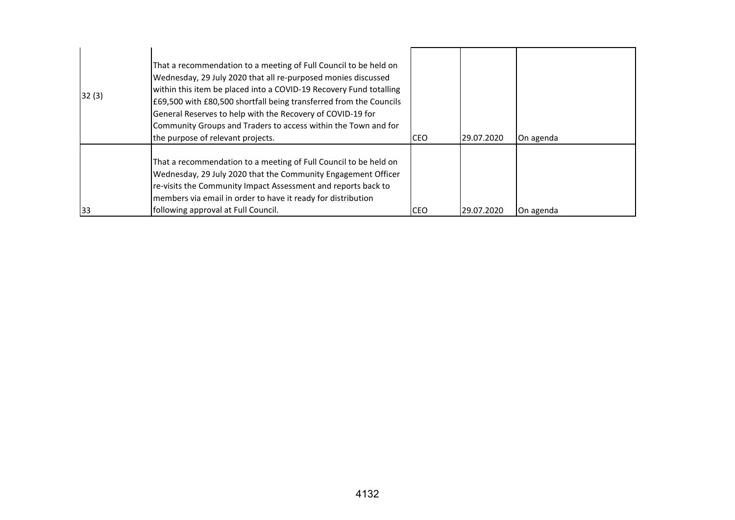| | | | | |
|---|---|---|---|---|
| 32 (3) | That a recommendation to a meeting of Full Council to be held on Wednesday, 29 July 2020 that all re-purposed monies discussed within this item be placed into a COVID-19 Recovery Fund totalling £69,500 with £80,500 shortfall being transferred from the Councils General Reserves to help with the Recovery of COVID-19 for Community Groups and Traders to access within the Town and for the purpose of relevant projects. | CEO | 29.07.2020 | On agenda |
| 33 | That a recommendation to a meeting of Full Council to be held on Wednesday, 29 July 2020 that the Community Engagement Officer re-visits the Community Impact Assessment and reports back to members via email in order to have it ready for distribution following approval at Full Council. | CEO | 29.07.2020 | On agenda |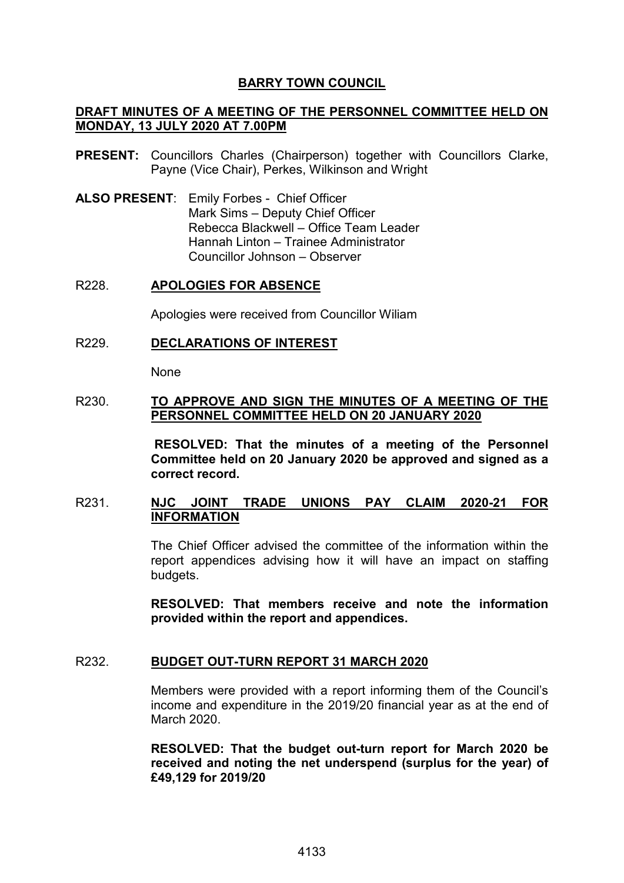# BARRY TOWN COUNCIL

## DRAFT MINUTES OF A MEETING OF THE PERSONNEL COMMITTEE HELD ON MONDAY, 13 JULY 2020 AT 7.00PM

**PRESENT:** Councillors Charles (Chairperson) together with Councillors Clarke, Payne (Vice Chair), Perkes, Wilkinson and Wright

**ALSO PRESENT**: Emily Forbes - Chief Officer
Mark Sims – Deputy Chief Officer
Rebecca Blackwell – Office Team Leader
Hannah Linton – Trainee Administrator
Councillor Johnson – Observer

### R228. APOLOGIES FOR ABSENCE

Apologies were received from Councillor Wiliam

### R229. DECLARATIONS OF INTEREST

None

### R230. TO APPROVE AND SIGN THE MINUTES OF A MEETING OF THE PERSONNEL COMMITTEE HELD ON 20 JANUARY 2020

**RESOLVED: That the minutes of a meeting of the Personnel Committee held on 20 January 2020 be approved and signed as a correct record.**

### R231. NJC JOINT TRADE UNIONS PAY CLAIM 2020-21 FOR INFORMATION

The Chief Officer advised the committee of the information within the report appendices advising how it will have an impact on staffing budgets.

**RESOLVED: That members receive and note the information provided within the report and appendices.**

### R232. BUDGET OUT-TURN REPORT 31 MARCH 2020

Members were provided with a report informing them of the Council's income and expenditure in the 2019/20 financial year as at the end of March 2020.

**RESOLVED: That the budget out-turn report for March 2020 be received and noting the net underspend (surplus for the year) of £49,129 for 2019/20**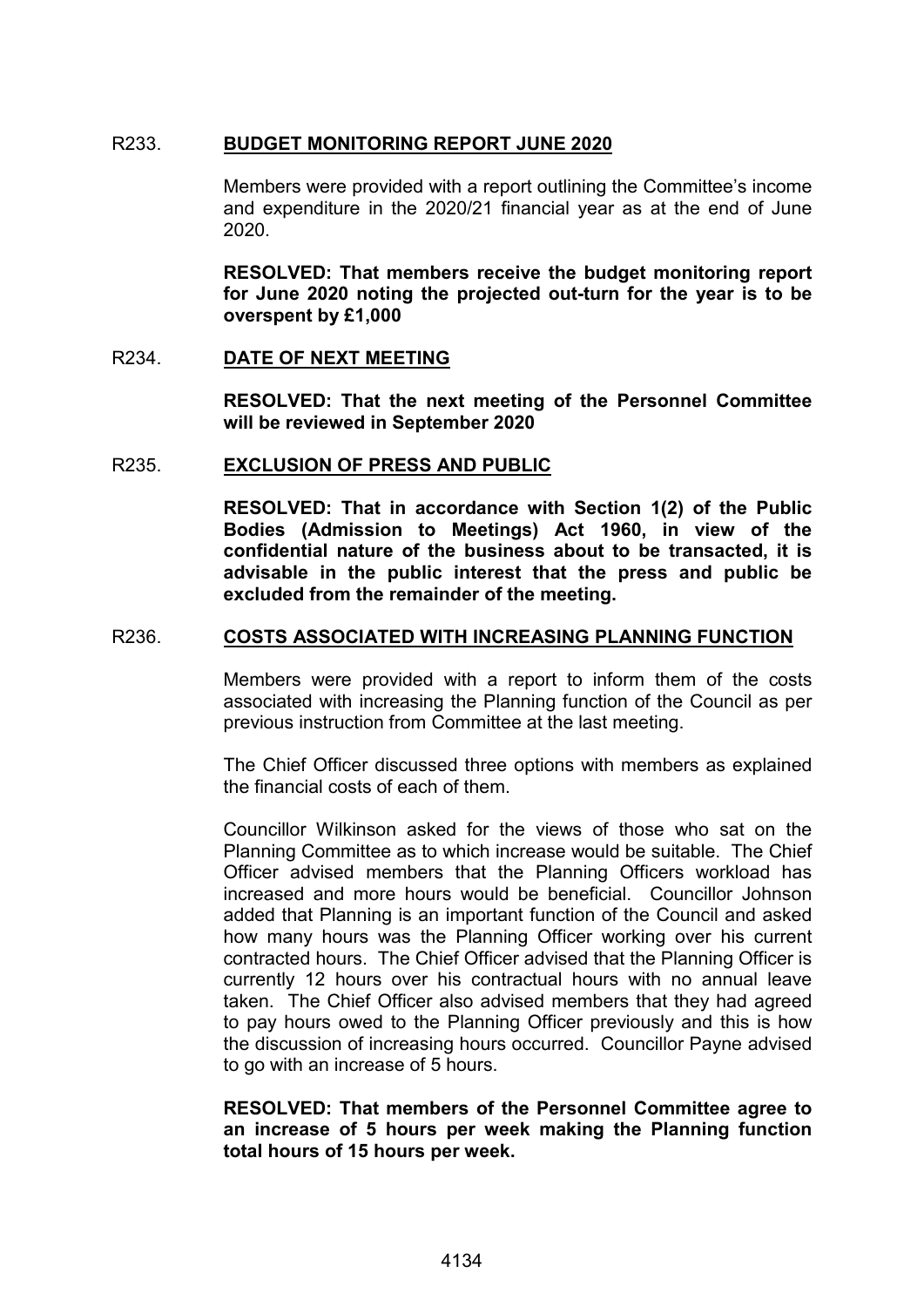## R233. BUDGET MONITORING REPORT JUNE 2020

Members were provided with a report outlining the Committee's income and expenditure in the 2020/21 financial year as at the end of June 2020.

**RESOLVED: That members receive the budget monitoring report for June 2020 noting the projected out-turn for the year is to be overspent by £1,000**

## R234. DATE OF NEXT MEETING

**RESOLVED: That the next meeting of the Personnel Committee will be reviewed in September 2020**

## R235. EXCLUSION OF PRESS AND PUBLIC

**RESOLVED: That in accordance with Section 1(2) of the Public Bodies (Admission to Meetings) Act 1960, in view of the confidential nature of the business about to be transacted, it is advisable in the public interest that the press and public be excluded from the remainder of the meeting.**

## R236. COSTS ASSOCIATED WITH INCREASING PLANNING FUNCTION

Members were provided with a report to inform them of the costs associated with increasing the Planning function of the Council as per previous instruction from Committee at the last meeting.

The Chief Officer discussed three options with members as explained the financial costs of each of them.

Councillor Wilkinson asked for the views of those who sat on the Planning Committee as to which increase would be suitable. The Chief Officer advised members that the Planning Officers workload has increased and more hours would be beneficial. Councillor Johnson added that Planning is an important function of the Council and asked how many hours was the Planning Officer working over his current contracted hours. The Chief Officer advised that the Planning Officer is currently 12 hours over his contractual hours with no annual leave taken. The Chief Officer also advised members that they had agreed to pay hours owed to the Planning Officer previously and this is how the discussion of increasing hours occurred. Councillor Payne advised to go with an increase of 5 hours.

**RESOLVED: That members of the Personnel Committee agree to an increase of 5 hours per week making the Planning function total hours of 15 hours per week.**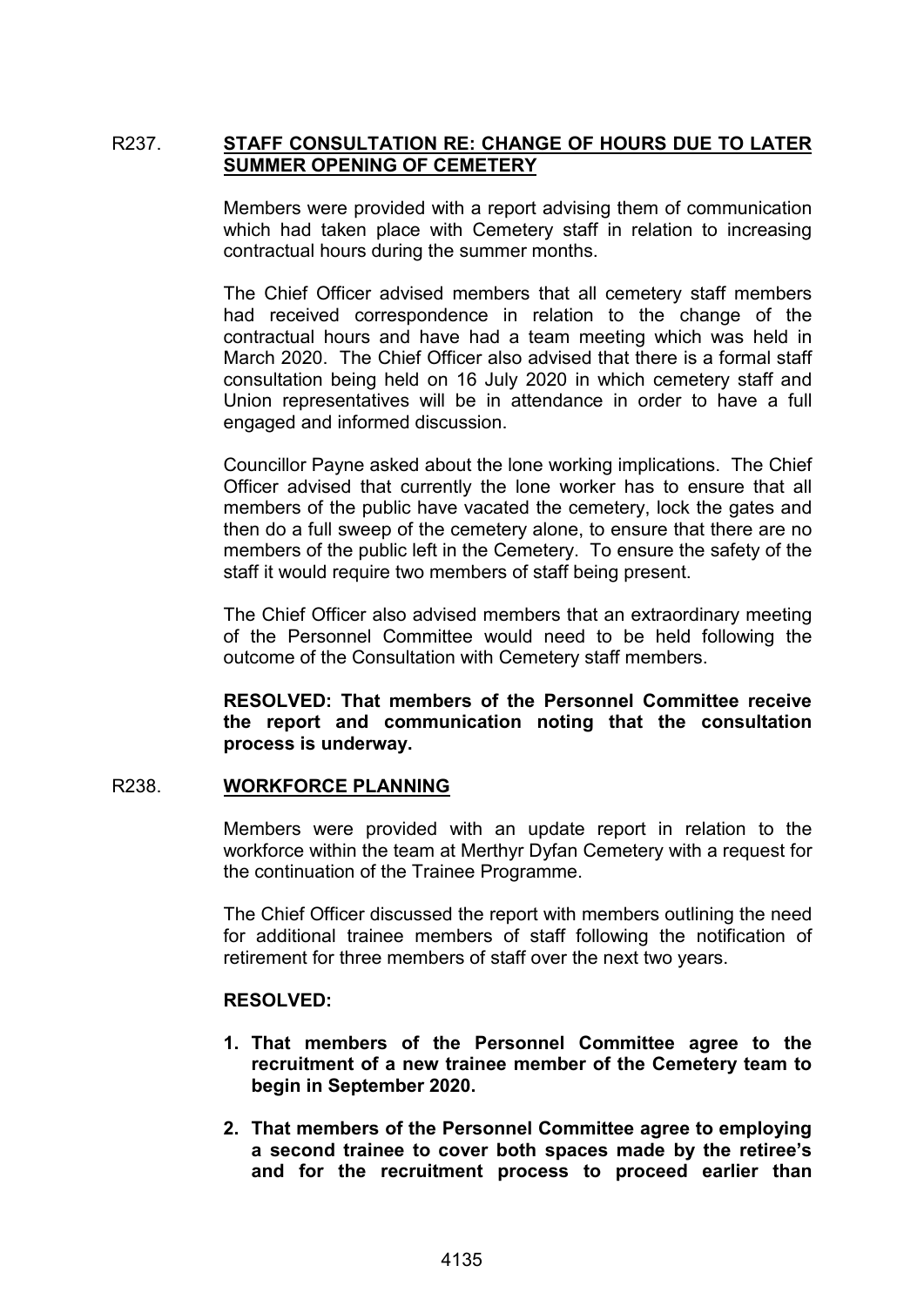## R237. STAFF CONSULTATION RE: CHANGE OF HOURS DUE TO LATER SUMMER OPENING OF CEMETERY

Members were provided with a report advising them of communication which had taken place with Cemetery staff in relation to increasing contractual hours during the summer months.

The Chief Officer advised members that all cemetery staff members had received correspondence in relation to the change of the contractual hours and have had a team meeting which was held in March 2020. The Chief Officer also advised that there is a formal staff consultation being held on 16 July 2020 in which cemetery staff and Union representatives will be in attendance in order to have a full engaged and informed discussion.

Councillor Payne asked about the lone working implications. The Chief Officer advised that currently the lone worker has to ensure that all members of the public have vacated the cemetery, lock the gates and then do a full sweep of the cemetery alone, to ensure that there are no members of the public left in the Cemetery. To ensure the safety of the staff it would require two members of staff being present.

The Chief Officer also advised members that an extraordinary meeting of the Personnel Committee would need to be held following the outcome of the Consultation with Cemetery staff members.

**RESOLVED: That members of the Personnel Committee receive the report and communication noting that the consultation process is underway.**

## R238. WORKFORCE PLANNING

Members were provided with an update report in relation to the workforce within the team at Merthyr Dyfan Cemetery with a request for the continuation of the Trainee Programme.

The Chief Officer discussed the report with members outlining the need for additional trainee members of staff following the notification of retirement for three members of staff over the next two years.

**RESOLVED:**

1. **That members of the Personnel Committee agree to the recruitment of a new trainee member of the Cemetery team to begin in September 2020.**
2. **That members of the Personnel Committee agree to employing a second trainee to cover both spaces made by the retiree's and for the recruitment process to proceed earlier than**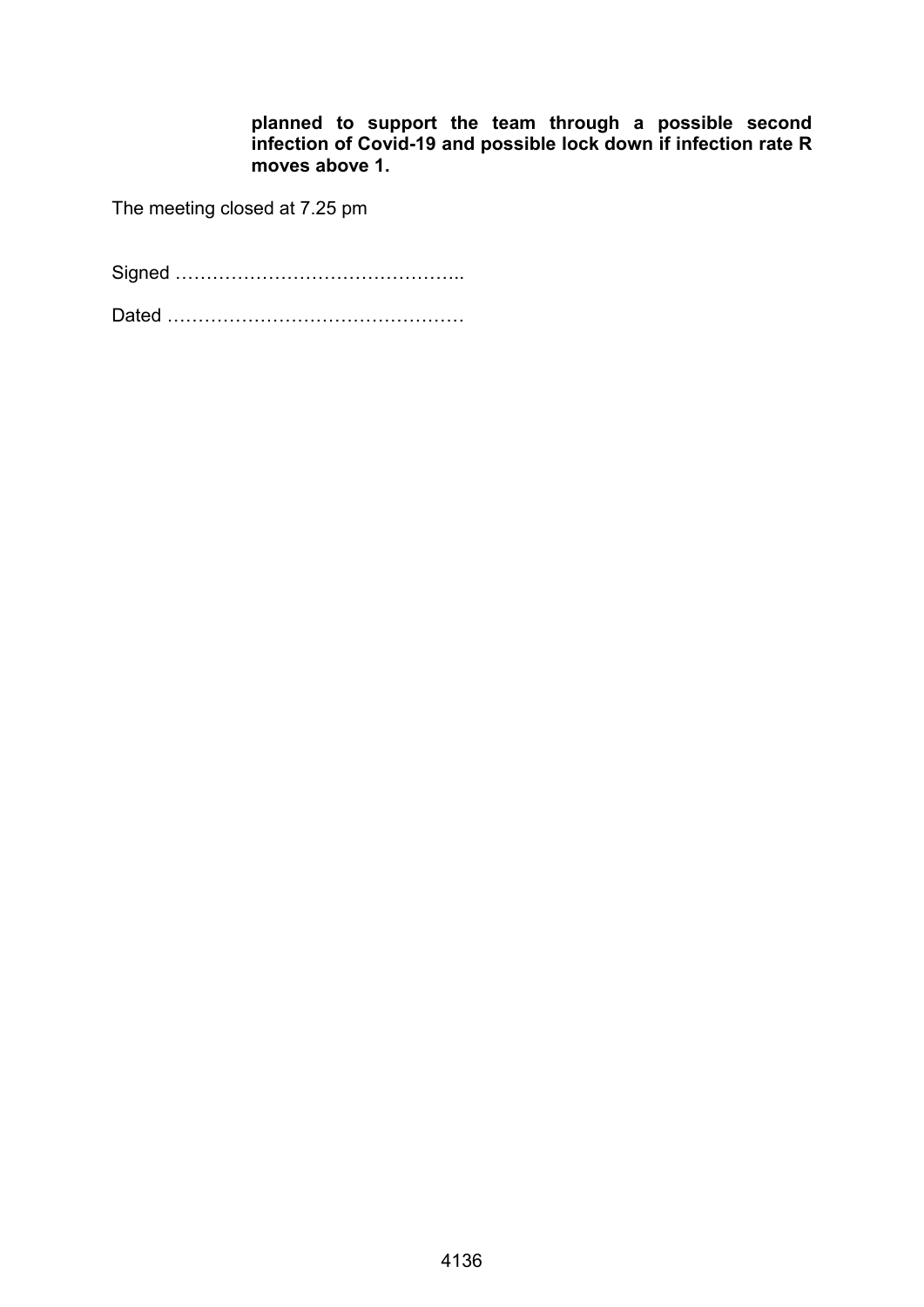**planned to support the team through a possible second infection of Covid-19 and possible lock down if infection rate R moves above 1.**

The meeting closed at 7.25 pm

Signed ………………………………………..

Dated …………………………………………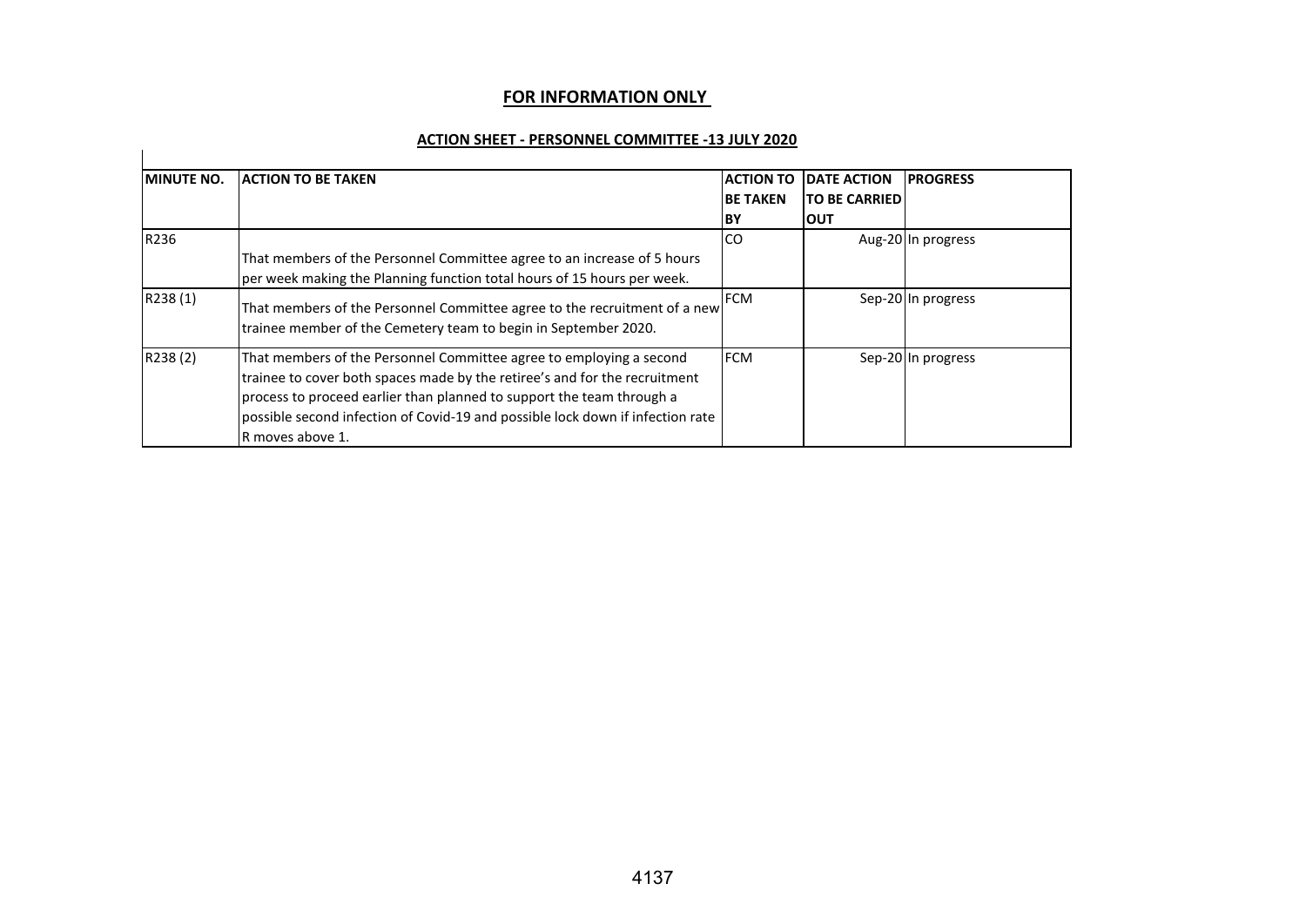**FOR INFORMATION ONLY**

**ACTION SHEET - PERSONNEL COMMITTEE -13 JULY 2020**

| MINUTE NO. | ACTION TO BE TAKEN | ACTION TO BE TAKEN BY | DATE ACTION TO BE CARRIED OUT | PROGRESS |
|---|---|---|---|---|
| R236 | That members of the Personnel Committee agree to an increase of 5 hours per week making the Planning function total hours of 15 hours per week. | CO | Aug-20 | In progress |
| R238 (1) | That members of the Personnel Committee agree to the recruitment of a new trainee member of the Cemetery team to begin in September 2020. | FCM | Sep-20 | In progress |
| R238 (2) | That members of the Personnel Committee agree to employing a second trainee to cover both spaces made by the retiree's and for the recruitment process to proceed earlier than planned to support the team through a possible second infection of Covid-19 and possible lock down if infection rate R moves above 1. | FCM | Sep-20 | In progress |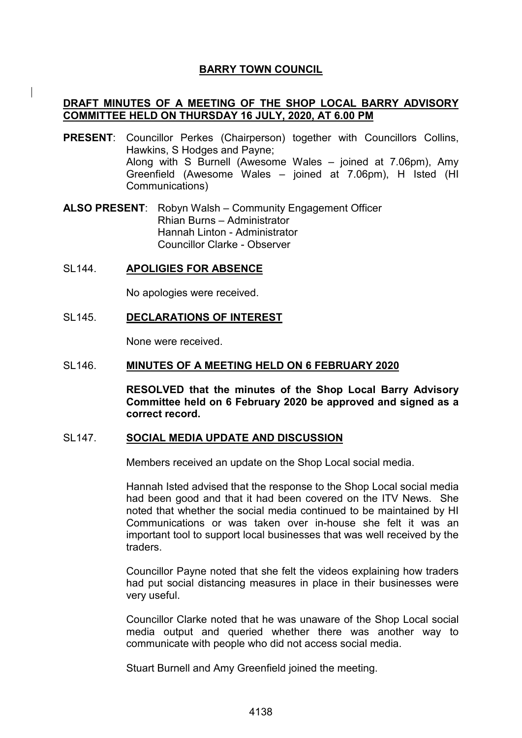# BARRY TOWN COUNCIL

## DRAFT MINUTES OF A MEETING OF THE SHOP LOCAL BARRY ADVISORY COMMITTEE HELD ON THURSDAY 16 JULY, 2020, AT 6.00 PM

**PRESENT**: Councillor Perkes (Chairperson) together with Councillors Collins, Hawkins, S Hodges and Payne;
Along with S Burnell (Awesome Wales – joined at 7.06pm), Amy Greenfield (Awesome Wales – joined at 7.06pm), H Isted (HI Communications)

**ALSO PRESENT**: Robyn Walsh – Community Engagement Officer
Rhian Burns – Administrator
Hannah Linton - Administrator
Councillor Clarke - Observer

### SL144. APOLIGIES FOR ABSENCE

No apologies were received.

### SL145. DECLARATIONS OF INTEREST

None were received.

### SL146. MINUTES OF A MEETING HELD ON 6 FEBRUARY 2020

**RESOLVED that the minutes of the Shop Local Barry Advisory Committee held on 6 February 2020 be approved and signed as a correct record.**

### SL147. SOCIAL MEDIA UPDATE AND DISCUSSION

Members received an update on the Shop Local social media.

Hannah Isted advised that the response to the Shop Local social media had been good and that it had been covered on the ITV News. She noted that whether the social media continued to be maintained by HI Communications or was taken over in-house she felt it was an important tool to support local businesses that was well received by the traders.

Councillor Payne noted that she felt the videos explaining how traders had put social distancing measures in place in their businesses were very useful.

Councillor Clarke noted that he was unaware of the Shop Local social media output and queried whether there was another way to communicate with people who did not access social media.

Stuart Burnell and Amy Greenfield joined the meeting.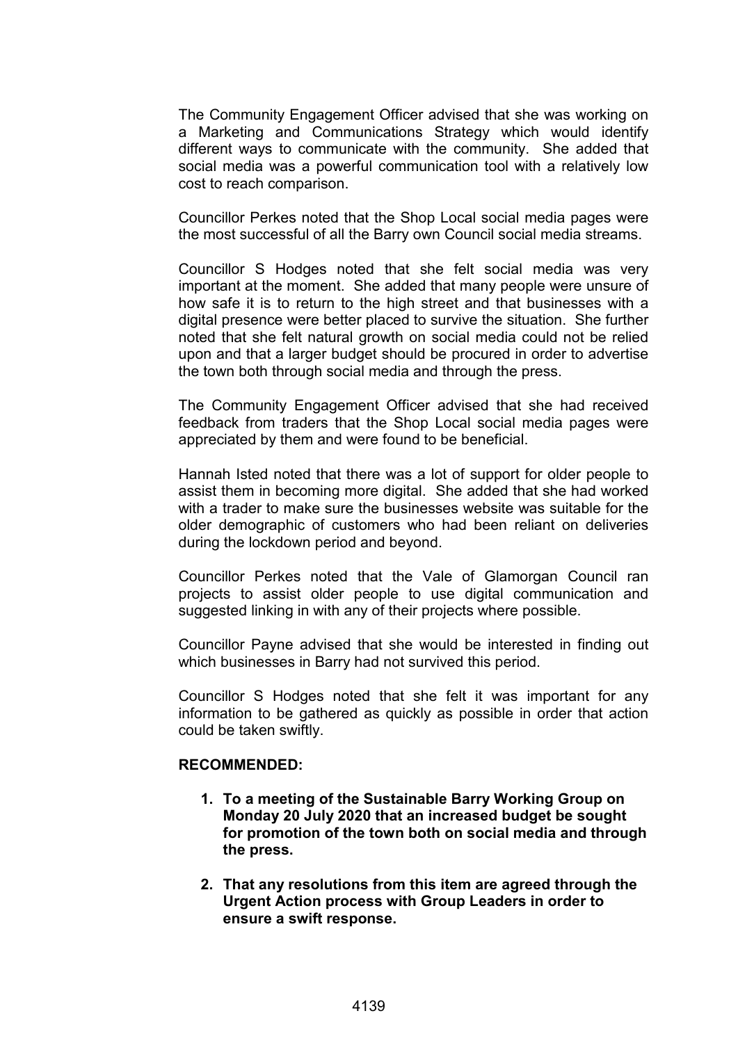The Community Engagement Officer advised that she was working on a Marketing and Communications Strategy which would identify different ways to communicate with the community. She added that social media was a powerful communication tool with a relatively low cost to reach comparison.

Councillor Perkes noted that the Shop Local social media pages were the most successful of all the Barry own Council social media streams.

Councillor S Hodges noted that she felt social media was very important at the moment. She added that many people were unsure of how safe it is to return to the high street and that businesses with a digital presence were better placed to survive the situation. She further noted that she felt natural growth on social media could not be relied upon and that a larger budget should be procured in order to advertise the town both through social media and through the press.

The Community Engagement Officer advised that she had received feedback from traders that the Shop Local social media pages were appreciated by them and were found to be beneficial.

Hannah Isted noted that there was a lot of support for older people to assist them in becoming more digital. She added that she had worked with a trader to make sure the businesses website was suitable for the older demographic of customers who had been reliant on deliveries during the lockdown period and beyond.

Councillor Perkes noted that the Vale of Glamorgan Council ran projects to assist older people to use digital communication and suggested linking in with any of their projects where possible.

Councillor Payne advised that she would be interested in finding out which businesses in Barry had not survived this period.

Councillor S Hodges noted that she felt it was important for any information to be gathered as quickly as possible in order that action could be taken swiftly.

**RECOMMENDED:**

1. **To a meeting of the Sustainable Barry Working Group on Monday 20 July 2020 that an increased budget be sought for promotion of the town both on social media and through the press.**

2. **That any resolutions from this item are agreed through the Urgent Action process with Group Leaders in order to ensure a swift response.**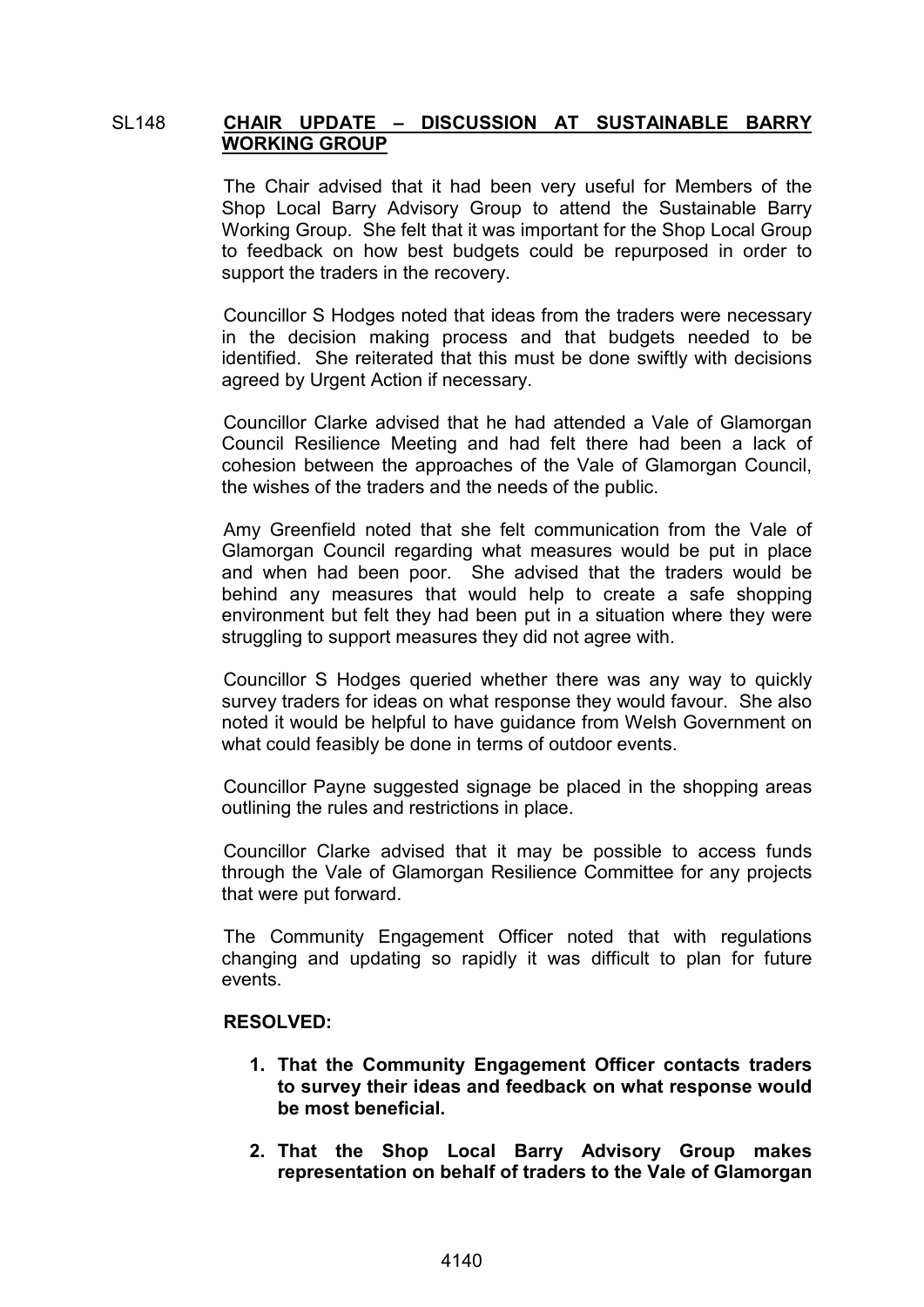SL148 **CHAIR UPDATE – DISCUSSION AT SUSTAINABLE BARRY WORKING GROUP**

The Chair advised that it had been very useful for Members of the Shop Local Barry Advisory Group to attend the Sustainable Barry Working Group. She felt that it was important for the Shop Local Group to feedback on how best budgets could be repurposed in order to support the traders in the recovery.

Councillor S Hodges noted that ideas from the traders were necessary in the decision making process and that budgets needed to be identified. She reiterated that this must be done swiftly with decisions agreed by Urgent Action if necessary.

Councillor Clarke advised that he had attended a Vale of Glamorgan Council Resilience Meeting and had felt there had been a lack of cohesion between the approaches of the Vale of Glamorgan Council, the wishes of the traders and the needs of the public.

Amy Greenfield noted that she felt communication from the Vale of Glamorgan Council regarding what measures would be put in place and when had been poor. She advised that the traders would be behind any measures that would help to create a safe shopping environment but felt they had been put in a situation where they were struggling to support measures they did not agree with.

Councillor S Hodges queried whether there was any way to quickly survey traders for ideas on what response they would favour. She also noted it would be helpful to have guidance from Welsh Government on what could feasibly be done in terms of outdoor events.

Councillor Payne suggested signage be placed in the shopping areas outlining the rules and restrictions in place.

Councillor Clarke advised that it may be possible to access funds through the Vale of Glamorgan Resilience Committee for any projects that were put forward.

The Community Engagement Officer noted that with regulations changing and updating so rapidly it was difficult to plan for future events.

**RESOLVED:**

1. **That the Community Engagement Officer contacts traders to survey their ideas and feedback on what response would be most beneficial.**
2. **That the Shop Local Barry Advisory Group makes representation on behalf of traders to the Vale of Glamorgan**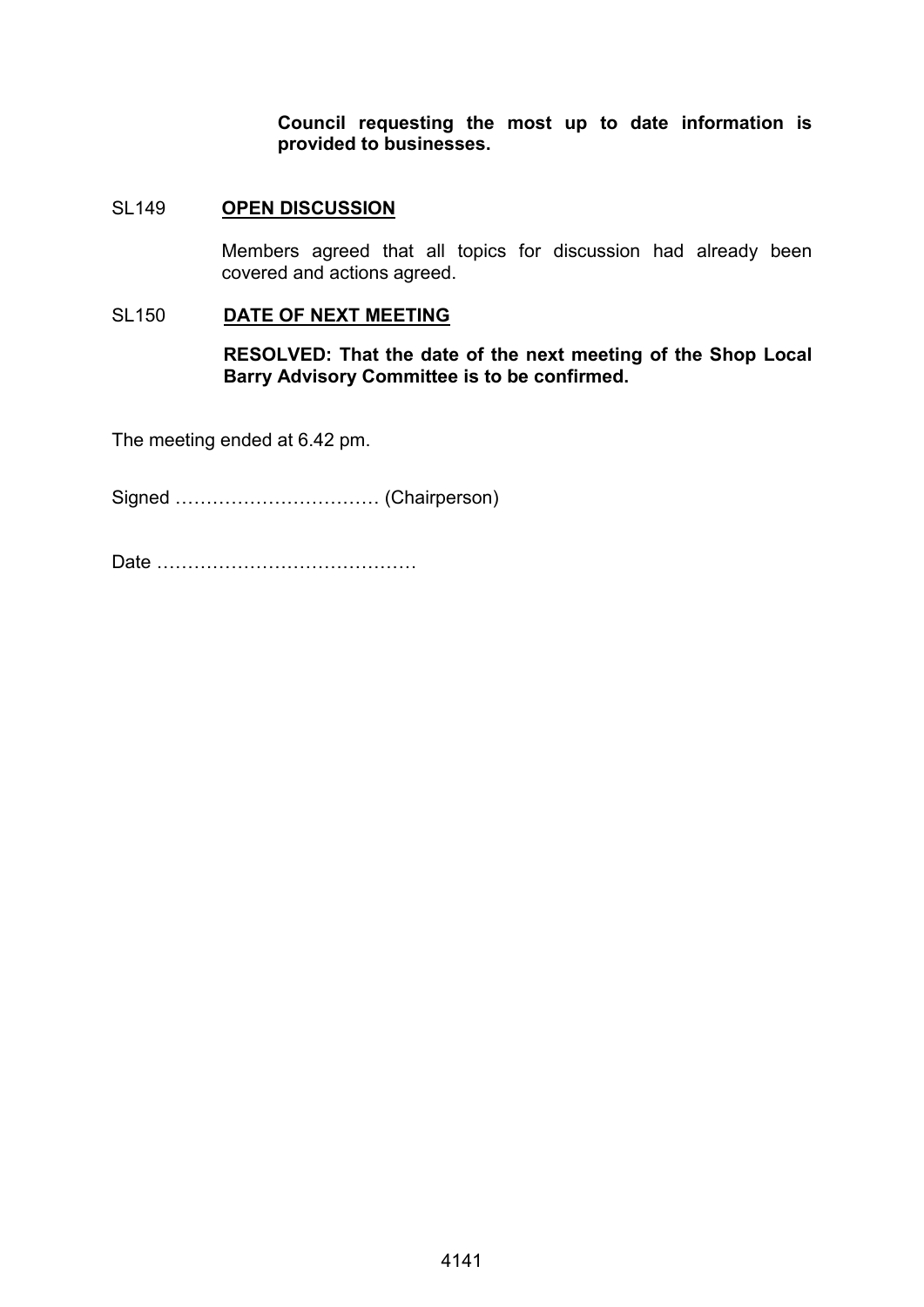**Council requesting the most up to date information is provided to businesses.**

SL149 **OPEN DISCUSSION**

Members agreed that all topics for discussion had already been covered and actions agreed.

SL150 **DATE OF NEXT MEETING**

**RESOLVED: That the date of the next meeting of the Shop Local Barry Advisory Committee is to be confirmed.**

The meeting ended at 6.42 pm.

Signed …………………………… (Chairperson)

Date ……………………………………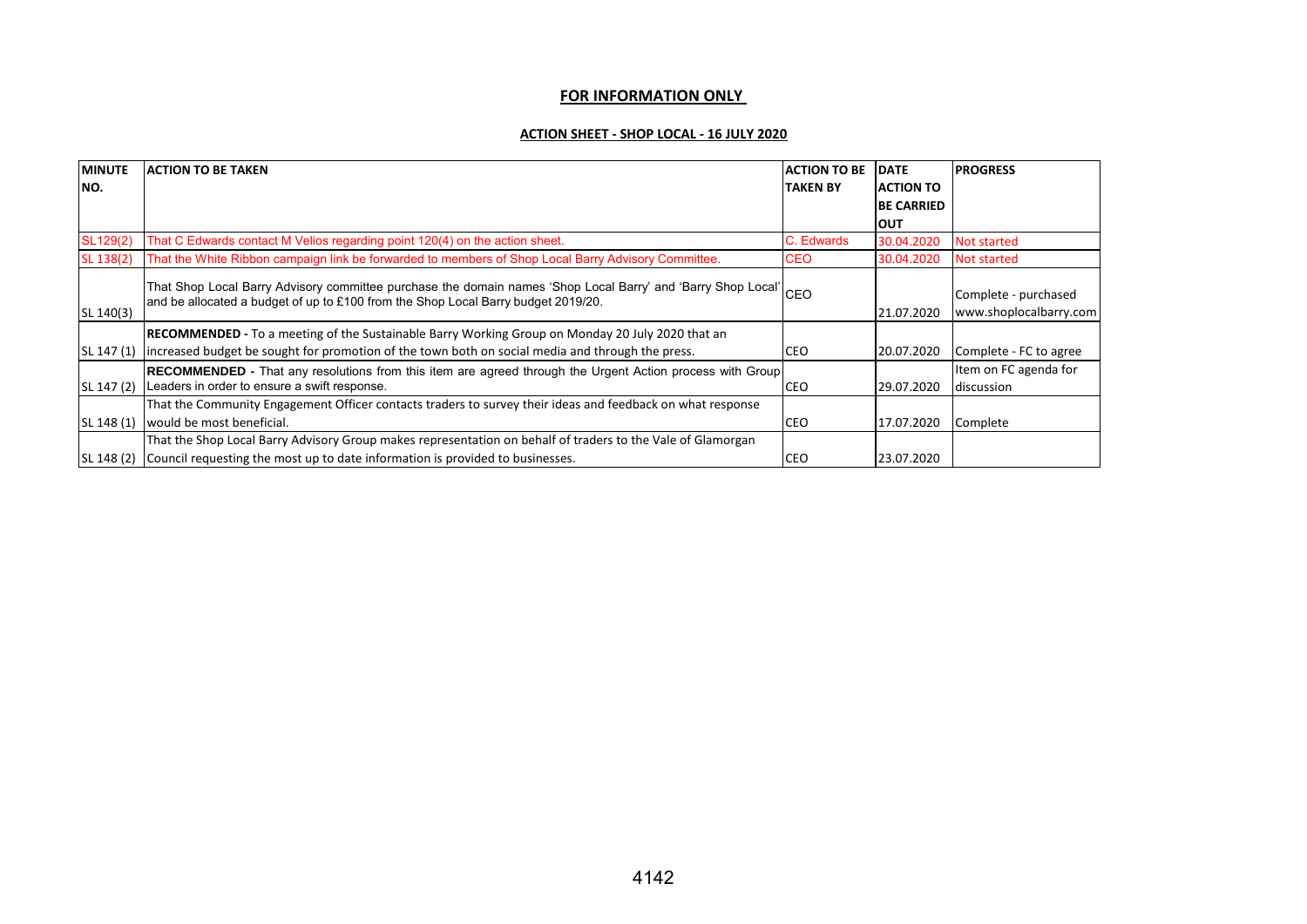**FOR INFORMATION ONLY**

**ACTION SHEET - SHOP LOCAL - 16 JULY 2020**

| MINUTE NO. | ACTION TO BE TAKEN | ACTION TO BE TAKEN BY | DATE ACTION TO BE CARRIED OUT | PROGRESS |
|---|---|---|---|---|
| SL129(2) | That C Edwards contact M Velios regarding point 120(4) on the action sheet. | C. Edwards | 30.04.2020 | Not started |
| SL 138(2) | That the White Ribbon campaign link be forwarded to members of Shop Local Barry Advisory Committee. | CEO | 30.04.2020 | Not started |
| SL 140(3) | That Shop Local Barry Advisory committee purchase the domain names 'Shop Local Barry' and 'Barry Shop Local' and be allocated a budget of up to £100 from the Shop Local Barry budget 2019/20. | CEO | 21.07.2020 | Complete - purchased www.shoplocalbarry.com |
| SL 147 (1) | **RECOMMENDED -** To a meeting of the Sustainable Barry Working Group on Monday 20 July 2020 that an increased budget be sought for promotion of the town both on social media and through the press. | CEO | 20.07.2020 | Complete - FC to agree |
| SL 147 (2) | **RECOMMENDED -** That any resolutions from this item are agreed through the Urgent Action process with Group Leaders in order to ensure a swift response. | CEO | 29.07.2020 | Item on FC agenda for discussion |
| SL 148 (1) | That the Community Engagement Officer contacts traders to survey their ideas and feedback on what response would be most beneficial. | CEO | 17.07.2020 | Complete |
| SL 148 (2) | That the Shop Local Barry Advisory Group makes representation on behalf of traders to the Vale of Glamorgan Council requesting the most up to date information is provided to businesses. | CEO | 23.07.2020 | |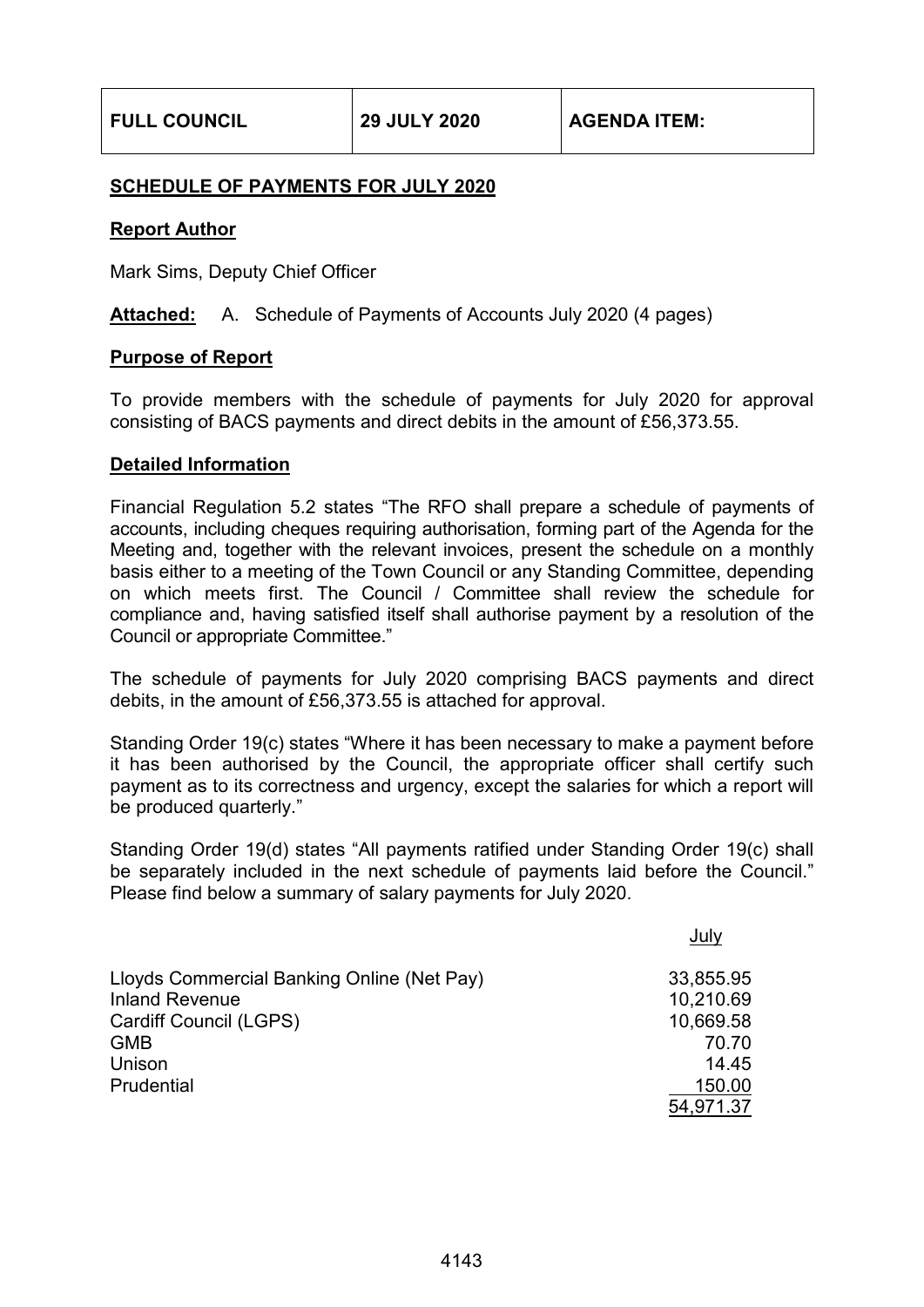| FULL COUNCIL | 29 JULY 2020 | AGENDA ITEM: |
|---|---|---|

## SCHEDULE OF PAYMENTS FOR JULY 2020

**Report Author**

Mark Sims, Deputy Chief Officer

**Attached:** A. Schedule of Payments of Accounts July 2020 (4 pages)

**Purpose of Report**

To provide members with the schedule of payments for July 2020 for approval consisting of BACS payments and direct debits in the amount of £56,373.55.

**Detailed Information**

Financial Regulation 5.2 states "The RFO shall prepare a schedule of payments of accounts, including cheques requiring authorisation, forming part of the Agenda for the Meeting and, together with the relevant invoices, present the schedule on a monthly basis either to a meeting of the Town Council or any Standing Committee, depending on which meets first. The Council / Committee shall review the schedule for compliance and, having satisfied itself shall authorise payment by a resolution of the Council or appropriate Committee."

The schedule of payments for July 2020 comprising BACS payments and direct debits, in the amount of £56,373.55 is attached for approval.

Standing Order 19(c) states "Where it has been necessary to make a payment before it has been authorised by the Council, the appropriate officer shall certify such payment as to its correctness and urgency, except the salaries for which a report will be produced quarterly."

Standing Order 19(d) states "All payments ratified under Standing Order 19(c) shall be separately included in the next schedule of payments laid before the Council." Please find below a summary of salary payments for July 2020.

| | July |
|---|---|
| Lloyds Commercial Banking Online (Net Pay) | 33,855.95 |
| Inland Revenue | 10,210.69 |
| Cardiff Council (LGPS) | 10,669.58 |
| GMB | 70.70 |
| Unison | 14.45 |
| Prudential | 150.00 |
| | 54,971.37 |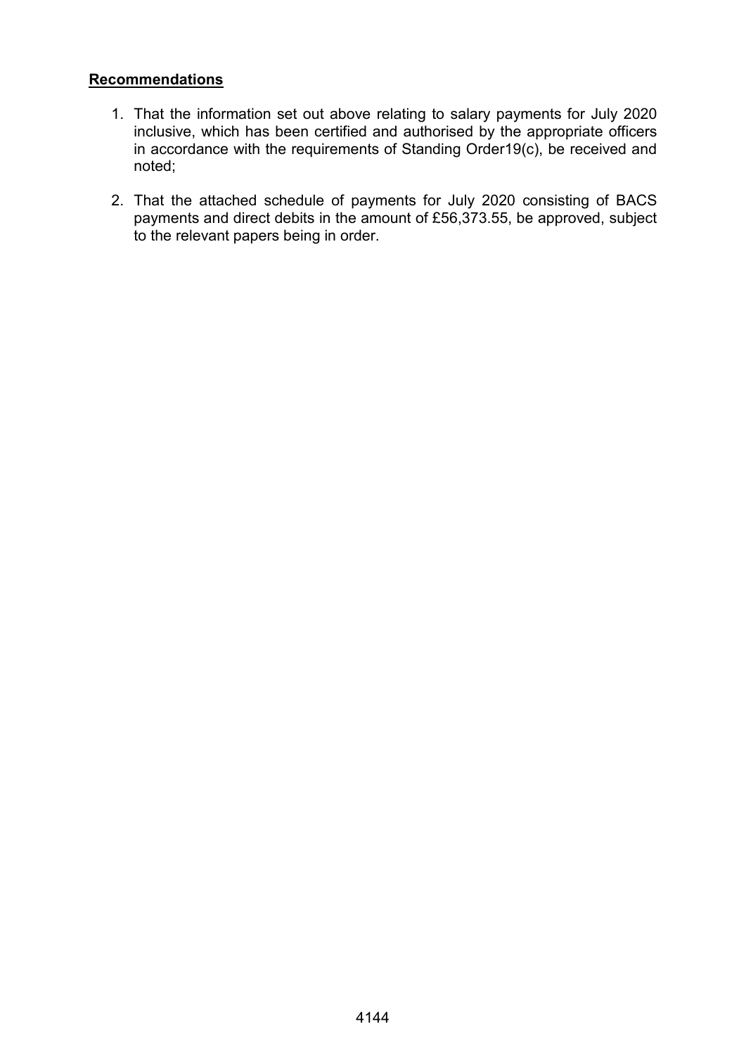**Recommendations**

1. That the information set out above relating to salary payments for July 2020 inclusive, which has been certified and authorised by the appropriate officers in accordance with the requirements of Standing Order19(c), be received and noted;

2. That the attached schedule of payments for July 2020 consisting of BACS payments and direct debits in the amount of £56,373.55, be approved, subject to the relevant papers being in order.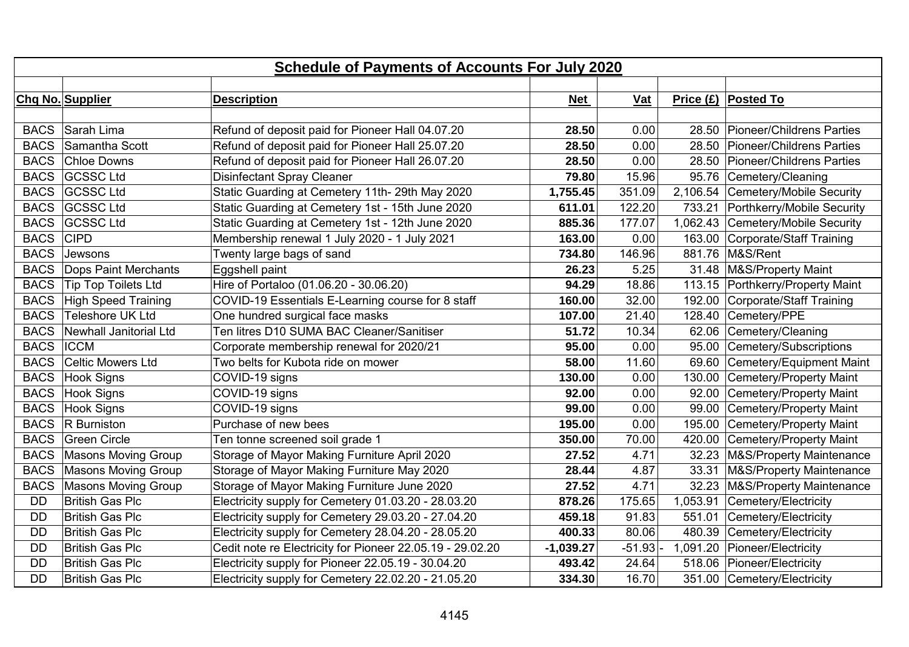## Schedule of Payments of Accounts For July 2020

| Chq No. | Supplier | Description | Net | Vat | Price (£) | Posted To |
|---|---|---|---|---|---|---|
| BACS | Sarah Lima | Refund of deposit paid for Pioneer Hall 04.07.20 | **28.50** | 0.00 | 28.50 | Pioneer/Childrens Parties |
| BACS | Samantha Scott | Refund of deposit paid for Pioneer Hall 25.07.20 | **28.50** | 0.00 | 28.50 | Pioneer/Childrens Parties |
| BACS | Chloe Downs | Refund of deposit paid for Pioneer Hall 26.07.20 | **28.50** | 0.00 | 28.50 | Pioneer/Childrens Parties |
| BACS | GCSSC Ltd | Disinfectant Spray Cleaner | **79.80** | 15.96 | 95.76 | Cemetery/Cleaning |
| BACS | GCSSC Ltd | Static Guarding at Cemetery 11th- 29th May 2020 | **1,755.45** | 351.09 | 2,106.54 | Cemetery/Mobile Security |
| BACS | GCSSC Ltd | Static Guarding at Cemetery 1st - 15th June 2020 | **611.01** | 122.20 | 733.21 | Porthkerry/Mobile Security |
| BACS | GCSSC Ltd | Static Guarding at Cemetery 1st - 12th June 2020 | **885.36** | 177.07 | 1,062.43 | Cemetery/Mobile Security |
| BACS | CIPD | Membership renewal 1 July 2020 - 1 July 2021 | **163.00** | 0.00 | 163.00 | Corporate/Staff Training |
| BACS | Jewsons | Twenty large bags of sand | **734.80** | 146.96 | 881.76 | M&S/Rent |
| BACS | Dops Paint Merchants | Eggshell paint | **26.23** | 5.25 | 31.48 | M&S/Property Maint |
| BACS | Tip Top Toilets Ltd | Hire of Portaloo (01.06.20 - 30.06.20) | **94.29** | 18.86 | 113.15 | Porthkerry/Property Maint |
| BACS | High Speed Training | COVID-19 Essentials E-Learning course for 8 staff | **160.00** | 32.00 | 192.00 | Corporate/Staff Training |
| BACS | Teleshore UK Ltd | One hundred surgical face masks | **107.00** | 21.40 | 128.40 | Cemetery/PPE |
| BACS | Newhall Janitorial Ltd | Ten litres D10 SUMA BAC Cleaner/Sanitiser | **51.72** | 10.34 | 62.06 | Cemetery/Cleaning |
| BACS | ICCM | Corporate membership renewal for 2020/21 | **95.00** | 0.00 | 95.00 | Cemetery/Subscriptions |
| BACS | Celtic Mowers Ltd | Two belts for Kubota ride on mower | **58.00** | 11.60 | 69.60 | Cemetery/Equipment Maint |
| BACS | Hook Signs | COVID-19 signs | **130.00** | 0.00 | 130.00 | Cemetery/Property Maint |
| BACS | Hook Signs | COVID-19 signs | **92.00** | 0.00 | 92.00 | Cemetery/Property Maint |
| BACS | Hook Signs | COVID-19 signs | **99.00** | 0.00 | 99.00 | Cemetery/Property Maint |
| BACS | R Burniston | Purchase of new bees | **195.00** | 0.00 | 195.00 | Cemetery/Property Maint |
| BACS | Green Circle | Ten tonne screened soil grade 1 | **350.00** | 70.00 | 420.00 | Cemetery/Property Maint |
| BACS | Masons Moving Group | Storage of Mayor Making Furniture April 2020 | **27.52** | 4.71 | 32.23 | M&S/Property Maintenance |
| BACS | Masons Moving Group | Storage of Mayor Making Furniture May 2020 | **28.44** | 4.87 | 33.31 | M&S/Property Maintenance |
| BACS | Masons Moving Group | Storage of Mayor Making Furniture June 2020 | **27.52** | 4.71 | 32.23 | M&S/Property Maintenance |
| DD | British Gas Plc | Electricity supply for Cemetery 01.03.20 - 28.03.20 | **878.26** | 175.65 | 1,053.91 | Cemetery/Electricity |
| DD | British Gas Plc | Electricity supply for Cemetery 29.03.20 - 27.04.20 | **459.18** | 91.83 | 551.01 | Cemetery/Electricity |
| DD | British Gas Plc | Electricity supply for Cemetery 28.04.20 - 28.05.20 | **400.33** | 80.06 | 480.39 | Cemetery/Electricity |
| DD | British Gas Plc | Cedit note re Electricity for Pioneer 22.05.19 - 29.02.20 | **-1,039.27** | -51.93 | -1,091.20 | Pioneer/Electricity |
| DD | British Gas Plc | Electricity supply for Pioneer 22.05.19 - 30.04.20 | **493.42** | 24.64 | 518.06 | Pioneer/Electricity |
| DD | British Gas Plc | Electricity supply for Cemetery 22.02.20 - 21.05.20 | **334.30** | 16.70 | 351.00 | Cemetery/Electricity |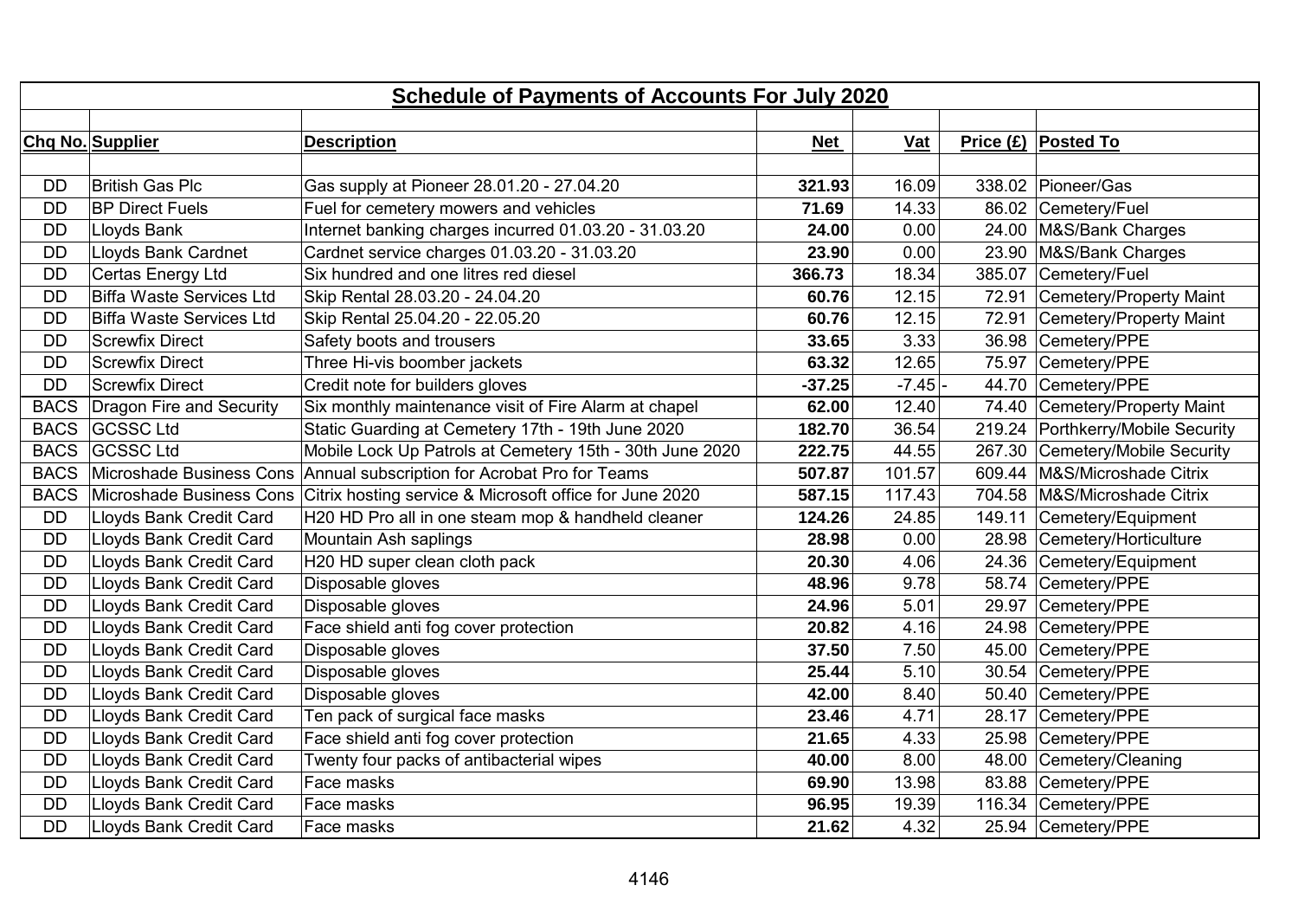## Schedule of Payments of Accounts For July 2020

| Chq No. | Supplier | Description | Net | Vat | Price (£) | Posted To |
|---|---|---|---|---|---|---|
| DD | British Gas Plc | Gas supply at Pioneer 28.01.20 - 27.04.20 | **321.93** | 16.09 | 338.02 | Pioneer/Gas |
| DD | BP Direct Fuels | Fuel for cemetery mowers and vehicles | **71.69** | 14.33 | 86.02 | Cemetery/Fuel |
| DD | Lloyds Bank | Internet banking charges incurred 01.03.20 - 31.03.20 | **24.00** | 0.00 | 24.00 | M&S/Bank Charges |
| DD | Lloyds Bank Cardnet | Cardnet service charges 01.03.20 - 31.03.20 | **23.90** | 0.00 | 23.90 | M&S/Bank Charges |
| DD | Certas Energy Ltd | Six hundred and one litres red diesel | **366.73** | 18.34 | 385.07 | Cemetery/Fuel |
| DD | Biffa Waste Services Ltd | Skip Rental 28.03.20 - 24.04.20 | **60.76** | 12.15 | 72.91 | Cemetery/Property Maint |
| DD | Biffa Waste Services Ltd | Skip Rental 25.04.20 - 22.05.20 | **60.76** | 12.15 | 72.91 | Cemetery/Property Maint |
| DD | Screwfix Direct | Safety boots and trousers | **33.65** | 3.33 | 36.98 | Cemetery/PPE |
| DD | Screwfix Direct | Three Hi-vis boomber jackets | **63.32** | 12.65 | 75.97 | Cemetery/PPE |
| DD | Screwfix Direct | Credit note for builders gloves | **-37.25** | -7.45 | - 44.70 | Cemetery/PPE |
| BACS | Dragon Fire and Security | Six monthly maintenance visit of Fire Alarm at chapel | **62.00** | 12.40 | 74.40 | Cemetery/Property Maint |
| BACS | GCSSC Ltd | Static Guarding at Cemetery 17th - 19th June 2020 | **182.70** | 36.54 | 219.24 | Porthkerry/Mobile Security |
| BACS | GCSSC Ltd | Mobile Lock Up Patrols at Cemetery 15th - 30th June 2020 | **222.75** | 44.55 | 267.30 | Cemetery/Mobile Security |
| BACS | Microshade Business Cons | Annual subscription for Acrobat Pro for Teams | **507.87** | 101.57 | 609.44 | M&S/Microshade Citrix |
| BACS | Microshade Business Cons | Citrix hosting service & Microsoft office for June 2020 | **587.15** | 117.43 | 704.58 | M&S/Microshade Citrix |
| DD | Lloyds Bank Credit Card | H20 HD Pro all in one steam mop & handheld cleaner | **124.26** | 24.85 | 149.11 | Cemetery/Equipment |
| DD | Lloyds Bank Credit Card | Mountain Ash saplings | **28.98** | 0.00 | 28.98 | Cemetery/Horticulture |
| DD | Lloyds Bank Credit Card | H20 HD super clean cloth pack | **20.30** | 4.06 | 24.36 | Cemetery/Equipment |
| DD | Lloyds Bank Credit Card | Disposable gloves | **48.96** | 9.78 | 58.74 | Cemetery/PPE |
| DD | Lloyds Bank Credit Card | Disposable gloves | **24.96** | 5.01 | 29.97 | Cemetery/PPE |
| DD | Lloyds Bank Credit Card | Face shield anti fog cover protection | **20.82** | 4.16 | 24.98 | Cemetery/PPE |
| DD | Lloyds Bank Credit Card | Disposable gloves | **37.50** | 7.50 | 45.00 | Cemetery/PPE |
| DD | Lloyds Bank Credit Card | Disposable gloves | **25.44** | 5.10 | 30.54 | Cemetery/PPE |
| DD | Lloyds Bank Credit Card | Disposable gloves | **42.00** | 8.40 | 50.40 | Cemetery/PPE |
| DD | Lloyds Bank Credit Card | Ten pack of surgical face masks | **23.46** | 4.71 | 28.17 | Cemetery/PPE |
| DD | Lloyds Bank Credit Card | Face shield anti fog cover protection | **21.65** | 4.33 | 25.98 | Cemetery/PPE |
| DD | Lloyds Bank Credit Card | Twenty four packs of antibacterial wipes | **40.00** | 8.00 | 48.00 | Cemetery/Cleaning |
| DD | Lloyds Bank Credit Card | Face masks | **69.90** | 13.98 | 83.88 | Cemetery/PPE |
| DD | Lloyds Bank Credit Card | Face masks | **96.95** | 19.39 | 116.34 | Cemetery/PPE |
| DD | Lloyds Bank Credit Card | Face masks | **21.62** | 4.32 | 25.94 | Cemetery/PPE |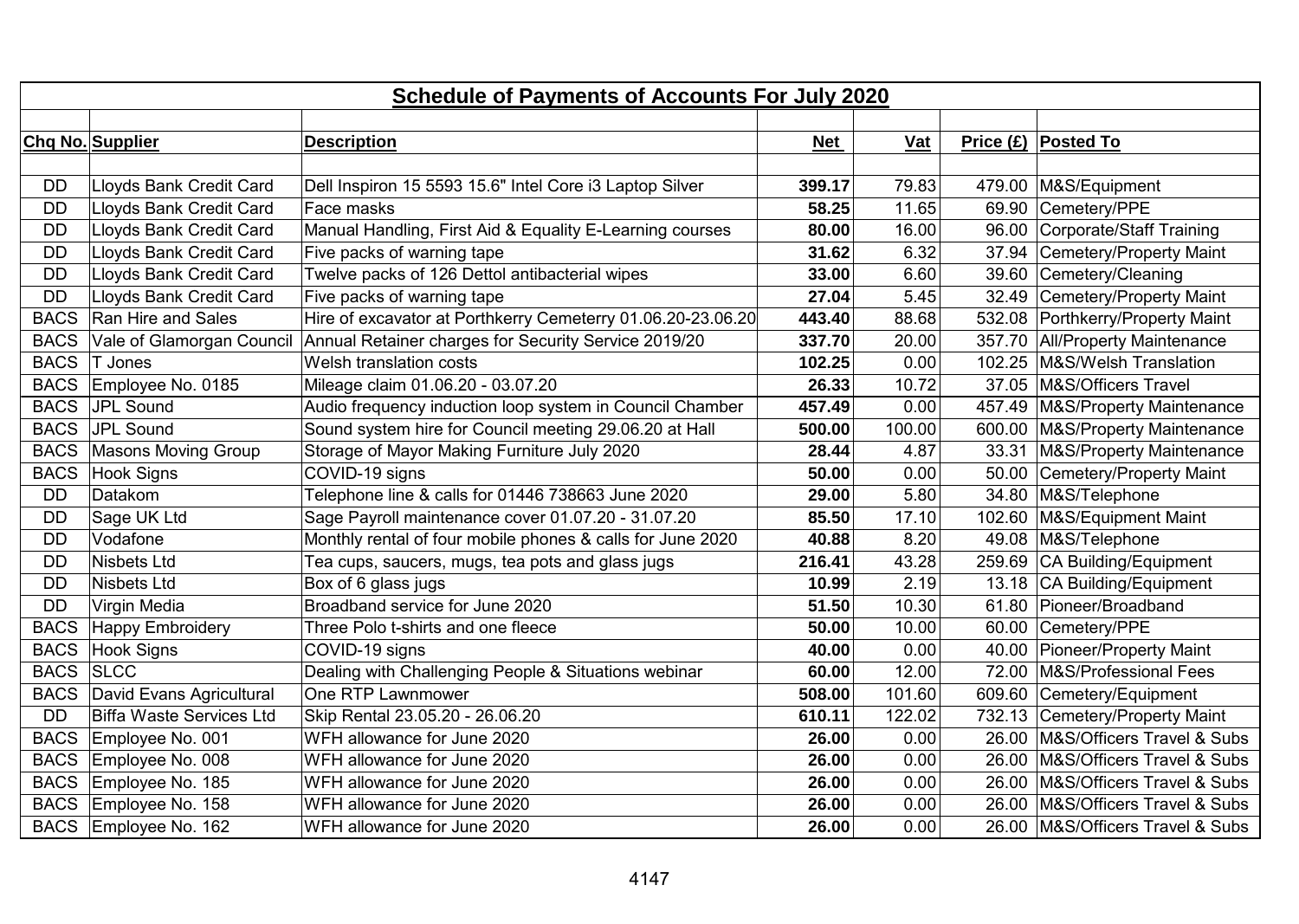## Schedule of Payments of Accounts For July 2020

| Chq No. | Supplier | Description | Net | Vat | Price (£) | Posted To |
|---|---|---|---|---|---|---|
| DD | Lloyds Bank Credit Card | Dell Inspiron 15 5593 15.6" Intel Core i3 Laptop Silver | **399.17** | 79.83 | 479.00 | M&S/Equipment |
| DD | Lloyds Bank Credit Card | Face masks | **58.25** | 11.65 | 69.90 | Cemetery/PPE |
| DD | Lloyds Bank Credit Card | Manual Handling, First Aid & Equality E-Learning courses | **80.00** | 16.00 | 96.00 | Corporate/Staff Training |
| DD | Lloyds Bank Credit Card | Five packs of warning tape | **31.62** | 6.32 | 37.94 | Cemetery/Property Maint |
| DD | Lloyds Bank Credit Card | Twelve packs of 126 Dettol antibacterial wipes | **33.00** | 6.60 | 39.60 | Cemetery/Cleaning |
| DD | Lloyds Bank Credit Card | Five packs of warning tape | **27.04** | 5.45 | 32.49 | Cemetery/Property Maint |
| BACS | Ran Hire and Sales | Hire of excavator at Porthkerry Cemeterry 01.06.20-23.06.20 | **443.40** | 88.68 | 532.08 | Porthkerry/Property Maint |
| BACS | Vale of Glamorgan Council | Annual Retainer charges for Security Service 2019/20 | **337.70** | 20.00 | 357.70 | All/Property Maintenance |
| BACS | T Jones | Welsh translation costs | **102.25** | 0.00 | 102.25 | M&S/Welsh Translation |
| BACS | Employee No. 0185 | Mileage claim 01.06.20 - 03.07.20 | **26.33** | 10.72 | 37.05 | M&S/Officers Travel |
| BACS | JPL Sound | Audio frequency induction loop system in Council Chamber | **457.49** | 0.00 | 457.49 | M&S/Property Maintenance |
| BACS | JPL Sound | Sound system hire for Council meeting 29.06.20 at Hall | **500.00** | 100.00 | 600.00 | M&S/Property Maintenance |
| BACS | Masons Moving Group | Storage of Mayor Making Furniture July 2020 | **28.44** | 4.87 | 33.31 | M&S/Property Maintenance |
| BACS | Hook Signs | COVID-19 signs | **50.00** | 0.00 | 50.00 | Cemetery/Property Maint |
| DD | Datakom | Telephone line & calls for 01446 738663 June 2020 | **29.00** | 5.80 | 34.80 | M&S/Telephone |
| DD | Sage UK Ltd | Sage Payroll maintenance cover 01.07.20 - 31.07.20 | **85.50** | 17.10 | 102.60 | M&S/Equipment Maint |
| DD | Vodafone | Monthly rental of four mobile phones & calls for June 2020 | **40.88** | 8.20 | 49.08 | M&S/Telephone |
| DD | Nisbets Ltd | Tea cups, saucers, mugs, tea pots and glass jugs | **216.41** | 43.28 | 259.69 | CA Building/Equipment |
| DD | Nisbets Ltd | Box of 6 glass jugs | **10.99** | 2.19 | 13.18 | CA Building/Equipment |
| DD | Virgin Media | Broadband service for June 2020 | **51.50** | 10.30 | 61.80 | Pioneer/Broadband |
| BACS | Happy Embroidery | Three Polo t-shirts and one fleece | **50.00** | 10.00 | 60.00 | Cemetery/PPE |
| BACS | Hook Signs | COVID-19 signs | **40.00** | 0.00 | 40.00 | Pioneer/Property Maint |
| BACS | SLCC | Dealing with Challenging People & Situations webinar | **60.00** | 12.00 | 72.00 | M&S/Professional Fees |
| BACS | David Evans Agricultural | One RTP Lawnmower | **508.00** | 101.60 | 609.60 | Cemetery/Equipment |
| DD | Biffa Waste Services Ltd | Skip Rental 23.05.20 - 26.06.20 | **610.11** | 122.02 | 732.13 | Cemetery/Property Maint |
| BACS | Employee No. 001 | WFH allowance for June 2020 | **26.00** | 0.00 | 26.00 | M&S/Officers Travel & Subs |
| BACS | Employee No. 008 | WFH allowance for June 2020 | **26.00** | 0.00 | 26.00 | M&S/Officers Travel & Subs |
| BACS | Employee No. 185 | WFH allowance for June 2020 | **26.00** | 0.00 | 26.00 | M&S/Officers Travel & Subs |
| BACS | Employee No. 158 | WFH allowance for June 2020 | **26.00** | 0.00 | 26.00 | M&S/Officers Travel & Subs |
| BACS | Employee No. 162 | WFH allowance for June 2020 | **26.00** | 0.00 | 26.00 | M&S/Officers Travel & Subs |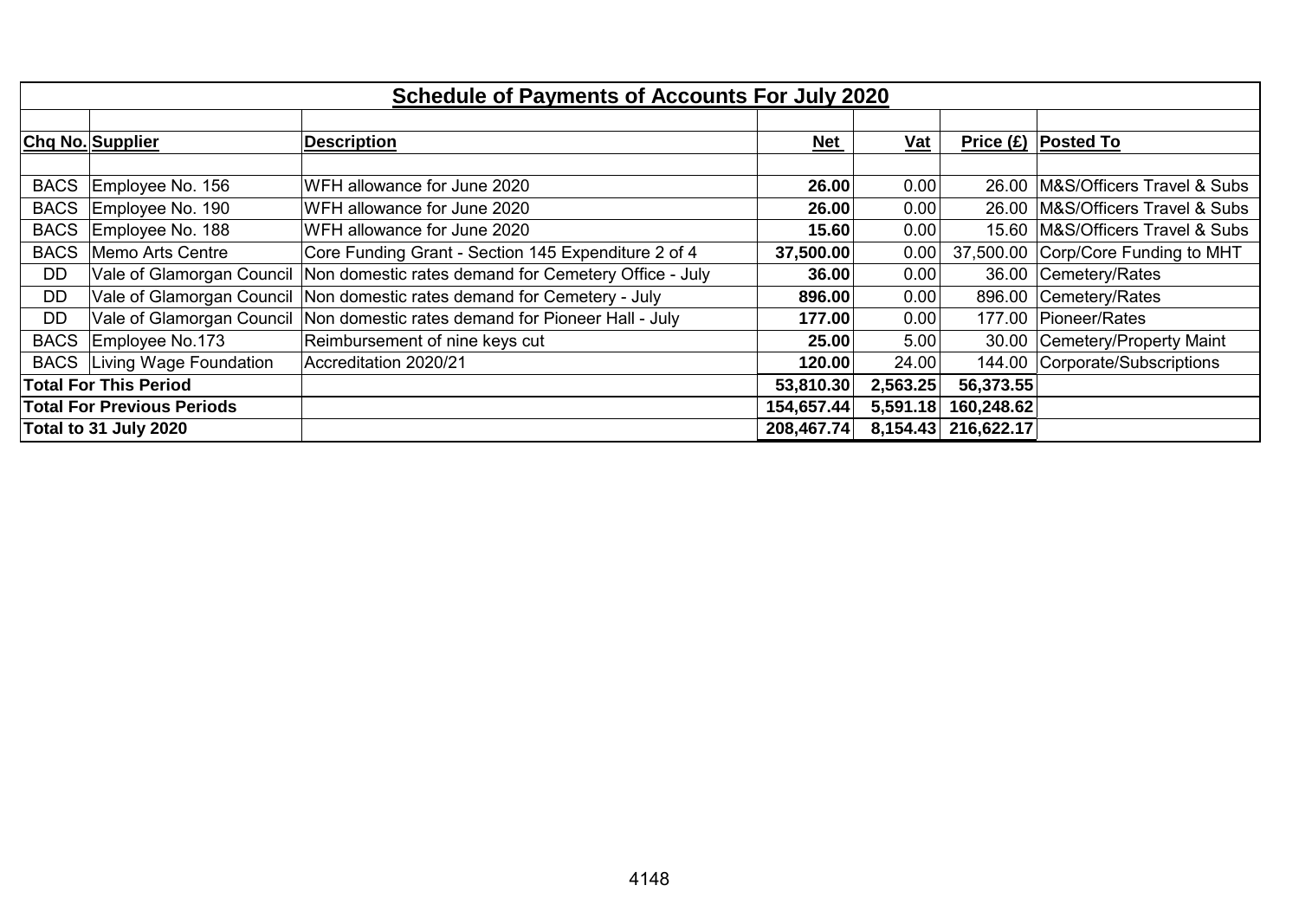## Schedule of Payments of Accounts For July 2020

| Chq No. | Supplier | Description | Net | Vat | Price (£) | Posted To |
|---|---|---|---|---|---|---|
| BACS | Employee No. 156 | WFH allowance for June 2020 | **26.00** | 0.00 | 26.00 | M&S/Officers Travel & Subs |
| BACS | Employee No. 190 | WFH allowance for June 2020 | **26.00** | 0.00 | 26.00 | M&S/Officers Travel & Subs |
| BACS | Employee No. 188 | WFH allowance for June 2020 | **15.60** | 0.00 | 15.60 | M&S/Officers Travel & Subs |
| BACS | Memo Arts Centre | Core Funding Grant - Section 145 Expenditure 2 of 4 | **37,500.00** | 0.00 | 37,500.00 | Corp/Core Funding to MHT |
| DD | Vale of Glamorgan Council | Non domestic rates demand for Cemetery Office - July | **36.00** | 0.00 | 36.00 | Cemetery/Rates |
| DD | Vale of Glamorgan Council | Non domestic rates demand for Cemetery - July | **896.00** | 0.00 | 896.00 | Cemetery/Rates |
| DD | Vale of Glamorgan Council | Non domestic rates demand for Pioneer Hall - July | **177.00** | 0.00 | 177.00 | Pioneer/Rates |
| BACS | Employee No.173 | Reimbursement of nine keys cut | **25.00** | 5.00 | 30.00 | Cemetery/Property Maint |
| BACS | Living Wage Foundation | Accreditation 2020/21 | **120.00** | 24.00 | 144.00 | Corporate/Subscriptions |
| **Total For This Period** | | | **53,810.30** | **2,563.25** | **56,373.55** | |
| **Total For Previous Periods** | | | **154,657.44** | **5,591.18** | **160,248.62** | |
| **Total to 31 July 2020** | | | **208,467.74** | **8,154.43** | **216,622.17** | |

4148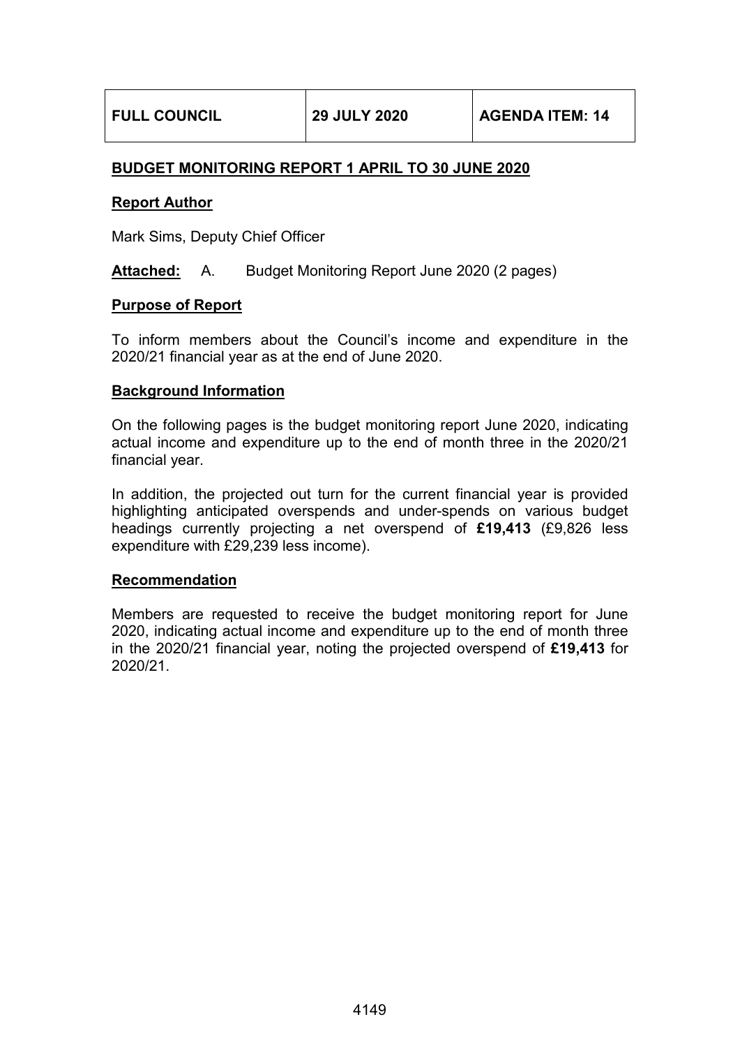| FULL COUNCIL | 29 JULY 2020 | AGENDA ITEM: 14 |
|---|---|---|

## BUDGET MONITORING REPORT 1 APRIL TO 30 JUNE 2020

### Report Author

Mark Sims, Deputy Chief Officer

**Attached:** A. Budget Monitoring Report June 2020 (2 pages)

### Purpose of Report

To inform members about the Council's income and expenditure in the 2020/21 financial year as at the end of June 2020.

### Background Information

On the following pages is the budget monitoring report June 2020, indicating actual income and expenditure up to the end of month three in the 2020/21 financial year.

In addition, the projected out turn for the current financial year is provided highlighting anticipated overspends and under-spends on various budget headings currently projecting a net overspend of **£19,413** (£9,826 less expenditure with £29,239 less income).

### Recommendation

Members are requested to receive the budget monitoring report for June 2020, indicating actual income and expenditure up to the end of month three in the 2020/21 financial year, noting the projected overspend of **£19,413** for 2020/21.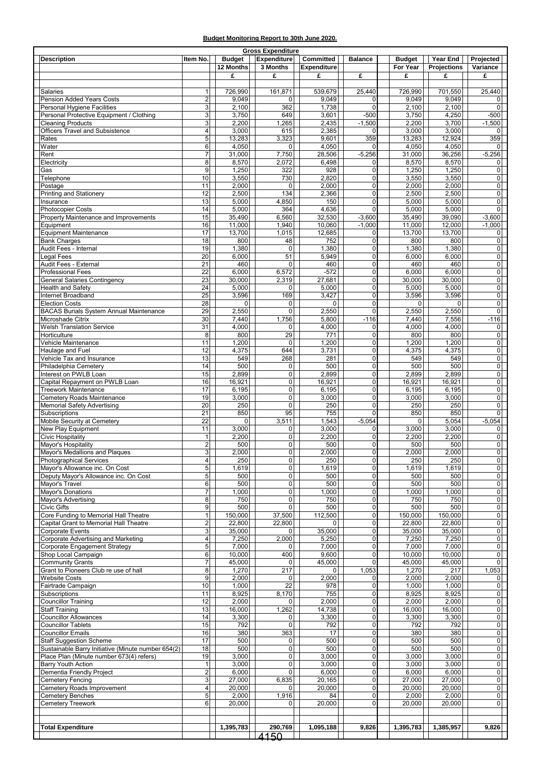**Budget Monitoring Report to 30th June 2020.**

| Gross Expenditure | | | | | | | | |
|---|---|---|---|---|---|---|---|---|
| **Description** | **Item No.** | **Budget** | **Expenditure** | **Committed** | **Balance** | **Budget** | **Year End** | **Projected** |
| | | **12 Months** | **3 Months** | **Expenditure** | | **For Year** | **Projections** | **Variance** |
| | | **£** | **£** | **£** | **£** | **£** | **£** | **£** |
| Salaries | 1 | 726,990 | 161,871 | 539,679 | 25,440 | 726,990 | 701,550 | 25,440 |
| Pension Added Years Costs | 2 | 9,049 | 0 | 9,049 | 0 | 9,049 | 9,049 | 0 |
| Personal Hygiene Facilities | 3 | 2,100 | 362 | 1,738 | 0 | 2,100 | 2,100 | 0 |
| Personal Protective Equipment / Clothing | 3 | 3,750 | 649 | 3,601 | -500 | 3,750 | 4,250 | -500 |
| Cleaning Products | 3 | 2,200 | 1,265 | 2,435 | -1,500 | 2,200 | 3,700 | -1,500 |
| Officers Travel and Subsistence | 4 | 3,000 | 615 | 2,385 | 0 | 3,000 | 3,000 | 0 |
| Rates | 5 | 13,283 | 3,323 | 9,601 | 359 | 13,283 | 12,924 | 359 |
| Water | 6 | 4,050 | 0 | 4,050 | 0 | 4,050 | 4,050 | 0 |
| Rent | 7 | 31,000 | 7,750 | 28,506 | -5,256 | 31,000 | 36,256 | -5,256 |
| Electricity | 8 | 8,570 | 2,072 | 6,498 | 0 | 8,570 | 8,570 | 0 |
| Gas | 9 | 1,250 | 322 | 928 | 0 | 1,250 | 1,250 | 0 |
| Telephone | 10 | 3,550 | 730 | 2,820 | 0 | 3,550 | 3,550 | 0 |
| Postage | 11 | 2,000 | 0 | 2,000 | 0 | 2,000 | 2,000 | 0 |
| Printing and Stationery | 12 | 2,500 | 134 | 2,366 | 0 | 2,500 | 2,500 | 0 |
| Insurance | 13 | 5,000 | 4,850 | 150 | 0 | 5,000 | 5,000 | 0 |
| Photocopier Costs | 14 | 5,000 | 364 | 4,636 | 0 | 5,000 | 5,000 | 0 |
| Property Maintenance and Improvements | 15 | 35,490 | 6,560 | 32,530 | -3,600 | 35,490 | 39,090 | -3,600 |
| Equipment | 16 | 11,000 | 1,940 | 10,060 | -1,000 | 11,000 | 12,000 | -1,000 |
| Equipment Maintenance | 17 | 13,700 | 1,015 | 12,685 | 0 | 13,700 | 13,700 | 0 |
| Bank Charges | 18 | 800 | 48 | 752 | 0 | 800 | 800 | 0 |
| Audit Fees - Internal | 19 | 1,380 | 0 | 1,380 | 0 | 1,380 | 1,380 | 0 |
| Legal Fees | 20 | 6,000 | 51 | 5,949 | 0 | 6,000 | 6,000 | 0 |
| Audit Fees - External | 21 | 460 | 0 | 460 | 0 | 460 | 460 | 0 |
| Professional Fees | 22 | 6,000 | 6,572 | -572 | 0 | 6,000 | 6,000 | 0 |
| General Salaries Contingency | 23 | 30,000 | 2,319 | 27,681 | 0 | 30,000 | 30,000 | 0 |
| Health and Safety | 24 | 5,000 | 0 | 5,000 | 0 | 5,000 | 5,000 | 0 |
| Internet Broadband | 25 | 3,596 | 169 | 3,427 | 0 | 3,596 | 3,596 | 0 |
| Election Costs | 28 | 0 | 0 | 0 | 0 | 0 | 0 | 0 |
| BACAS Burials System Annual Maintenance | 29 | 2,550 | 0 | 2,550 | 0 | 2,550 | 2,550 | 0 |
| Microshade Citrix | 30 | 7,440 | 1,756 | 5,800 | -116 | 7,440 | 7,556 | -116 |
| Welsh Translation Service | 31 | 4,000 | 0 | 4,000 | 0 | 4,000 | 4,000 | 0 |
| Horticulture | 8 | 800 | 29 | 771 | 0 | 800 | 800 | 0 |
| Vehicle Maintenance | 11 | 1,200 | 0 | 1,200 | 0 | 1,200 | 1,200 | 0 |
| Haulage and Fuel | 12 | 4,375 | 644 | 3,731 | 0 | 4,375 | 4,375 | 0 |
| Vehicle Tax and Insurance | 13 | 549 | 268 | 281 | 0 | 549 | 549 | 0 |
| Philadelphia Cemetery | 14 | 500 | 0 | 500 | 0 | 500 | 500 | 0 |
| Interest on PWLB Loan | 15 | 2,899 | 0 | 2,899 | 0 | 2,899 | 2,899 | 0 |
| Capital Repayment on PWLB Loan | 16 | 16,921 | 0 | 16,921 | 0 | 16,921 | 16,921 | 0 |
| Treework Maintenance | 17 | 6,195 | 0 | 6,195 | 0 | 6,195 | 6,195 | 0 |
| Cemetery Roads Maintenance | 19 | 3,000 | 0 | 3,000 | 0 | 3,000 | 3,000 | 0 |
| Memorial Safety Advertising | 20 | 250 | 0 | 250 | 0 | 250 | 250 | 0 |
| Subscriptions | 21 | 850 | 95 | 755 | 0 | 850 | 850 | 0 |
| Mobile Security at Cemetery | 22 | 0 | 3,511 | 1,543 | -5,054 | 0 | 5,054 | -5,054 |
| New Play Equipment | 11 | 3,000 | 0 | 3,000 | 0 | 3,000 | 3,000 | 0 |
| Civic Hospitality | 1 | 2,200 | 0 | 2,200 | 0 | 2,200 | 2,200 | 0 |
| Mayor's Hospitality | 2 | 500 | 0 | 500 | 0 | 500 | 500 | 0 |
| Mayor's Medallions and Plaques | 3 | 2,000 | 0 | 2,000 | 0 | 2,000 | 2,000 | 0 |
| Photographical Services | 4 | 250 | 0 | 250 | 0 | 250 | 250 | 0 |
| Mayor's Allowance inc. On Cost | 5 | 1,619 | 0 | 1,619 | 0 | 1,619 | 1,619 | 0 |
| Deputy Mayor's Allowance inc. On Cost | 5 | 500 | 0 | 500 | 0 | 500 | 500 | 0 |
| Mayor's Travel | 6 | 500 | 0 | 500 | 0 | 500 | 500 | 0 |
| Mayor's Donations | 7 | 1,000 | 0 | 1,000 | 0 | 1,000 | 1,000 | 0 |
| Mayor's Advertising | 8 | 750 | 0 | 750 | 0 | 750 | 750 | 0 |
| Civic Gifts | 9 | 500 | 0 | 500 | 0 | 500 | 500 | 0 |
| Core Funding to Memorial Hall Theatre | 1 | 150,000 | 37,500 | 112,500 | 0 | 150,000 | 150,000 | 0 |
| Capital Grant to Memorial Hall Theatre | 2 | 22,800 | 22,800 | 0 | 0 | 22,800 | 22,800 | 0 |
| Corporate Events | 3 | 35,000 | 0 | 35,000 | 0 | 35,000 | 35,000 | 0 |
| Corporate Advertising and Marketing | 4 | 7,250 | 2,000 | 5,250 | 0 | 7,250 | 7,250 | 0 |
| Corporate Engagement Strategy | 5 | 7,000 | 0 | 7,000 | 0 | 7,000 | 7,000 | 0 |
| Shop Local Campaign | 6 | 10,000 | 400 | 9,600 | 0 | 10,000 | 10,000 | 0 |
| Community Grants | 7 | 45,000 | 0 | 45,000 | 0 | 45,000 | 45,000 | 0 |
| Grant to Pioneers Club re use of hall | 8 | 1,270 | 217 | 0 | 1,053 | 1,270 | 217 | 1,053 |
| Website Costs | 9 | 2,000 | 0 | 2,000 | 0 | 2,000 | 2,000 | 0 |
| Fairtrade Campaign | 10 | 1,000 | 22 | 978 | 0 | 1,000 | 1,000 | 0 |
| Subscriptions | 11 | 8,925 | 8,170 | 755 | 0 | 8,925 | 8,925 | 0 |
| Councillor Training | 12 | 2,000 | 0 | 2,000 | 0 | 2,000 | 2,000 | 0 |
| Staff Training | 13 | 16,000 | 1,262 | 14,738 | 0 | 16,000 | 16,000 | 0 |
| Councillor Allowances | 14 | 3,300 | 0 | 3,300 | 0 | 3,300 | 3,300 | 0 |
| Councillor Tablets | 15 | 792 | 0 | 792 | 0 | 792 | 792 | 0 |
| Councillor Emails | 16 | 380 | 363 | 17 | 0 | 380 | 380 | 0 |
| Staff Suggestion Scheme | 17 | 500 | 0 | 500 | 0 | 500 | 500 | 0 |
| Sustainable Barry Initiative (Minute number 654(2) | 18 | 500 | 0 | 500 | 0 | 500 | 500 | 0 |
| Place Plan (Minute number 673(4) refers) | 19 | 3,000 | 0 | 3,000 | 0 | 3,000 | 3,000 | 0 |
| Barry Youth Action | 1 | 3,000 | 0 | 3,000 | 0 | 3,000 | 3,000 | 0 |
| Dementia Friendly Project | 2 | 6,000 | 0 | 6,000 | 0 | 6,000 | 6,000 | 0 |
| Cemetery Fencing | 3 | 27,000 | 6,835 | 20,165 | 0 | 27,000 | 27,000 | 0 |
| Cemetery Roads Improvement | 4 | 20,000 | 0 | 20,000 | 0 | 20,000 | 20,000 | 0 |
| Cemetery Benches | 5 | 2,000 | 1,916 | 84 | 0 | 2,000 | 2,000 | 0 |
| Cemetery Treework | 6 | 20,000 | 0 | 20,000 | 0 | 20,000 | 20,000 | 0 |
| **Total Expenditure** | | **1,395,783** | **290,769** | **1,095,188** | **9,826** | **1,395,783** | **1,385,957** | **9,826** |

4150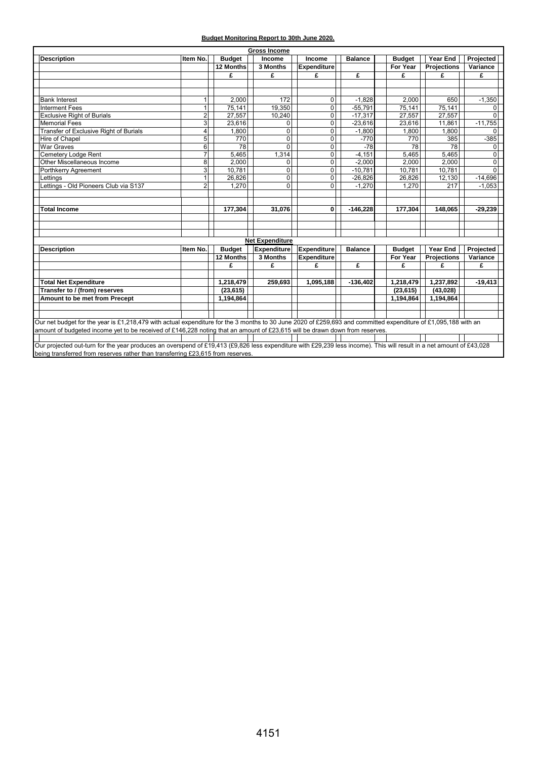**Budget Monitoring Report to 30th June 2020.**

| Description | Item No. | Budget | Income | Income | Balance | Budget | Year End | Projected |
|---|---|---|---|---|---|---|---|---|
| | | 12 Months | 3 Months | Expenditure | | For Year | Projections | Variance |
| | | £ | £ | £ | £ | £ | £ | £ |
| **Gross Income** | | | | | | | | |
| Bank Interest | 1 | 2,000 | 172 | 0 | -1,828 | 2,000 | 650 | -1,350 |
| Interment Fees | 1 | 75,141 | 19,350 | 0 | -55,791 | 75,141 | 75,141 | 0 |
| Exclusive Right of Burials | 2 | 27,557 | 10,240 | 0 | -17,317 | 27,557 | 27,557 | 0 |
| Memorial Fees | 3 | 23,616 | 0 | 0 | -23,616 | 23,616 | 11,861 | -11,755 |
| Transfer of Exclusive Right of Burials | 4 | 1,800 | 0 | 0 | -1,800 | 1,800 | 1,800 | 0 |
| Hire of Chapel | 5 | 770 | 0 | 0 | -770 | 770 | 385 | -385 |
| War Graves | 6 | 78 | 0 | 0 | -78 | 78 | 78 | 0 |
| Cemetery Lodge Rent | 7 | 5,465 | 1,314 | 0 | -4,151 | 5,465 | 5,465 | 0 |
| Other Miscellaneous Income | 8 | 2,000 | 0 | 0 | -2,000 | 2,000 | 2,000 | 0 |
| Porthkerry Agreement | 3 | 10,781 | 0 | 0 | -10,781 | 10,781 | 10,781 | 0 |
| Lettings | 1 | 26,826 | 0 | 0 | -26,826 | 26,826 | 12,130 | -14,696 |
| Lettings - Old Pioneers Club via S137 | 2 | 1,270 | 0 | 0 | -1,270 | 1,270 | 217 | -1,053 |
| **Total Income** | | **177,304** | **31,076** | **0** | **-146,228** | **177,304** | **148,065** | **-29,239** |

| Description | Item No. | Budget | Expenditure | Expenditure | Balance | Budget | Year End | Projected |
|---|---|---|---|---|---|---|---|---|
| | | 12 Months | 3 Months | Expenditure | | For Year | Projections | Variance |
| | | £ | £ | £ | £ | £ | £ | £ |
| **Net Expenditure** | | | | | | | | |
| **Total Net Expenditure** | | **1,218,479** | **259,693** | **1,095,188** | **-136,402** | **1,218,479** | **1,237,892** | **-19,413** |
| **Transfer to / (from) reserves** | | **(23,615)** | | | | **(23,615)** | **(43,028)** | |
| **Amount to be met from Precept** | | **1,194,864** | | | | **1,194,864** | **1,194,864** | |

Our net budget for the year is £1,218,479 with actual expenditure for the 3 months to 30 June 2020 of £259,693 and committed expenditure of £1,095,188 with an amount of budgeted income yet to be received of £146,228 noting that an amount of £23,615 will be drawn down from reserves.

Our projected out-turn for the year produces an overspend of £19,413 (£9,826 less expenditure with £29,239 less income). This will result in a net amount of £43,028 being transferred from reserves rather than transferring £23,615 from reserves.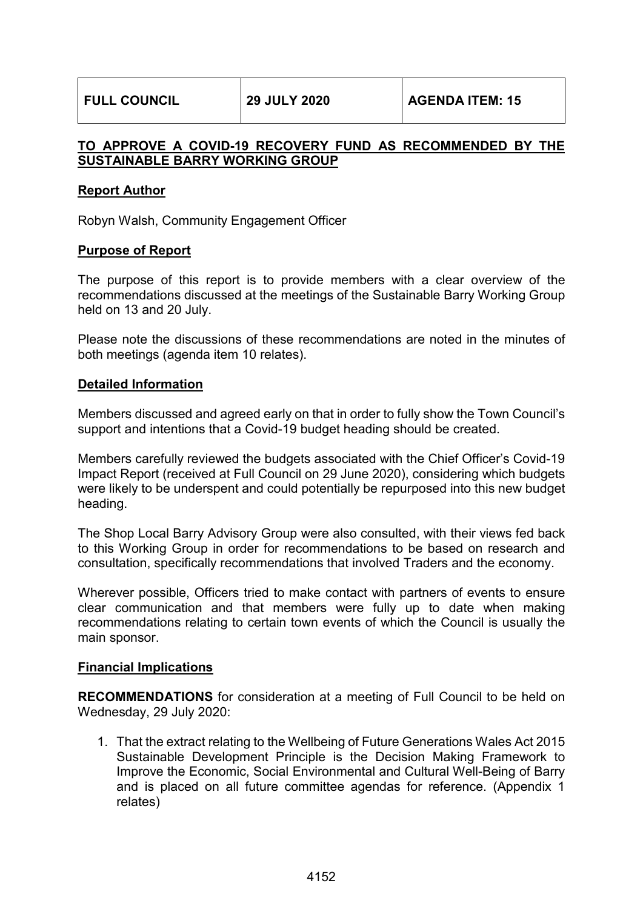| FULL COUNCIL | 29 JULY 2020 | AGENDA ITEM: 15 |
|---|---|---|

## TO APPROVE A COVID-19 RECOVERY FUND AS RECOMMENDED BY THE SUSTAINABLE BARRY WORKING GROUP

### Report Author

Robyn Walsh, Community Engagement Officer

### Purpose of Report

The purpose of this report is to provide members with a clear overview of the recommendations discussed at the meetings of the Sustainable Barry Working Group held on 13 and 20 July.

Please note the discussions of these recommendations are noted in the minutes of both meetings (agenda item 10 relates).

### Detailed Information

Members discussed and agreed early on that in order to fully show the Town Council's support and intentions that a Covid-19 budget heading should be created.

Members carefully reviewed the budgets associated with the Chief Officer's Covid-19 Impact Report (received at Full Council on 29 June 2020), considering which budgets were likely to be underspent and could potentially be repurposed into this new budget heading.

The Shop Local Barry Advisory Group were also consulted, with their views fed back to this Working Group in order for recommendations to be based on research and consultation, specifically recommendations that involved Traders and the economy.

Wherever possible, Officers tried to make contact with partners of events to ensure clear communication and that members were fully up to date when making recommendations relating to certain town events of which the Council is usually the main sponsor.

### Financial Implications

**RECOMMENDATIONS** for consideration at a meeting of Full Council to be held on Wednesday, 29 July 2020:

1. That the extract relating to the Wellbeing of Future Generations Wales Act 2015 Sustainable Development Principle is the Decision Making Framework to Improve the Economic, Social Environmental and Cultural Well-Being of Barry and is placed on all future committee agendas for reference. (Appendix 1 relates)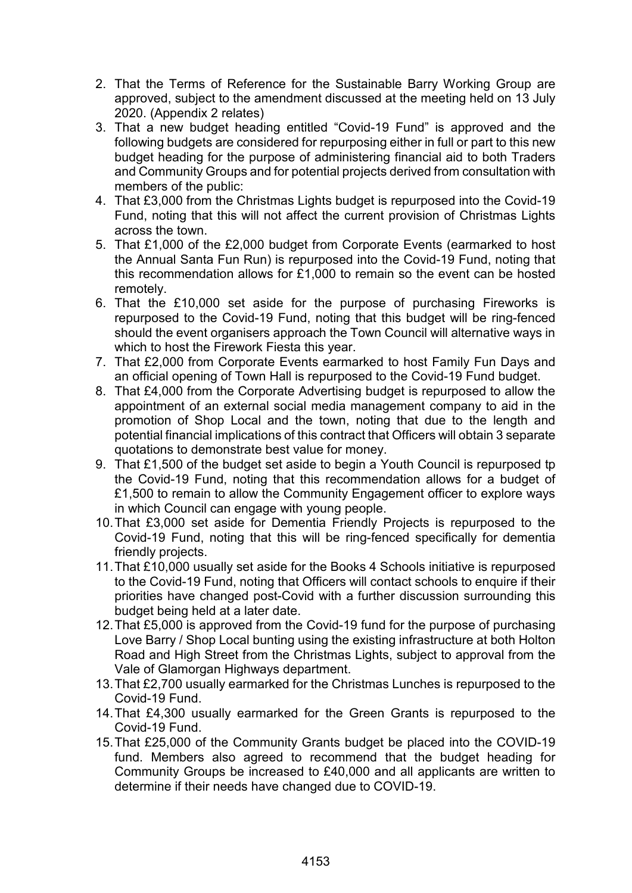2. That the Terms of Reference for the Sustainable Barry Working Group are approved, subject to the amendment discussed at the meeting held on 13 July 2020. (Appendix 2 relates)
3. That a new budget heading entitled "Covid-19 Fund" is approved and the following budgets are considered for repurposing either in full or part to this new budget heading for the purpose of administering financial aid to both Traders and Community Groups and for potential projects derived from consultation with members of the public:
4. That £3,000 from the Christmas Lights budget is repurposed into the Covid-19 Fund, noting that this will not affect the current provision of Christmas Lights across the town.
5. That £1,000 of the £2,000 budget from Corporate Events (earmarked to host the Annual Santa Fun Run) is repurposed into the Covid-19 Fund, noting that this recommendation allows for £1,000 to remain so the event can be hosted remotely.
6. That the £10,000 set aside for the purpose of purchasing Fireworks is repurposed to the Covid-19 Fund, noting that this budget will be ring-fenced should the event organisers approach the Town Council will alternative ways in which to host the Firework Fiesta this year.
7. That £2,000 from Corporate Events earmarked to host Family Fun Days and an official opening of Town Hall is repurposed to the Covid-19 Fund budget.
8. That £4,000 from the Corporate Advertising budget is repurposed to allow the appointment of an external social media management company to aid in the promotion of Shop Local and the town, noting that due to the length and potential financial implications of this contract that Officers will obtain 3 separate quotations to demonstrate best value for money.
9. That £1,500 of the budget set aside to begin a Youth Council is repurposed tp the Covid-19 Fund, noting that this recommendation allows for a budget of £1,500 to remain to allow the Community Engagement officer to explore ways in which Council can engage with young people.
10. That £3,000 set aside for Dementia Friendly Projects is repurposed to the Covid-19 Fund, noting that this will be ring-fenced specifically for dementia friendly projects.
11. That £10,000 usually set aside for the Books 4 Schools initiative is repurposed to the Covid-19 Fund, noting that Officers will contact schools to enquire if their priorities have changed post-Covid with a further discussion surrounding this budget being held at a later date.
12. That £5,000 is approved from the Covid-19 fund for the purpose of purchasing Love Barry / Shop Local bunting using the existing infrastructure at both Holton Road and High Street from the Christmas Lights, subject to approval from the Vale of Glamorgan Highways department.
13. That £2,700 usually earmarked for the Christmas Lunches is repurposed to the Covid-19 Fund.
14. That £4,300 usually earmarked for the Green Grants is repurposed to the Covid-19 Fund.
15. That £25,000 of the Community Grants budget be placed into the COVID-19 fund. Members also agreed to recommend that the budget heading for Community Groups be increased to £40,000 and all applicants are written to determine if their needs have changed due to COVID-19.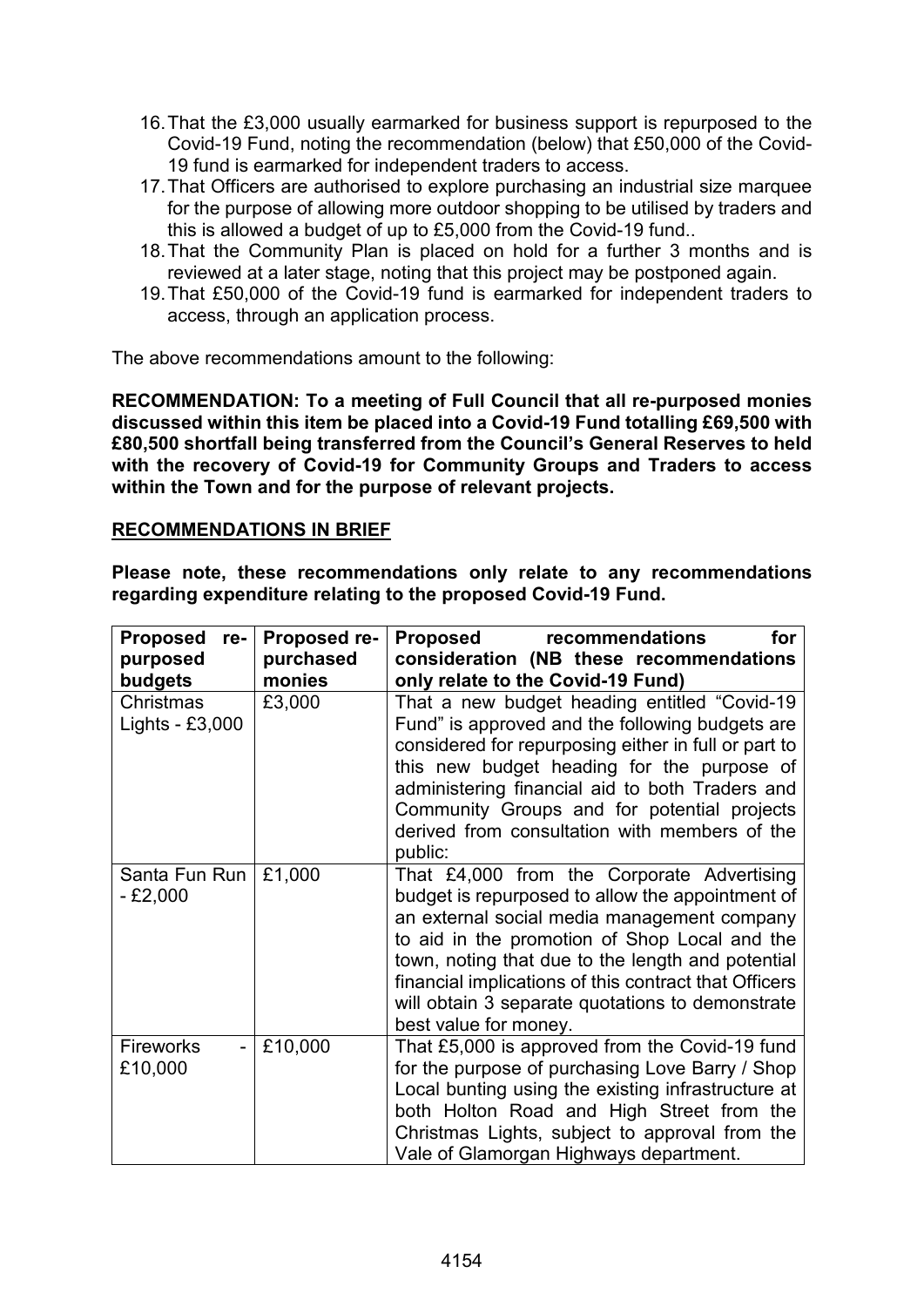16. That the £3,000 usually earmarked for business support is repurposed to the Covid-19 Fund, noting the recommendation (below) that £50,000 of the Covid-19 fund is earmarked for independent traders to access.
17. That Officers are authorised to explore purchasing an industrial size marquee for the purpose of allowing more outdoor shopping to be utilised by traders and this is allowed a budget of up to £5,000 from the Covid-19 fund..
18. That the Community Plan is placed on hold for a further 3 months and is reviewed at a later stage, noting that this project may be postponed again.
19. That £50,000 of the Covid-19 fund is earmarked for independent traders to access, through an application process.

The above recommendations amount to the following:

**RECOMMENDATION: To a meeting of Full Council that all re-purposed monies discussed within this item be placed into a Covid-19 Fund totalling £69,500 with £80,500 shortfall being transferred from the Council's General Reserves to held with the recovery of Covid-19 for Community Groups and Traders to access within the Town and for the purpose of relevant projects.**

**RECOMMENDATIONS IN BRIEF**

**Please note, these recommendations only relate to any recommendations regarding expenditure relating to the proposed Covid-19 Fund.**

| Proposed re-purposed budgets | Proposed re-purchased monies | Proposed recommendations for consideration (NB these recommendations only relate to the Covid-19 Fund) |
|---|---|---|
| Christmas Lights - £3,000 | £3,000 | That a new budget heading entitled "Covid-19 Fund" is approved and the following budgets are considered for repurposing either in full or part to this new budget heading for the purpose of administering financial aid to both Traders and Community Groups and for potential projects derived from consultation with members of the public: |
| Santa Fun Run - £2,000 | £1,000 | That £4,000 from the Corporate Advertising budget is repurposed to allow the appointment of an external social media management company to aid in the promotion of Shop Local and the town, noting that due to the length and potential financial implications of this contract that Officers will obtain 3 separate quotations to demonstrate best value for money. |
| Fireworks - £10,000 | £10,000 | That £5,000 is approved from the Covid-19 fund for the purpose of purchasing Love Barry / Shop Local bunting using the existing infrastructure at both Holton Road and High Street from the Christmas Lights, subject to approval from the Vale of Glamorgan Highways department. |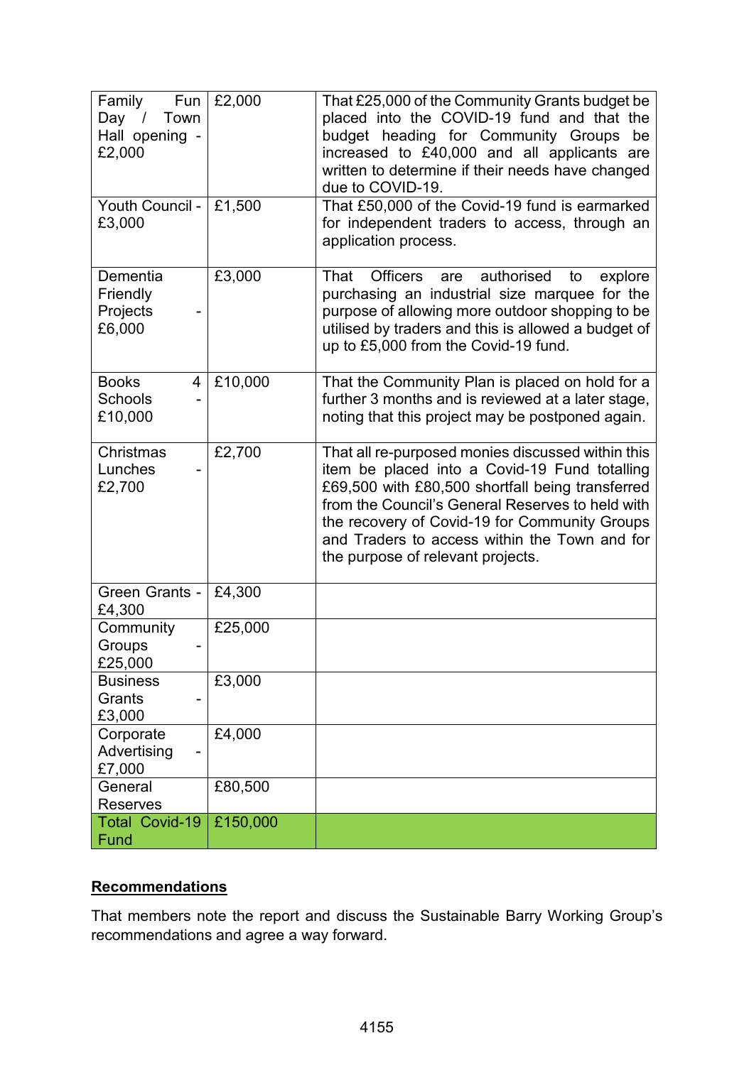| | | |
|---|---|---|
| Family Fun Day / Town Hall opening - £2,000 | £2,000 | That £25,000 of the Community Grants budget be placed into the COVID-19 fund and that the budget heading for Community Groups be increased to £40,000 and all applicants are written to determine if their needs have changed due to COVID-19. |
| Youth Council - £3,000 | £1,500 | That £50,000 of the Covid-19 fund is earmarked for independent traders to access, through an application process. |
| Dementia Friendly Projects - £6,000 | £3,000 | That Officers are authorised to explore purchasing an industrial size marquee for the purpose of allowing more outdoor shopping to be utilised by traders and this is allowed a budget of up to £5,000 from the Covid-19 fund. |
| Books 4 Schools - £10,000 | £10,000 | That the Community Plan is placed on hold for a further 3 months and is reviewed at a later stage, noting that this project may be postponed again. |
| Christmas Lunches - £2,700 | £2,700 | That all re-purposed monies discussed within this item be placed into a Covid-19 Fund totalling £69,500 with £80,500 shortfall being transferred from the Council's General Reserves to held with the recovery of Covid-19 for Community Groups and Traders to access within the Town and for the purpose of relevant projects. |
| Green Grants - £4,300 | £4,300 | |
| Community Groups - £25,000 | £25,000 | |
| Business Grants - £3,000 | £3,000 | |
| Corporate Advertising - £7,000 | £4,000 | |
| General Reserves | £80,500 | |
| Total Covid-19 Fund | £150,000 | |

**Recommendations**

That members note the report and discuss the Sustainable Barry Working Group's recommendations and agree a way forward.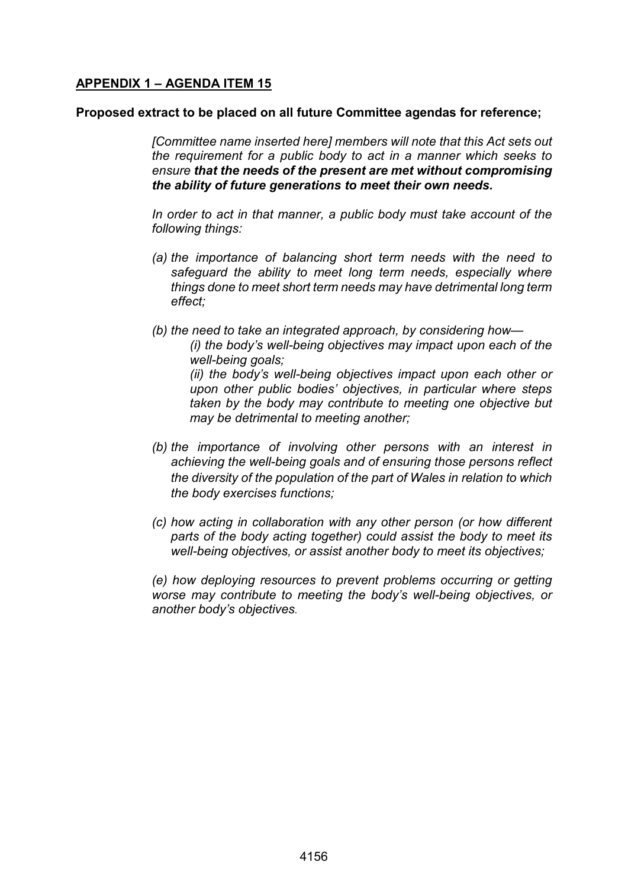**APPENDIX 1 – AGENDA ITEM 15**

**Proposed extract to be placed on all future Committee agendas for reference;**

*[Committee name inserted here] members will note that this Act sets out the requirement for a public body to act in a manner which seeks to ensure* ***that the needs of the present are met without compromising the ability of future generations to meet their own needs.***

*In order to act in that manner, a public body must take account of the following things:*

*(a) the importance of balancing short term needs with the need to safeguard the ability to meet long term needs, especially where things done to meet short term needs may have detrimental long term effect;*

*(b) the need to take an integrated approach, by considering how—*

*(i) the body's well-being objectives may impact upon each of the well-being goals;*

*(ii) the body's well-being objectives impact upon each other or upon other public bodies' objectives, in particular where steps taken by the body may contribute to meeting one objective but may be detrimental to meeting another;*

*(b) the importance of involving other persons with an interest in achieving the well-being goals and of ensuring those persons reflect the diversity of the population of the part of Wales in relation to which the body exercises functions;*

*(c) how acting in collaboration with any other person (or how different parts of the body acting together) could assist the body to meet its well-being objectives, or assist another body to meet its objectives;*

*(e) how deploying resources to prevent problems occurring or getting worse may contribute to meeting the body's well-being objectives, or another body's objectives.*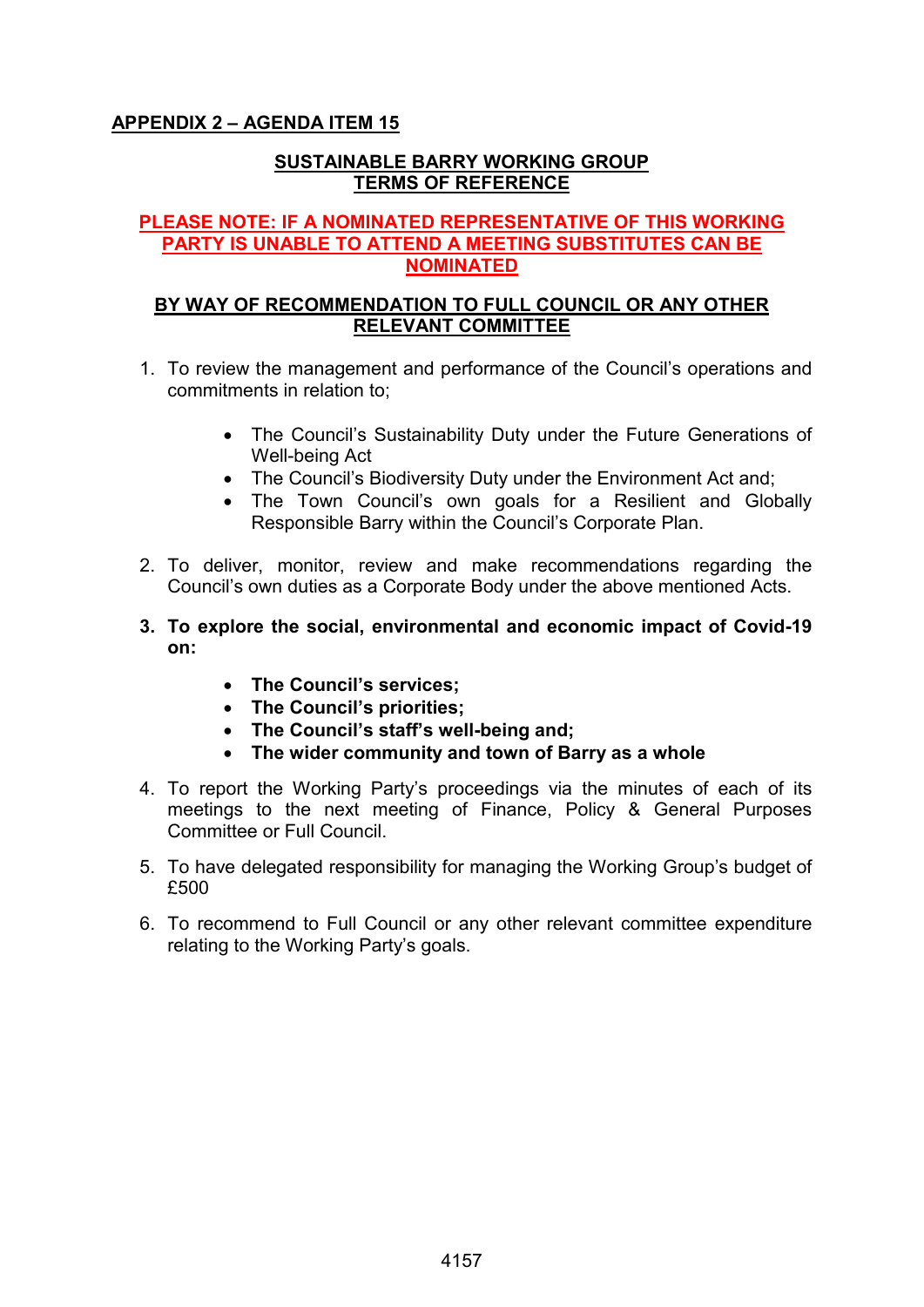**APPENDIX 2 – AGENDA ITEM 15**

## SUSTAINABLE BARRY WORKING GROUP
## TERMS OF REFERENCE

**PLEASE NOTE: IF A NOMINATED REPRESENTATIVE OF THIS WORKING PARTY IS UNABLE TO ATTEND A MEETING SUBSTITUTES CAN BE NOMINATED**

**BY WAY OF RECOMMENDATION TO FULL COUNCIL OR ANY OTHER RELEVANT COMMITTEE**

1. To review the management and performance of the Council's operations and commitments in relation to;
   - The Council's Sustainability Duty under the Future Generations of Well-being Act
   - The Council's Biodiversity Duty under the Environment Act and;
   - The Town Council's own goals for a Resilient and Globally Responsible Barry within the Council's Corporate Plan.
2. To deliver, monitor, review and make recommendations regarding the Council's own duties as a Corporate Body under the above mentioned Acts.
3. **To explore the social, environmental and economic impact of Covid-19 on:**
   - **The Council's services;**
   - **The Council's priorities;**
   - **The Council's staff's well-being and;**
   - **The wider community and town of Barry as a whole**
4. To report the Working Party's proceedings via the minutes of each of its meetings to the next meeting of Finance, Policy & General Purposes Committee or Full Council.
5. To have delegated responsibility for managing the Working Group's budget of £500
6. To recommend to Full Council or any other relevant committee expenditure relating to the Working Party's goals.